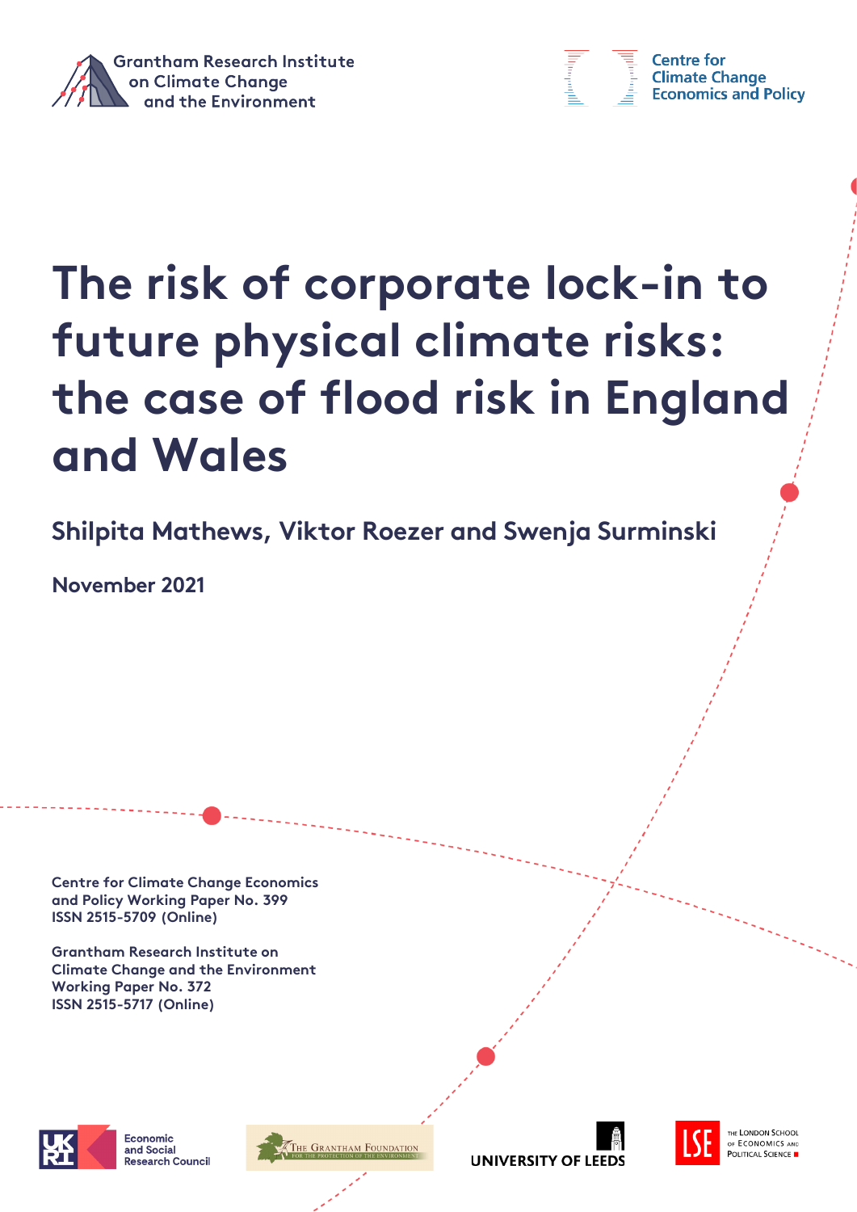Grantham Research Institute on Climate Change and the Environment

Centre for Climate Change Economics and Policy

# The risk of corporate lock-in to future physical climate risks: the case of flood risk in England and Wales

**Shilpita Mathews, Viktor Roezer and Swenja Surminski**

**November 2021**

Centre for Climate Change Economics and Policy Working Paper No. 399
ISSN 2515-5709 (Online)

Grantham Research Institute on Climate Change and the Environment
Working Paper No. 372
ISSN 2515-5717 (Online)

Economic and Social Research Council

The Grantham Foundation for the Protection of the Environment

University of Leeds

The London School of Economics and Political Science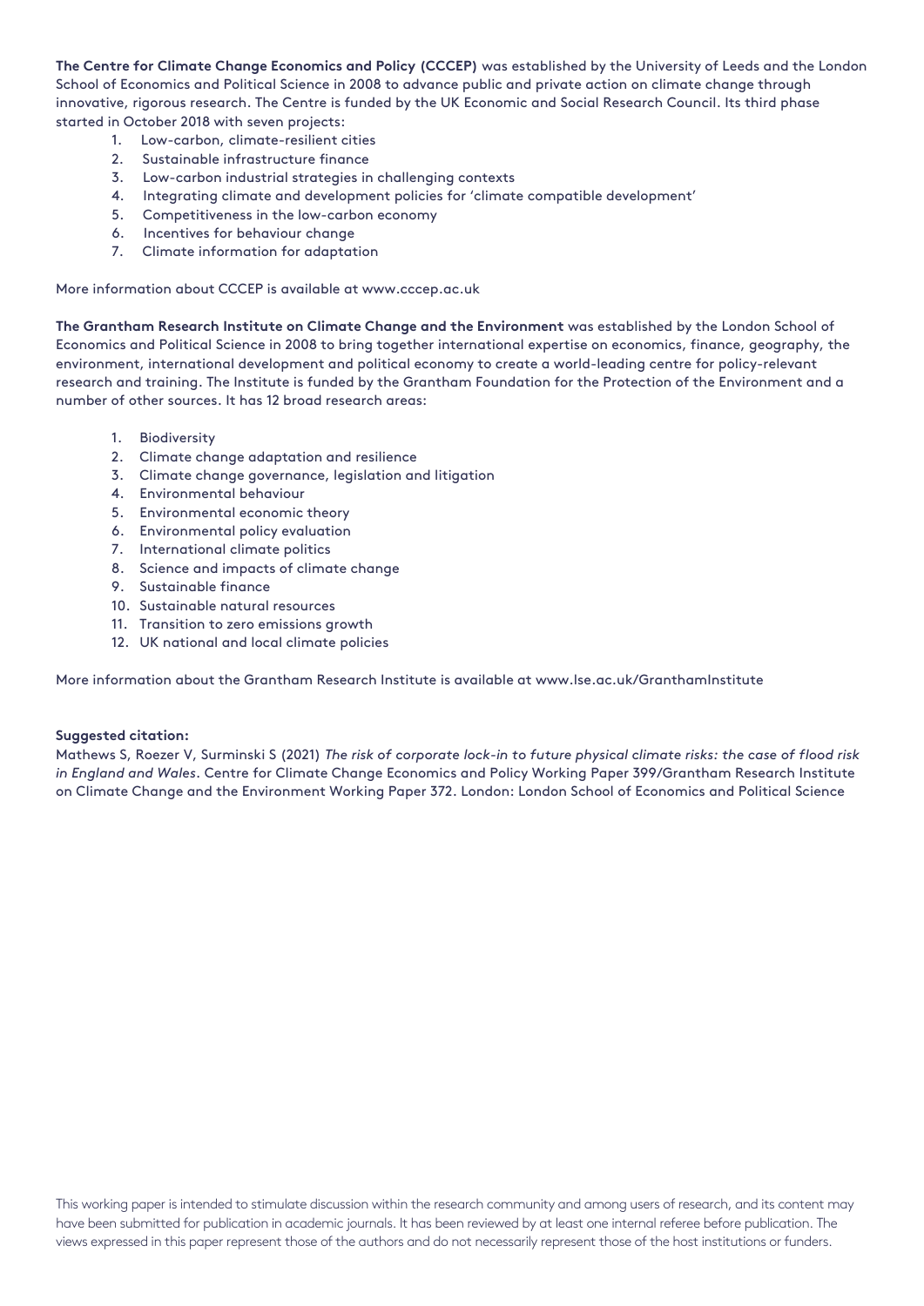**The Centre for Climate Change Economics and Policy (CCCEP)** was established by the University of Leeds and the London School of Economics and Political Science in 2008 to advance public and private action on climate change through innovative, rigorous research. The Centre is funded by the UK Economic and Social Research Council. Its third phase started in October 2018 with seven projects:

1. Low-carbon, climate-resilient cities
2. Sustainable infrastructure finance
3. Low-carbon industrial strategies in challenging contexts
4. Integrating climate and development policies for 'climate compatible development'
5. Competitiveness in the low-carbon economy
6. Incentives for behaviour change
7. Climate information for adaptation

More information about CCCEP is available at www.cccep.ac.uk

**The Grantham Research Institute on Climate Change and the Environment** was established by the London School of Economics and Political Science in 2008 to bring together international expertise on economics, finance, geography, the environment, international development and political economy to create a world-leading centre for policy-relevant research and training. The Institute is funded by the Grantham Foundation for the Protection of the Environment and a number of other sources. It has 12 broad research areas:

1. Biodiversity
2. Climate change adaptation and resilience
3. Climate change governance, legislation and litigation
4. Environmental behaviour
5. Environmental economic theory
6. Environmental policy evaluation
7. International climate politics
8. Science and impacts of climate change
9. Sustainable finance
10. Sustainable natural resources
11. Transition to zero emissions growth
12. UK national and local climate policies

More information about the Grantham Research Institute is available at www.lse.ac.uk/GranthamInstitute

**Suggested citation:**

Mathews S, Roezer V, Surminski S (2021) *The risk of corporate lock-in to future physical climate risks: the case of flood risk in England and Wales*. Centre for Climate Change Economics and Policy Working Paper 399/Grantham Research Institute on Climate Change and the Environment Working Paper 372. London: London School of Economics and Political Science

This working paper is intended to stimulate discussion within the research community and among users of research, and its content may have been submitted for publication in academic journals. It has been reviewed by at least one internal referee before publication. The views expressed in this paper represent those of the authors and do not necessarily represent those of the host institutions or funders.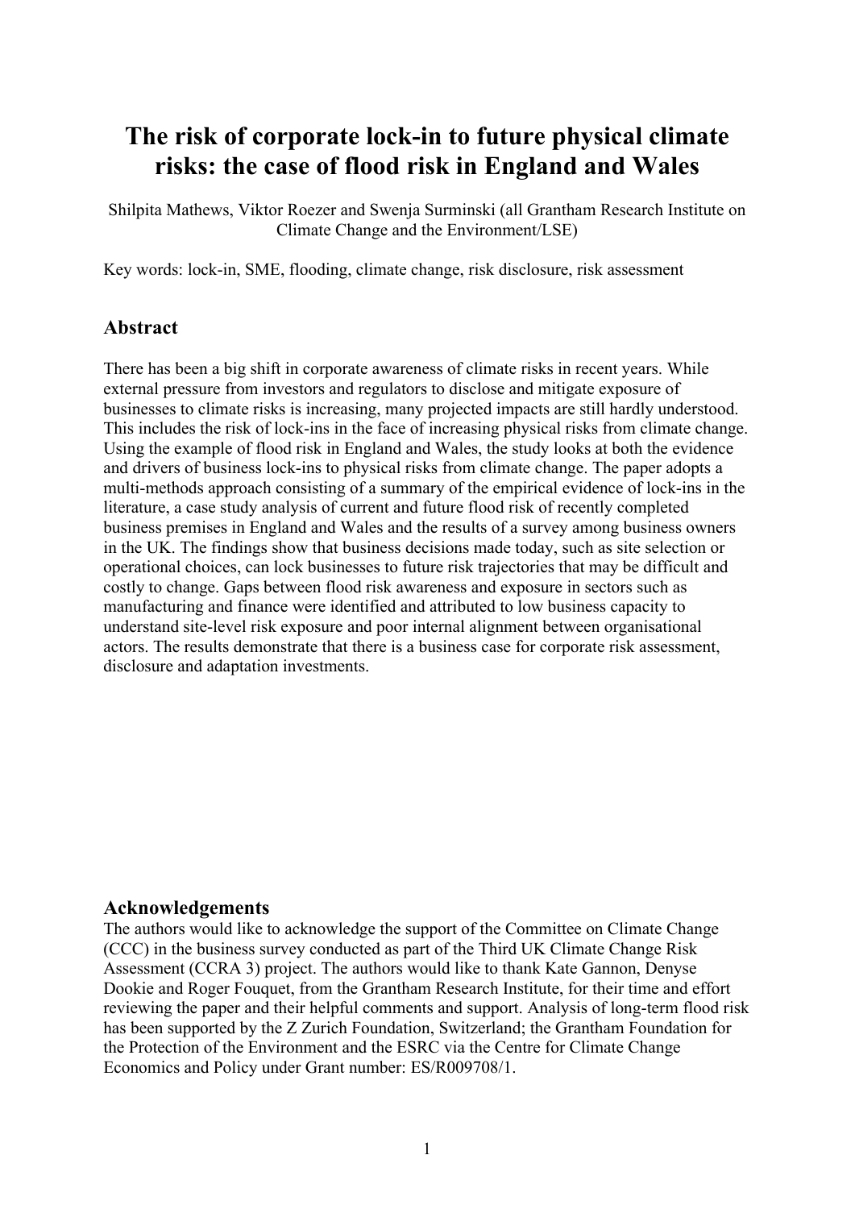# The risk of corporate lock-in to future physical climate risks: the case of flood risk in England and Wales

Shilpita Mathews, Viktor Roezer and Swenja Surminski (all Grantham Research Institute on Climate Change and the Environment/LSE)

Key words: lock-in, SME, flooding, climate change, risk disclosure, risk assessment

## Abstract

There has been a big shift in corporate awareness of climate risks in recent years. While external pressure from investors and regulators to disclose and mitigate exposure of businesses to climate risks is increasing, many projected impacts are still hardly understood. This includes the risk of lock-ins in the face of increasing physical risks from climate change. Using the example of flood risk in England and Wales, the study looks at both the evidence and drivers of business lock-ins to physical risks from climate change. The paper adopts a multi-methods approach consisting of a summary of the empirical evidence of lock-ins in the literature, a case study analysis of current and future flood risk of recently completed business premises in England and Wales and the results of a survey among business owners in the UK. The findings show that business decisions made today, such as site selection or operational choices, can lock businesses to future risk trajectories that may be difficult and costly to change. Gaps between flood risk awareness and exposure in sectors such as manufacturing and finance were identified and attributed to low business capacity to understand site-level risk exposure and poor internal alignment between organisational actors. The results demonstrate that there is a business case for corporate risk assessment, disclosure and adaptation investments.

## Acknowledgements

The authors would like to acknowledge the support of the Committee on Climate Change (CCC) in the business survey conducted as part of the Third UK Climate Change Risk Assessment (CCRA 3) project. The authors would like to thank Kate Gannon, Denyse Dookie and Roger Fouquet, from the Grantham Research Institute, for their time and effort reviewing the paper and their helpful comments and support. Analysis of long-term flood risk has been supported by the Z Zurich Foundation, Switzerland; the Grantham Foundation for the Protection of the Environment and the ESRC via the Centre for Climate Change Economics and Policy under Grant number: ES/R009708/1.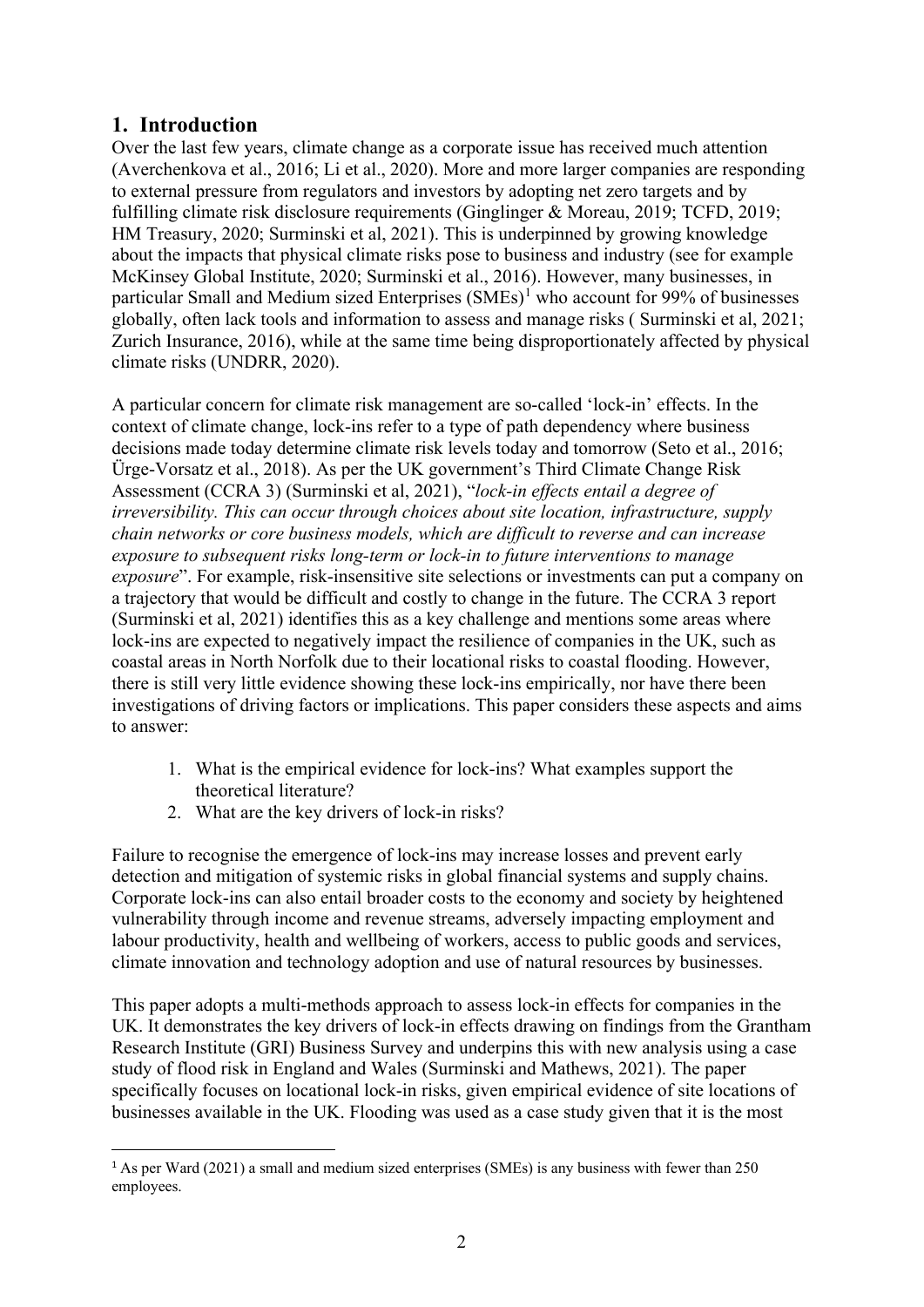## 1. Introduction

Over the last few years, climate change as a corporate issue has received much attention (Averchenkova et al., 2016; Li et al., 2020). More and more larger companies are responding to external pressure from regulators and investors by adopting net zero targets and by fulfilling climate risk disclosure requirements (Ginglinger & Moreau, 2019; TCFD, 2019; HM Treasury, 2020; Surminski et al, 2021). This is underpinned by growing knowledge about the impacts that physical climate risks pose to business and industry (see for example McKinsey Global Institute, 2020; Surminski et al., 2016). However, many businesses, in particular Small and Medium sized Enterprises (SMEs)[1] who account for 99% of businesses globally, often lack tools and information to assess and manage risks ( Surminski et al, 2021; Zurich Insurance, 2016), while at the same time being disproportionately affected by physical climate risks (UNDRR, 2020).

A particular concern for climate risk management are so-called 'lock-in' effects. In the context of climate change, lock-ins refer to a type of path dependency where business decisions made today determine climate risk levels today and tomorrow (Seto et al., 2016; Ürge-Vorsatz et al., 2018). As per the UK government's Third Climate Change Risk Assessment (CCRA 3) (Surminski et al, 2021), "*lock-in effects entail a degree of irreversibility. This can occur through choices about site location, infrastructure, supply chain networks or core business models, which are difficult to reverse and can increase exposure to subsequent risks long-term or lock-in to future interventions to manage exposure*". For example, risk-insensitive site selections or investments can put a company on a trajectory that would be difficult and costly to change in the future. The CCRA 3 report (Surminski et al, 2021) identifies this as a key challenge and mentions some areas where lock-ins are expected to negatively impact the resilience of companies in the UK, such as coastal areas in North Norfolk due to their locational risks to coastal flooding. However, there is still very little evidence showing these lock-ins empirically, nor have there been investigations of driving factors or implications. This paper considers these aspects and aims to answer:

1. What is the empirical evidence for lock-ins? What examples support the theoretical literature?
2. What are the key drivers of lock-in risks?

Failure to recognise the emergence of lock-ins may increase losses and prevent early detection and mitigation of systemic risks in global financial systems and supply chains. Corporate lock-ins can also entail broader costs to the economy and society by heightened vulnerability through income and revenue streams, adversely impacting employment and labour productivity, health and wellbeing of workers, access to public goods and services, climate innovation and technology adoption and use of natural resources by businesses.

This paper adopts a multi-methods approach to assess lock-in effects for companies in the UK. It demonstrates the key drivers of lock-in effects drawing on findings from the Grantham Research Institute (GRI) Business Survey and underpins this with new analysis using a case study of flood risk in England and Wales (Surminski and Mathews, 2021). The paper specifically focuses on locational lock-in risks, given empirical evidence of site locations of businesses available in the UK. Flooding was used as a case study given that it is the most

[1] As per Ward (2021) a small and medium sized enterprises (SMEs) is any business with fewer than 250 employees.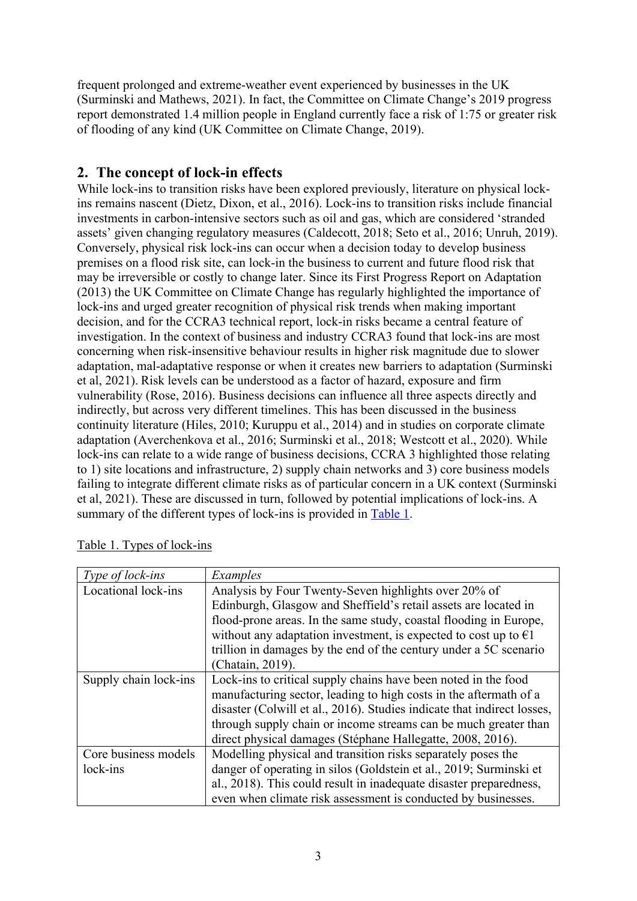frequent prolonged and extreme-weather event experienced by businesses in the UK (Surminski and Mathews, 2021). In fact, the Committee on Climate Change's 2019 progress report demonstrated 1.4 million people in England currently face a risk of 1:75 or greater risk of flooding of any kind (UK Committee on Climate Change, 2019).

## 2. The concept of lock-in effects

While lock-ins to transition risks have been explored previously, literature on physical lock-ins remains nascent (Dietz, Dixon, et al., 2016). Lock-ins to transition risks include financial investments in carbon-intensive sectors such as oil and gas, which are considered 'stranded assets' given changing regulatory measures (Caldecott, 2018; Seto et al., 2016; Unruh, 2019). Conversely, physical risk lock-ins can occur when a decision today to develop business premises on a flood risk site, can lock-in the business to current and future flood risk that may be irreversible or costly to change later. Since its First Progress Report on Adaptation (2013) the UK Committee on Climate Change has regularly highlighted the importance of lock-ins and urged greater recognition of physical risk trends when making important decision, and for the CCRA3 technical report, lock-in risks became a central feature of investigation. In the context of business and industry CCRA3 found that lock-ins are most concerning when risk-insensitive behaviour results in higher risk magnitude due to slower adaptation, mal-adaptative response or when it creates new barriers to adaptation (Surminski et al, 2021). Risk levels can be understood as a factor of hazard, exposure and firm vulnerability (Rose, 2016). Business decisions can influence all three aspects directly and indirectly, but across very different timelines. This has been discussed in the business continuity literature (Hiles, 2010; Kuruppu et al., 2014) and in studies on corporate climate adaptation (Averchenkova et al., 2016; Surminski et al., 2018; Westcott et al., 2020). While lock-ins can relate to a wide range of business decisions, CCRA 3 highlighted those relating to 1) site locations and infrastructure, 2) supply chain networks and 3) core business models failing to integrate different climate risks as of particular concern in a UK context (Surminski et al, 2021). These are discussed in turn, followed by potential implications of lock-ins. A summary of the different types of lock-ins is provided in Table 1.

Table 1. Types of lock-ins

| *Type of lock-ins* | *Examples* |
|---|---|
| Locational lock-ins | Analysis by Four Twenty-Seven highlights over 20% of Edinburgh, Glasgow and Sheffield's retail assets are located in flood-prone areas. In the same study, coastal flooding in Europe, without any adaptation investment, is expected to cost up to €1 trillion in damages by the end of the century under a 5C scenario (Chatain, 2019). |
| Supply chain lock-ins | Lock-ins to critical supply chains have been noted in the food manufacturing sector, leading to high costs in the aftermath of a disaster (Colwill et al., 2016). Studies indicate that indirect losses, through supply chain or income streams can be much greater than direct physical damages (Stéphane Hallegatte, 2008, 2016). |
| Core business models lock-ins | Modelling physical and transition risks separately poses the danger of operating in silos (Goldstein et al., 2019; Surminski et al., 2018). This could result in inadequate disaster preparedness, even when climate risk assessment is conducted by businesses. |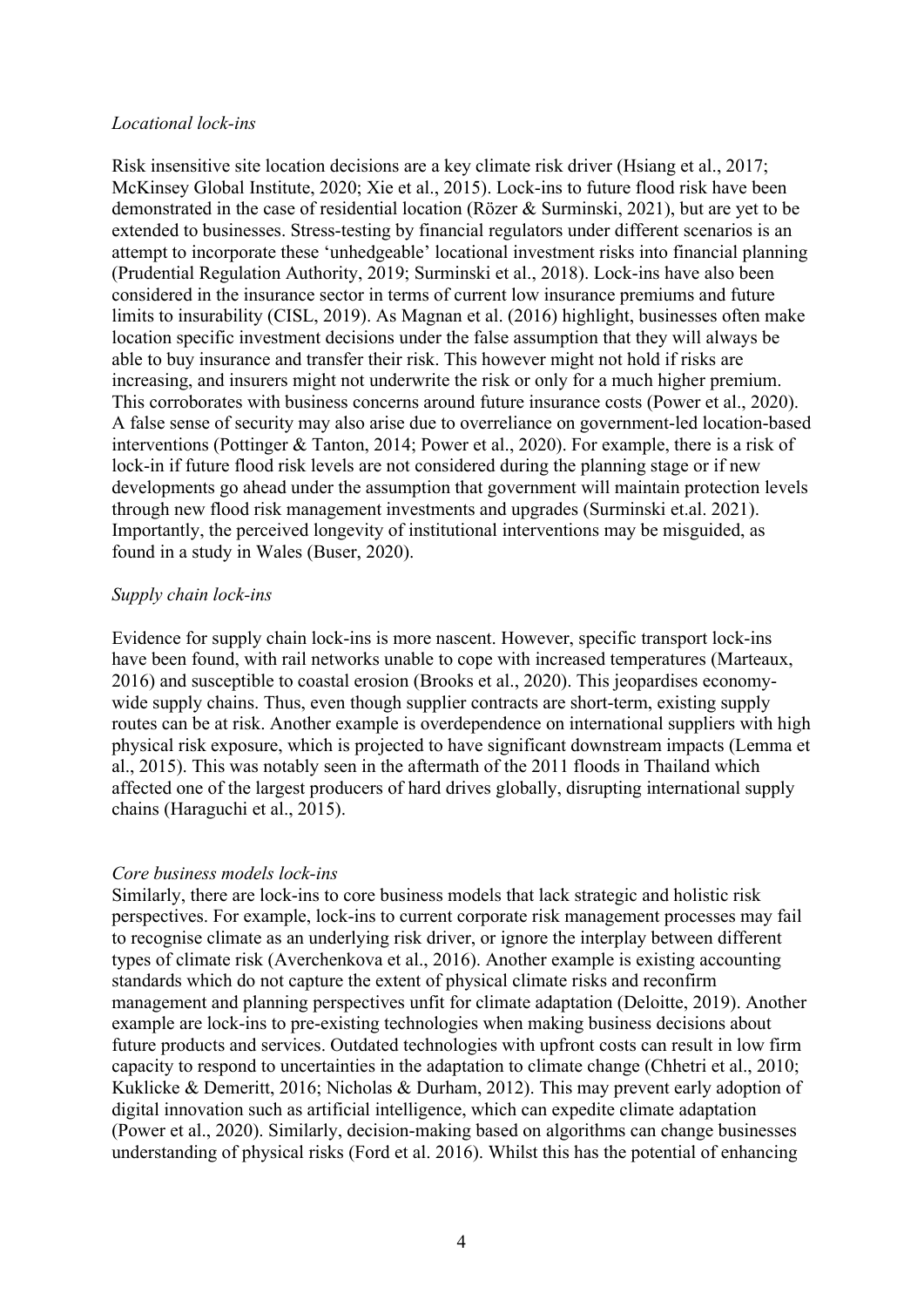*Locational lock-ins*

Risk insensitive site location decisions are a key climate risk driver (Hsiang et al., 2017; McKinsey Global Institute, 2020; Xie et al., 2015). Lock-ins to future flood risk have been demonstrated in the case of residential location (Rözer & Surminski, 2021), but are yet to be extended to businesses. Stress-testing by financial regulators under different scenarios is an attempt to incorporate these 'unhedgeable' locational investment risks into financial planning (Prudential Regulation Authority, 2019; Surminski et al., 2018). Lock-ins have also been considered in the insurance sector in terms of current low insurance premiums and future limits to insurability (CISL, 2019). As Magnan et al. (2016) highlight, businesses often make location specific investment decisions under the false assumption that they will always be able to buy insurance and transfer their risk. This however might not hold if risks are increasing, and insurers might not underwrite the risk or only for a much higher premium. This corroborates with business concerns around future insurance costs (Power et al., 2020). A false sense of security may also arise due to overreliance on government-led location-based interventions (Pottinger & Tanton, 2014; Power et al., 2020). For example, there is a risk of lock-in if future flood risk levels are not considered during the planning stage or if new developments go ahead under the assumption that government will maintain protection levels through new flood risk management investments and upgrades (Surminski et.al. 2021). Importantly, the perceived longevity of institutional interventions may be misguided, as found in a study in Wales (Buser, 2020).

*Supply chain lock-ins*

Evidence for supply chain lock-ins is more nascent. However, specific transport lock-ins have been found, with rail networks unable to cope with increased temperatures (Marteaux, 2016) and susceptible to coastal erosion (Brooks et al., 2020). This jeopardises economy-wide supply chains. Thus, even though supplier contracts are short-term, existing supply routes can be at risk. Another example is overdependence on international suppliers with high physical risk exposure, which is projected to have significant downstream impacts (Lemma et al., 2015). This was notably seen in the aftermath of the 2011 floods in Thailand which affected one of the largest producers of hard drives globally, disrupting international supply chains (Haraguchi et al., 2015).

*Core business models lock-ins*

Similarly, there are lock-ins to core business models that lack strategic and holistic risk perspectives. For example, lock-ins to current corporate risk management processes may fail to recognise climate as an underlying risk driver, or ignore the interplay between different types of climate risk (Averchenkova et al., 2016). Another example is existing accounting standards which do not capture the extent of physical climate risks and reconfirm management and planning perspectives unfit for climate adaptation (Deloitte, 2019). Another example are lock-ins to pre-existing technologies when making business decisions about future products and services. Outdated technologies with upfront costs can result in low firm capacity to respond to uncertainties in the adaptation to climate change (Chhetri et al., 2010; Kuklicke & Demeritt, 2016; Nicholas & Durham, 2012). This may prevent early adoption of digital innovation such as artificial intelligence, which can expedite climate adaptation (Power et al., 2020). Similarly, decision-making based on algorithms can change businesses understanding of physical risks (Ford et al. 2016). Whilst this has the potential of enhancing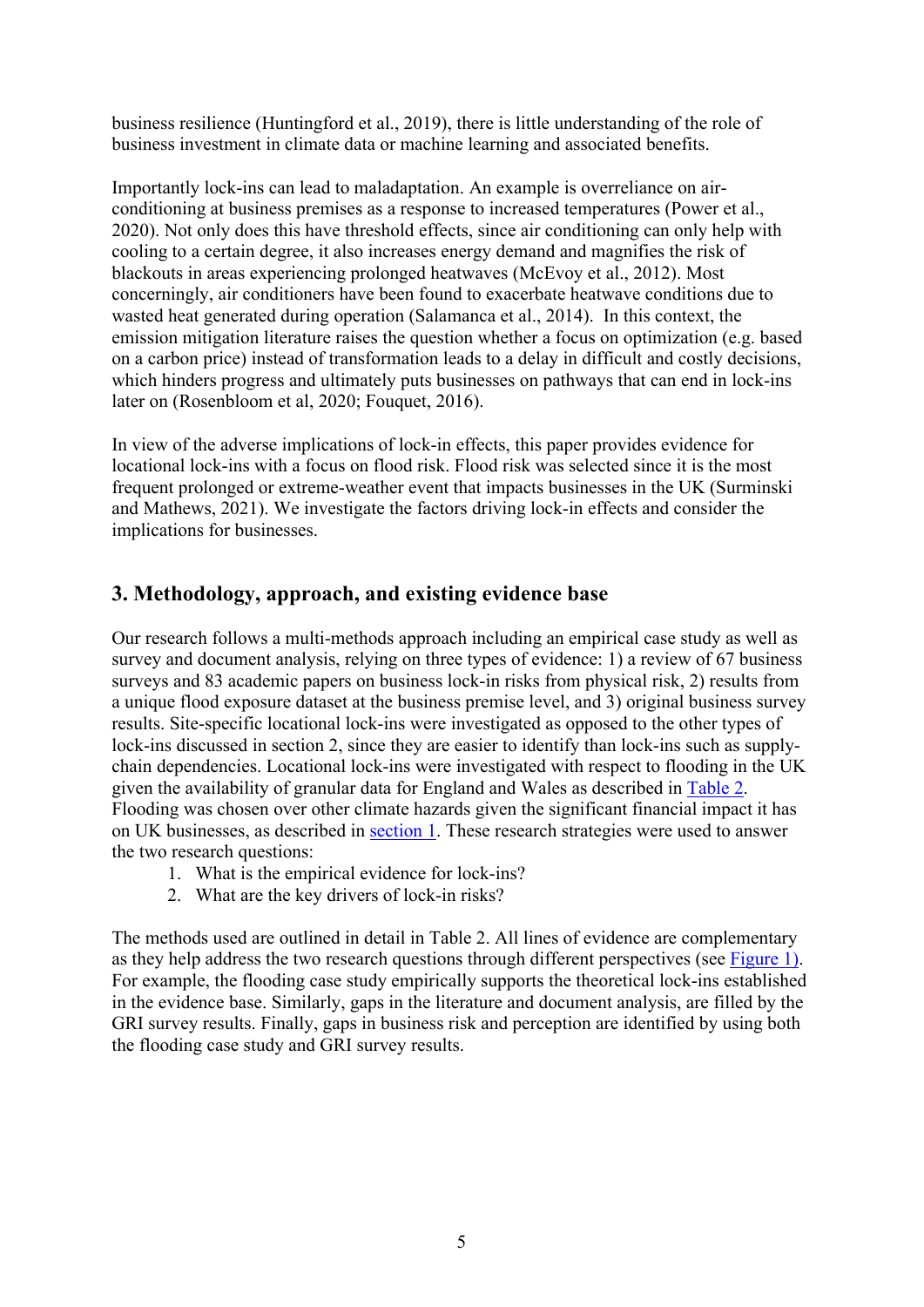business resilience (Huntingford et al., 2019), there is little understanding of the role of business investment in climate data or machine learning and associated benefits.

Importantly lock-ins can lead to maladaptation. An example is overreliance on air-conditioning at business premises as a response to increased temperatures (Power et al., 2020). Not only does this have threshold effects, since air conditioning can only help with cooling to a certain degree, it also increases energy demand and magnifies the risk of blackouts in areas experiencing prolonged heatwaves (McEvoy et al., 2012). Most concerningly, air conditioners have been found to exacerbate heatwave conditions due to wasted heat generated during operation (Salamanca et al., 2014). In this context, the emission mitigation literature raises the question whether a focus on optimization (e.g. based on a carbon price) instead of transformation leads to a delay in difficult and costly decisions, which hinders progress and ultimately puts businesses on pathways that can end in lock-ins later on (Rosenbloom et al, 2020; Fouquet, 2016).

In view of the adverse implications of lock-in effects, this paper provides evidence for locational lock-ins with a focus on flood risk. Flood risk was selected since it is the most frequent prolonged or extreme-weather event that impacts businesses in the UK (Surminski and Mathews, 2021). We investigate the factors driving lock-in effects and consider the implications for businesses.

## 3. Methodology, approach, and existing evidence base

Our research follows a multi-methods approach including an empirical case study as well as survey and document analysis, relying on three types of evidence: 1) a review of 67 business surveys and 83 academic papers on business lock-in risks from physical risk, 2) results from a unique flood exposure dataset at the business premise level, and 3) original business survey results. Site-specific locational lock-ins were investigated as opposed to the other types of lock-ins discussed in section 2, since they are easier to identify than lock-ins such as supply-chain dependencies. Locational lock-ins were investigated with respect to flooding in the UK given the availability of granular data for England and Wales as described in Table 2. Flooding was chosen over other climate hazards given the significant financial impact it has on UK businesses, as described in section 1. These research strategies were used to answer the two research questions:

1. What is the empirical evidence for lock-ins?
2. What are the key drivers of lock-in risks?

The methods used are outlined in detail in Table 2. All lines of evidence are complementary as they help address the two research questions through different perspectives (see Figure 1). For example, the flooding case study empirically supports the theoretical lock-ins established in the evidence base. Similarly, gaps in the literature and document analysis, are filled by the GRI survey results. Finally, gaps in business risk and perception are identified by using both the flooding case study and GRI survey results.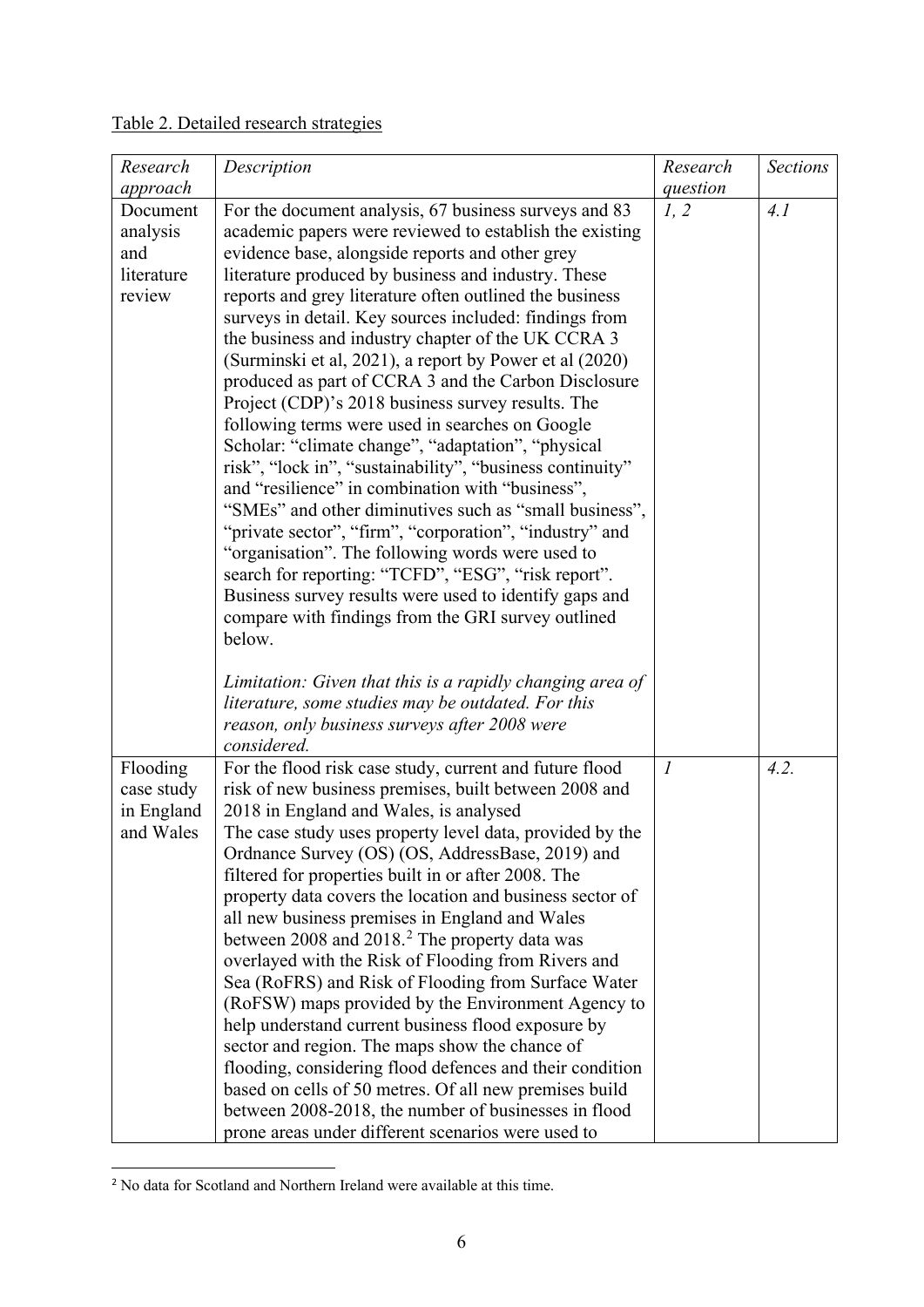Table 2. Detailed research strategies

| *Research approach* | *Description* | *Research question* | *Sections* |
|---|---|---|---|
| Document analysis and literature review | For the document analysis, 67 business surveys and 83 academic papers were reviewed to establish the existing evidence base, alongside reports and other grey literature produced by business and industry. These reports and grey literature often outlined the business surveys in detail. Key sources included: findings from the business and industry chapter of the UK CCRA 3 (Surminski et al, 2021), a report by Power et al (2020) produced as part of CCRA 3 and the Carbon Disclosure Project (CDP)'s 2018 business survey results. The following terms were used in searches on Google Scholar: "climate change", "adaptation", "physical risk", "lock in", "sustainability", "business continuity" and "resilience" in combination with "business", "SMEs" and other diminutives such as "small business", "private sector", "firm", "corporation", "industry" and "organisation". The following words were used to search for reporting: "TCFD", "ESG", "risk report". Business survey results were used to identify gaps and compare with findings from the GRI survey outlined below.<br><br>*Limitation: Given that this is a rapidly changing area of literature, some studies may be outdated. For this reason, only business surveys after 2008 were considered.* | *1, 2* | *4.1* |
| Flooding case study in England and Wales | For the flood risk case study, current and future flood risk of new business premises, built between 2008 and 2018 in England and Wales, is analysed<br>The case study uses property level data, provided by the Ordnance Survey (OS) (OS, AddressBase, 2019) and filtered for properties built in or after 2008. The property data covers the location and business sector of all new business premises in England and Wales between 2008 and 2018.[2] The property data was overlayed with the Risk of Flooding from Rivers and Sea (RoFRS) and Risk of Flooding from Surface Water (RoFSW) maps provided by the Environment Agency to help understand current business flood exposure by sector and region. The maps show the chance of flooding, considering flood defences and their condition based on cells of 50 metres. Of all new premises build between 2008-2018, the number of businesses in flood prone areas under different scenarios were used to | *1* | *4.2.* |

[2] No data for Scotland and Northern Ireland were available at this time.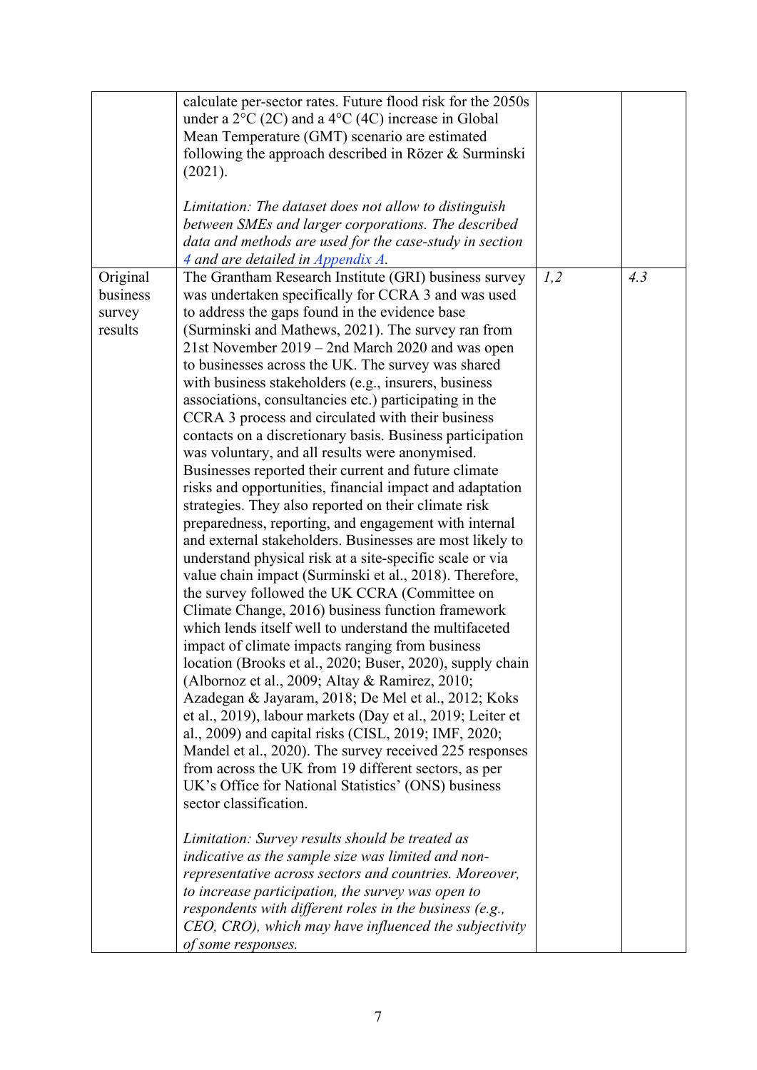|  |  |  |  |
| --- | --- | --- | --- |
|  | calculate per-sector rates. Future flood risk for the 2050s under a 2°C (2C) and a 4°C (4C) increase in Global Mean Temperature (GMT) scenario are estimated following the approach described in Rözer & Surminski (2021).<br><br>*Limitation: The dataset does not allow to distinguish between SMEs and larger corporations. The described data and methods are used for the case-study in section 4 and are detailed in Appendix A.* |  |  |
| Original business survey results | The Grantham Research Institute (GRI) business survey was undertaken specifically for CCRA 3 and was used to address the gaps found in the evidence base (Surminski and Mathews, 2021). The survey ran from 21st November 2019 – 2nd March 2020 and was open to businesses across the UK. The survey was shared with business stakeholders (e.g., insurers, business associations, consultancies etc.) participating in the CCRA 3 process and circulated with their business contacts on a discretionary basis. Business participation was voluntary, and all results were anonymised. Businesses reported their current and future climate risks and opportunities, financial impact and adaptation strategies. They also reported on their climate risk preparedness, reporting, and engagement with internal and external stakeholders. Businesses are most likely to understand physical risk at a site-specific scale or via value chain impact (Surminski et al., 2018). Therefore, the survey followed the UK CCRA (Committee on Climate Change, 2016) business function framework which lends itself well to understand the multifaceted impact of climate impacts ranging from business location (Brooks et al., 2020; Buser, 2020), supply chain (Albornoz et al., 2009; Altay & Ramirez, 2010; Azadegan & Jayaram, 2018; De Mel et al., 2012; Koks et al., 2019), labour markets (Day et al., 2019; Leiter et al., 2009) and capital risks (CISL, 2019; IMF, 2020; Mandel et al., 2020). The survey received 225 responses from across the UK from 19 different sectors, as per UK's Office for National Statistics' (ONS) business sector classification.<br><br>*Limitation: Survey results should be treated as indicative as the sample size was limited and non-representative across sectors and countries. Moreover, to increase participation, the survey was open to respondents with different roles in the business (e.g., CEO, CRO), which may have influenced the subjectivity of some responses.* | *1,2* | *4.3* |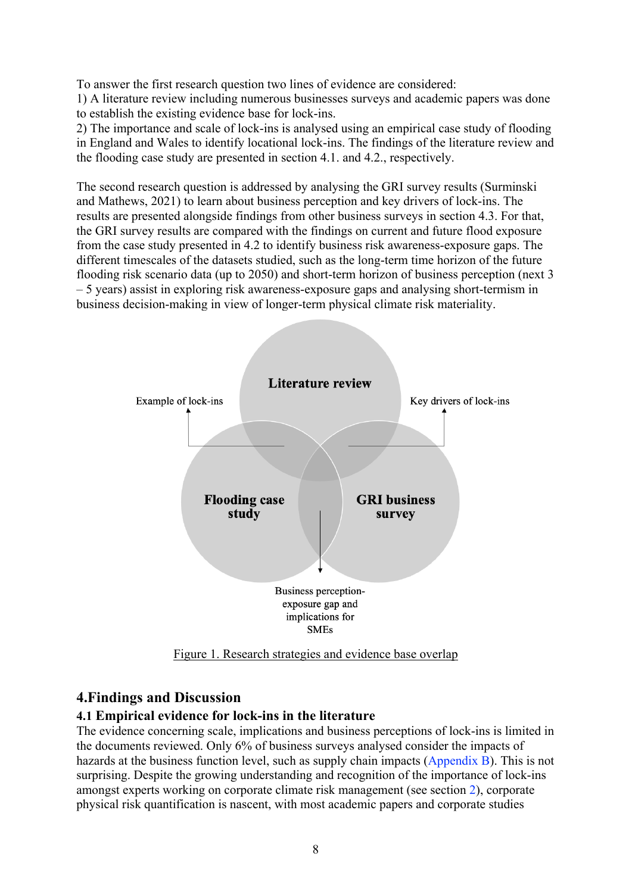To answer the first research question two lines of evidence are considered:
1) A literature review including numerous businesses surveys and academic papers was done to establish the existing evidence base for lock-ins.
2) The importance and scale of lock-ins is analysed using an empirical case study of flooding in England and Wales to identify locational lock-ins. The findings of the literature review and the flooding case study are presented in section 4.1. and 4.2., respectively.

The second research question is addressed by analysing the GRI survey results (Surminski and Mathews, 2021) to learn about business perception and key drivers of lock-ins. The results are presented alongside findings from other business surveys in section 4.3. For that, the GRI survey results are compared with the findings on current and future flood exposure from the case study presented in 4.2 to identify business risk awareness-exposure gaps. The different timescales of the datasets studied, such as the long-term time horizon of the future flooding risk scenario data (up to 2050) and short-term horizon of business perception (next 3 – 5 years) assist in exploring risk awareness-exposure gaps and analysing short-termism in business decision-making in view of longer-term physical climate risk materiality.

Literature review

Example of lock-ins

Key drivers of lock-ins

Flooding case study

GRI business survey

Business perception-exposure gap and implications for SMEs

Figure 1. Research strategies and evidence base overlap

# 4. Findings and Discussion

## 4.1 Empirical evidence for lock-ins in the literature

The evidence concerning scale, implications and business perceptions of lock-ins is limited in the documents reviewed. Only 6% of business surveys analysed consider the impacts of hazards at the business function level, such as supply chain impacts (Appendix B). This is not surprising. Despite the growing understanding and recognition of the importance of lock-ins amongst experts working on corporate climate risk management (see section 2), corporate physical risk quantification is nascent, with most academic papers and corporate studies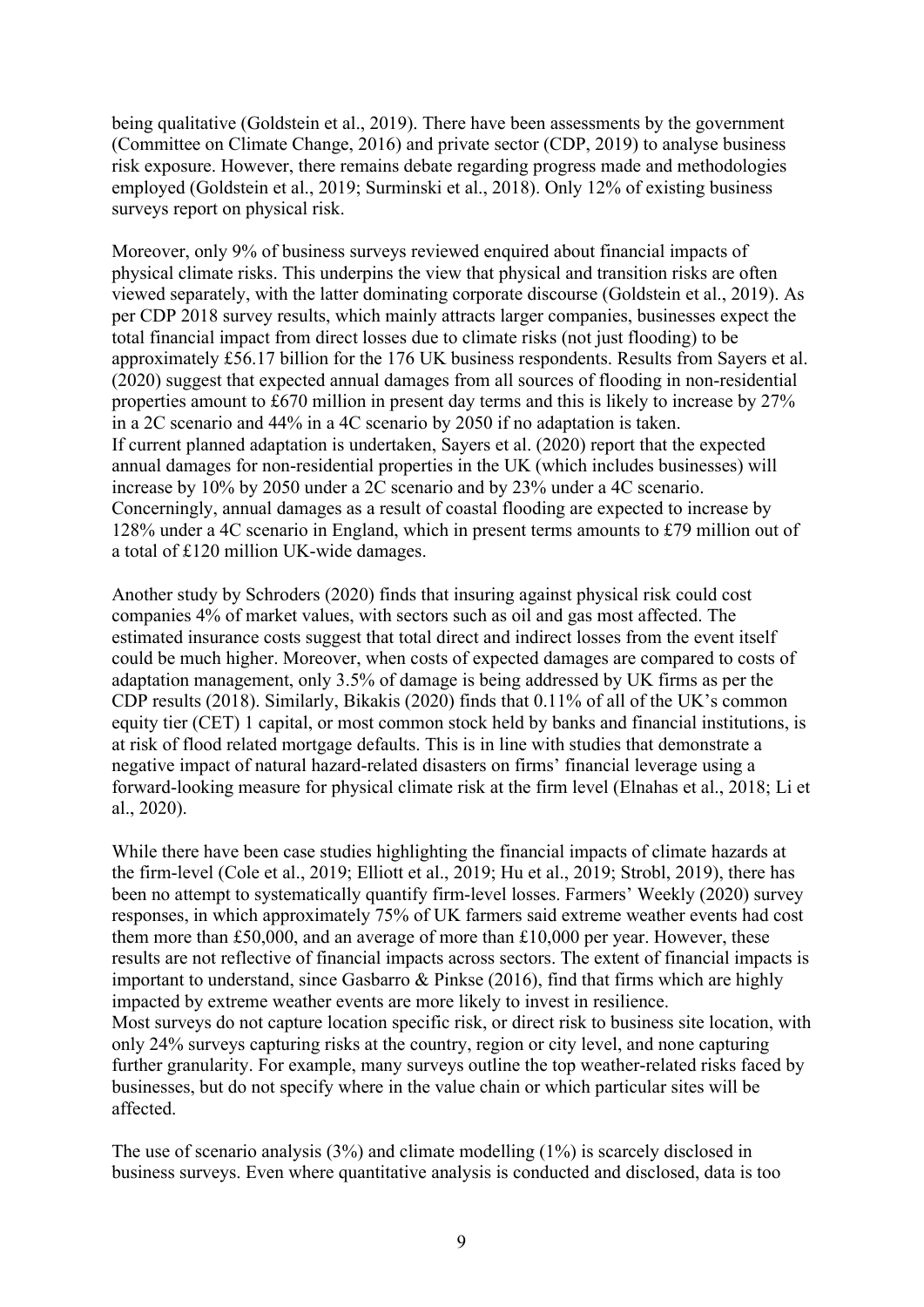being qualitative (Goldstein et al., 2019). There have been assessments by the government (Committee on Climate Change, 2016) and private sector (CDP, 2019) to analyse business risk exposure. However, there remains debate regarding progress made and methodologies employed (Goldstein et al., 2019; Surminski et al., 2018). Only 12% of existing business surveys report on physical risk.

Moreover, only 9% of business surveys reviewed enquired about financial impacts of physical climate risks. This underpins the view that physical and transition risks are often viewed separately, with the latter dominating corporate discourse (Goldstein et al., 2019). As per CDP 2018 survey results, which mainly attracts larger companies, businesses expect the total financial impact from direct losses due to climate risks (not just flooding) to be approximately £56.17 billion for the 176 UK business respondents. Results from Sayers et al. (2020) suggest that expected annual damages from all sources of flooding in non-residential properties amount to £670 million in present day terms and this is likely to increase by 27% in a 2C scenario and 44% in a 4C scenario by 2050 if no adaptation is taken.
If current planned adaptation is undertaken, Sayers et al. (2020) report that the expected annual damages for non-residential properties in the UK (which includes businesses) will increase by 10% by 2050 under a 2C scenario and by 23% under a 4C scenario. Concerningly, annual damages as a result of coastal flooding are expected to increase by 128% under a 4C scenario in England, which in present terms amounts to £79 million out of a total of £120 million UK-wide damages.

Another study by Schroders (2020) finds that insuring against physical risk could cost companies 4% of market values, with sectors such as oil and gas most affected. The estimated insurance costs suggest that total direct and indirect losses from the event itself could be much higher. Moreover, when costs of expected damages are compared to costs of adaptation management, only 3.5% of damage is being addressed by UK firms as per the CDP results (2018). Similarly, Bikakis (2020) finds that 0.11% of all of the UK's common equity tier (CET) 1 capital, or most common stock held by banks and financial institutions, is at risk of flood related mortgage defaults. This is in line with studies that demonstrate a negative impact of natural hazard-related disasters on firms' financial leverage using a forward-looking measure for physical climate risk at the firm level (Elnahas et al., 2018; Li et al., 2020).

While there have been case studies highlighting the financial impacts of climate hazards at the firm-level (Cole et al., 2019; Elliott et al., 2019; Hu et al., 2019; Strobl, 2019), there has been no attempt to systematically quantify firm-level losses. Farmers' Weekly (2020) survey responses, in which approximately 75% of UK farmers said extreme weather events had cost them more than £50,000, and an average of more than £10,000 per year. However, these results are not reflective of financial impacts across sectors. The extent of financial impacts is important to understand, since Gasbarro & Pinkse (2016), find that firms which are highly impacted by extreme weather events are more likely to invest in resilience.
Most surveys do not capture location specific risk, or direct risk to business site location, with only 24% surveys capturing risks at the country, region or city level, and none capturing further granularity. For example, many surveys outline the top weather-related risks faced by businesses, but do not specify where in the value chain or which particular sites will be affected.

The use of scenario analysis (3%) and climate modelling (1%) is scarcely disclosed in business surveys. Even where quantitative analysis is conducted and disclosed, data is too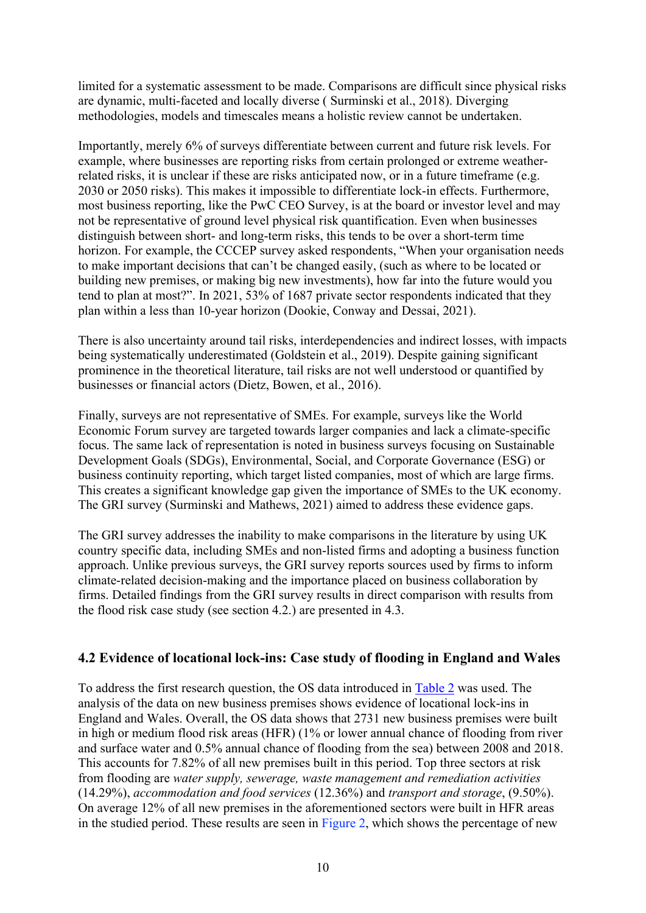limited for a systematic assessment to be made. Comparisons are difficult since physical risks are dynamic, multi-faceted and locally diverse ( Surminski et al., 2018). Diverging methodologies, models and timescales means a holistic review cannot be undertaken.

Importantly, merely 6% of surveys differentiate between current and future risk levels. For example, where businesses are reporting risks from certain prolonged or extreme weather-related risks, it is unclear if these are risks anticipated now, or in a future timeframe (e.g. 2030 or 2050 risks). This makes it impossible to differentiate lock-in effects. Furthermore, most business reporting, like the PwC CEO Survey, is at the board or investor level and may not be representative of ground level physical risk quantification. Even when businesses distinguish between short- and long-term risks, this tends to be over a short-term time horizon. For example, the CCCEP survey asked respondents, "When your organisation needs to make important decisions that can't be changed easily, (such as where to be located or building new premises, or making big new investments), how far into the future would you tend to plan at most?". In 2021, 53% of 1687 private sector respondents indicated that they plan within a less than 10-year horizon (Dookie, Conway and Dessai, 2021).

There is also uncertainty around tail risks, interdependencies and indirect losses, with impacts being systematically underestimated (Goldstein et al., 2019). Despite gaining significant prominence in the theoretical literature, tail risks are not well understood or quantified by businesses or financial actors (Dietz, Bowen, et al., 2016).

Finally, surveys are not representative of SMEs. For example, surveys like the World Economic Forum survey are targeted towards larger companies and lack a climate-specific focus. The same lack of representation is noted in business surveys focusing on Sustainable Development Goals (SDGs), Environmental, Social, and Corporate Governance (ESG) or business continuity reporting, which target listed companies, most of which are large firms. This creates a significant knowledge gap given the importance of SMEs to the UK economy. The GRI survey (Surminski and Mathews, 2021) aimed to address these evidence gaps.

The GRI survey addresses the inability to make comparisons in the literature by using UK country specific data, including SMEs and non-listed firms and adopting a business function approach. Unlike previous surveys, the GRI survey reports sources used by firms to inform climate-related decision-making and the importance placed on business collaboration by firms. Detailed findings from the GRI survey results in direct comparison with results from the flood risk case study (see section 4.2.) are presented in 4.3.

## 4.2 Evidence of locational lock-ins: Case study of flooding in England and Wales

To address the first research question, the OS data introduced in Table 2 was used. The analysis of the data on new business premises shows evidence of locational lock-ins in England and Wales. Overall, the OS data shows that 2731 new business premises were built in high or medium flood risk areas (HFR) (1% or lower annual chance of flooding from river and surface water and 0.5% annual chance of flooding from the sea) between 2008 and 2018. This accounts for 7.82% of all new premises built in this period. Top three sectors at risk from flooding are *water supply, sewerage, waste management and remediation activities* (14.29%), *accommodation and food services* (12.36%) and *transport and storage*, (9.50%). On average 12% of all new premises in the aforementioned sectors were built in HFR areas in the studied period. These results are seen in Figure 2, which shows the percentage of new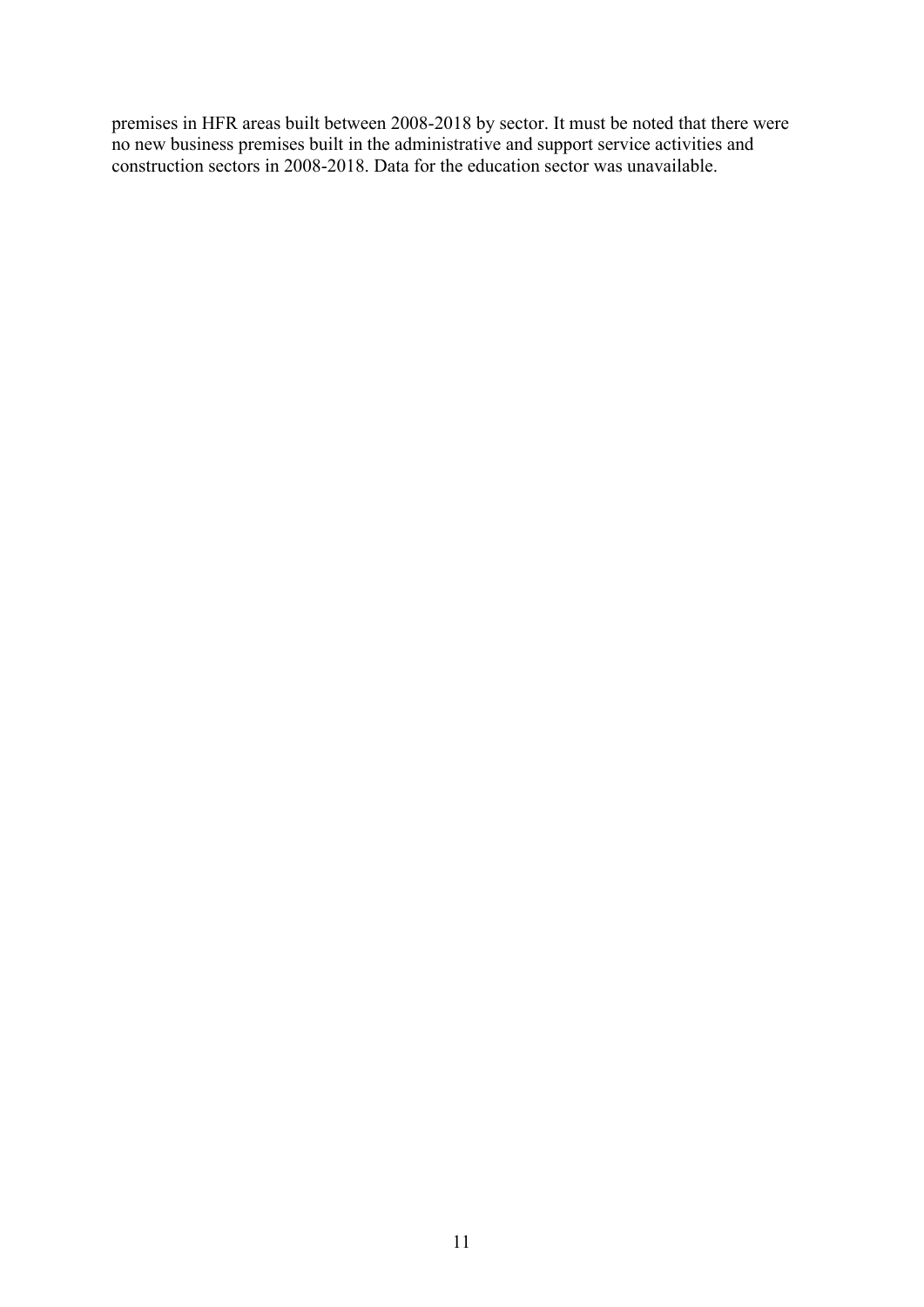premises in HFR areas built between 2008-2018 by sector. It must be noted that there were no new business premises built in the administrative and support service activities and construction sectors in 2008-2018. Data for the education sector was unavailable.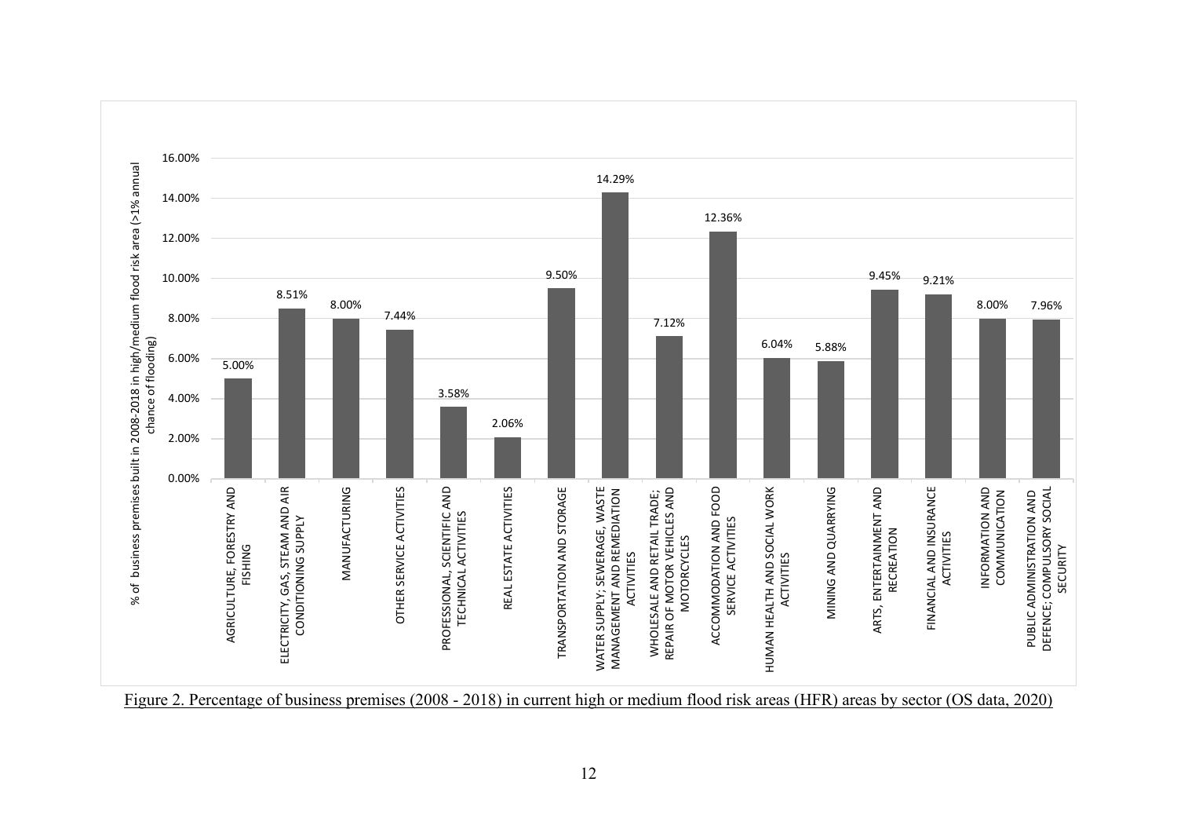| Sector | % of business premises built in 2008-2018 in high/medium flood risk area (>1% annual chance of flooding) |
|---|---|
| AGRICULTURE, FORESTRY AND FISHING | 5.00% |
| ELECTRICITY, GAS, STEAM AND AIR CONDITIONING SUPPLY | 8.51% |
| MANUFACTURING | 8.00% |
| OTHER SERVICE ACTIVITIES | 7.44% |
| PROFESSIONAL, SCIENTIFIC AND TECHNICAL ACTIVITIES | 3.58% |
| REAL ESTATE ACTIVITIES | 2.06% |
| TRANSPORTATION AND STORAGE | 9.50% |
| WATER SUPPLY; SEWERAGE, WASTE MANAGEMENT AND REMEDIATION ACTIVITIES | 14.29% |
| WHOLESALE AND RETAIL TRADE; REPAIR OF MOTOR VEHICLES AND MOTORCYCLES | 7.12% |
| ACCOMMODATION AND FOOD SERVICE ACTIVITIES | 12.36% |
| HUMAN HEALTH AND SOCIAL WORK ACTIVITIES | 6.04% |
| MINING AND QUARRYING | 5.88% |
| ARTS, ENTERTAINMENT AND RECREATION | 9.45% |
| FINANCIAL AND INSURANCE ACTIVITIES | 9.21% |
| INFORMATION AND COMMUNICATION | 8.00% |
| PUBLIC ADMINISTRATION AND DEFENCE; COMPULSORY SOCIAL SECURITY | 7.96% |

Figure 2. Percentage of business premises (2008 - 2018) in current high or medium flood risk areas (HFR) areas by sector (OS data, 2020)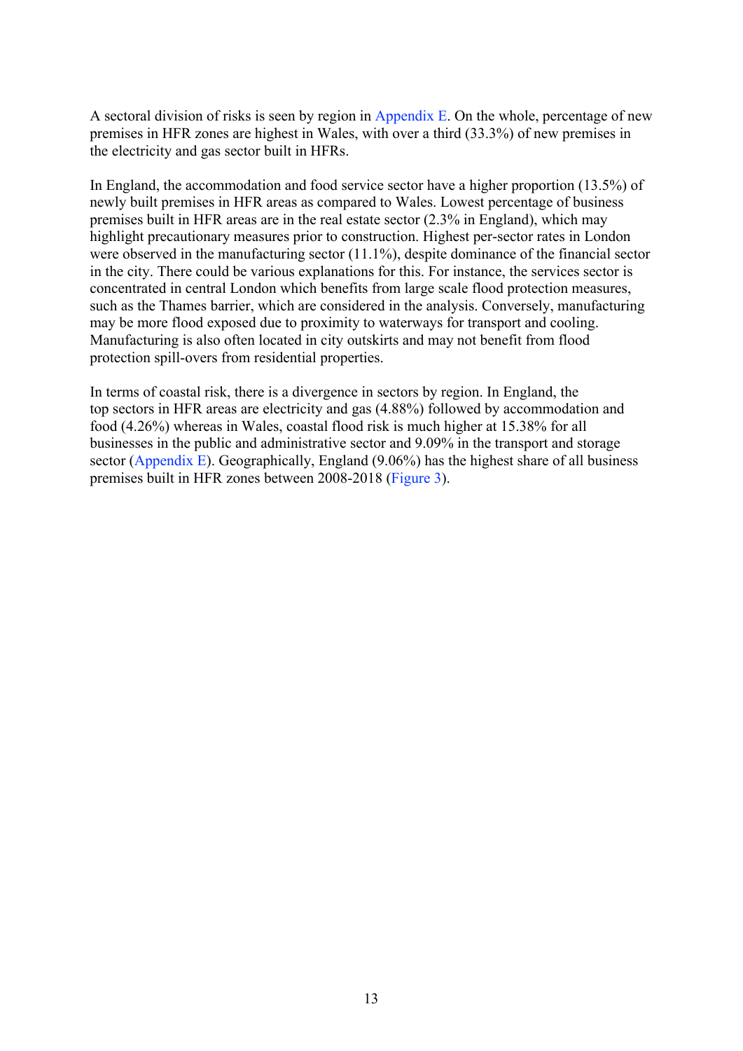A sectoral division of risks is seen by region in Appendix E. On the whole, percentage of new premises in HFR zones are highest in Wales, with over a third (33.3%) of new premises in the electricity and gas sector built in HFRs.

In England, the accommodation and food service sector have a higher proportion (13.5%) of newly built premises in HFR areas as compared to Wales. Lowest percentage of business premises built in HFR areas are in the real estate sector (2.3% in England), which may highlight precautionary measures prior to construction. Highest per-sector rates in London were observed in the manufacturing sector (11.1%), despite dominance of the financial sector in the city. There could be various explanations for this. For instance, the services sector is concentrated in central London which benefits from large scale flood protection measures, such as the Thames barrier, which are considered in the analysis. Conversely, manufacturing may be more flood exposed due to proximity to waterways for transport and cooling. Manufacturing is also often located in city outskirts and may not benefit from flood protection spill-overs from residential properties.

In terms of coastal risk, there is a divergence in sectors by region. In England, the top sectors in HFR areas are electricity and gas (4.88%) followed by accommodation and food (4.26%) whereas in Wales, coastal flood risk is much higher at 15.38% for all businesses in the public and administrative sector and 9.09% in the transport and storage sector (Appendix E). Geographically, England (9.06%) has the highest share of all business premises built in HFR zones between 2008-2018 (Figure 3).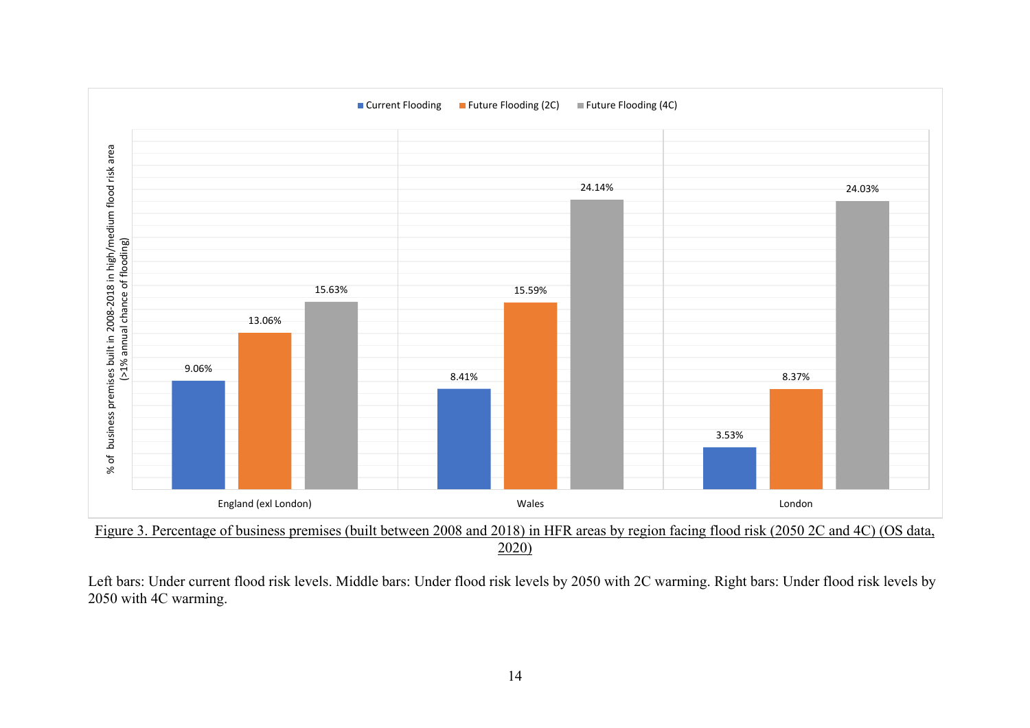| | Current Flooding | Future Flooding (2C) | Future Flooding (4C) |
| --- | --- | --- | --- |
| England (exl London) | 9.06% | 13.06% | 15.63% |
| Wales | 8.41% | 15.59% | 24.14% |
| London | 3.53% | 8.37% | 24.03% |

Figure 3. Percentage of business premises (built between 2008 and 2018) in HFR areas by region facing flood risk (2050 2C and 4C) (OS data, 2020)

Left bars: Under current flood risk levels. Middle bars: Under flood risk levels by 2050 with 2C warming. Right bars: Under flood risk levels by 2050 with 4C warming.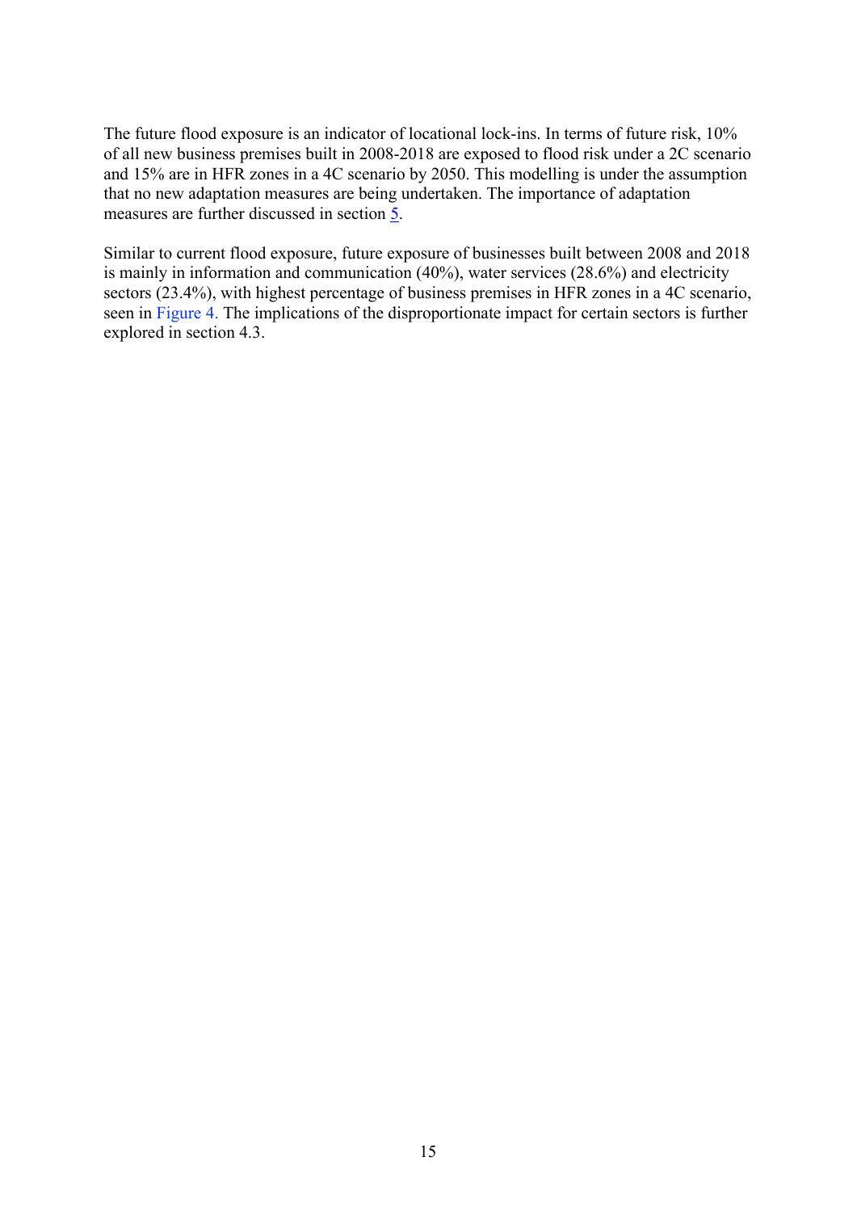The future flood exposure is an indicator of locational lock-ins. In terms of future risk, 10% of all new business premises built in 2008-2018 are exposed to flood risk under a 2C scenario and 15% are in HFR zones in a 4C scenario by 2050. This modelling is under the assumption that no new adaptation measures are being undertaken. The importance of adaptation measures are further discussed in section 5.

Similar to current flood exposure, future exposure of businesses built between 2008 and 2018 is mainly in information and communication (40%), water services (28.6%) and electricity sectors (23.4%), with highest percentage of business premises in HFR zones in a 4C scenario, seen in Figure 4. The implications of the disproportionate impact for certain sectors is further explored in section 4.3.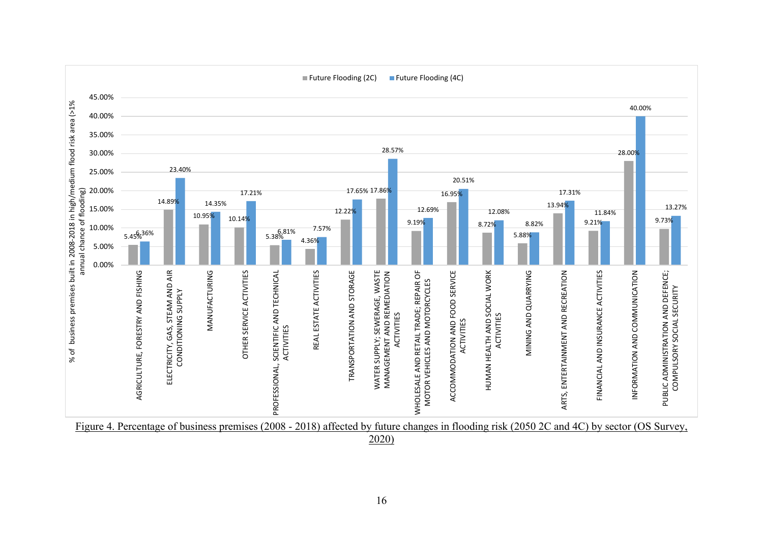| Sector | Future Flooding (2C) | Future Flooding (4C) |
|---|---|---|
| AGRICULTURE, FORESTRY AND FISHING | 5.45% | 6.36% |
| ELECTRICITY, GAS, STEAM AND AIR CONDITIONING SUPPLY | 14.89% | 23.40% |
| MANUFACTURING | 10.95% | 14.35% |
| OTHER SERVICE ACTIVITIES | 10.14% | 17.21% |
| PROFESSIONAL, SCIENTIFIC AND TECHNICAL ACTIVITIES | 5.38% | 6.81% |
| REAL ESTATE ACTIVITIES | 4.36% | 7.57% |
| TRANSPORTATION AND STORAGE | 12.22% | 17.65% |
| WATER SUPPLY; SEWERAGE, WASTE MANAGEMENT AND REMEDIATION ACTIVITIES | 17.86% | 28.57% |
| WHOLESALE AND RETAIL TRADE; REPAIR OF MOTOR VEHICLES AND MOTORCYCLES | 9.19% | 12.69% |
| ACCOMMODATION AND FOOD SERVICE ACTIVITIES | 16.95% | 20.51% |
| HUMAN HEALTH AND SOCIAL WORK ACTIVITIES | 8.72% | 12.08% |
| MINING AND QUARRYING | 5.88% | 8.82% |
| ARTS, ENTERTAINMENT AND RECREATION | 13.94% | 17.31% |
| FINANCIAL AND INSURANCE ACTIVITIES | 9.21% | 11.84% |
| INFORMATION AND COMMUNICATION | 28.00% | 40.00% |
| PUBLIC ADMINISTRATION AND DEFENCE; COMPULSORY SOCIAL SECURITY | 9.73% | 13.27% |

Y-axis: % of business premises built in 2008-2018 in high/medium flood risk area (>1% annual chance of flooding)

Figure 4. Percentage of business premises (2008 - 2018) affected by future changes in flooding risk (2050 2C and 4C) by sector (OS Survey, 2020)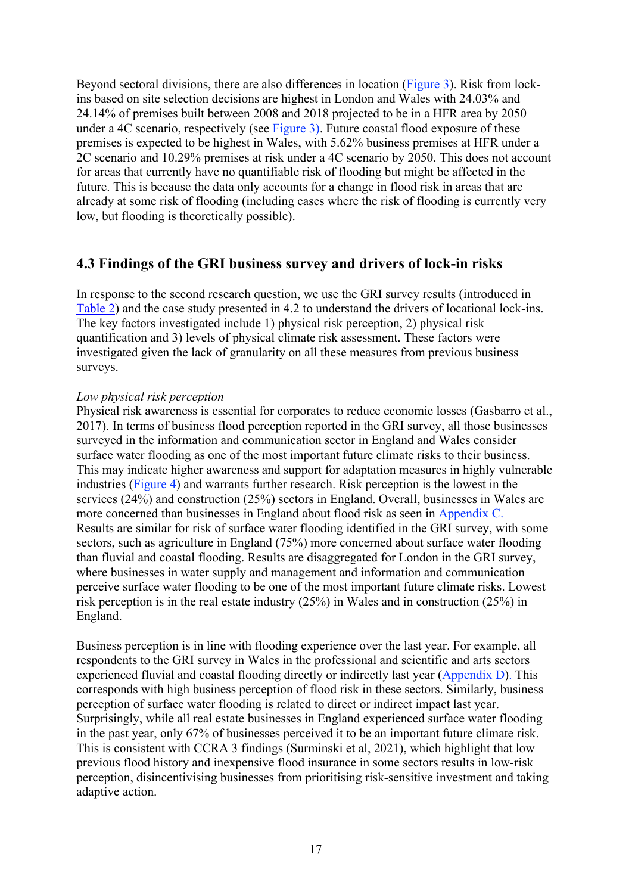Beyond sectoral divisions, there are also differences in location (Figure 3). Risk from lock-ins based on site selection decisions are highest in London and Wales with 24.03% and 24.14% of premises built between 2008 and 2018 projected to be in a HFR area by 2050 under a 4C scenario, respectively (see Figure 3). Future coastal flood exposure of these premises is expected to be highest in Wales, with 5.62% business premises at HFR under a 2C scenario and 10.29% premises at risk under a 4C scenario by 2050. This does not account for areas that currently have no quantifiable risk of flooding but might be affected in the future. This is because the data only accounts for a change in flood risk in areas that are already at some risk of flooding (including cases where the risk of flooding is currently very low, but flooding is theoretically possible).

## 4.3 Findings of the GRI business survey and drivers of lock-in risks

In response to the second research question, we use the GRI survey results (introduced in Table 2) and the case study presented in 4.2 to understand the drivers of locational lock-ins. The key factors investigated include 1) physical risk perception, 2) physical risk quantification and 3) levels of physical climate risk assessment. These factors were investigated given the lack of granularity on all these measures from previous business surveys.

*Low physical risk perception*

Physical risk awareness is essential for corporates to reduce economic losses (Gasbarro et al., 2017). In terms of business flood perception reported in the GRI survey, all those businesses surveyed in the information and communication sector in England and Wales consider surface water flooding as one of the most important future climate risks to their business. This may indicate higher awareness and support for adaptation measures in highly vulnerable industries (Figure 4) and warrants further research. Risk perception is the lowest in the services (24%) and construction (25%) sectors in England. Overall, businesses in Wales are more concerned than businesses in England about flood risk as seen in Appendix C. Results are similar for risk of surface water flooding identified in the GRI survey, with some sectors, such as agriculture in England (75%) more concerned about surface water flooding than fluvial and coastal flooding. Results are disaggregated for London in the GRI survey, where businesses in water supply and management and information and communication perceive surface water flooding to be one of the most important future climate risks. Lowest risk perception is in the real estate industry (25%) in Wales and in construction (25%) in England.

Business perception is in line with flooding experience over the last year. For example, all respondents to the GRI survey in Wales in the professional and scientific and arts sectors experienced fluvial and coastal flooding directly or indirectly last year (Appendix D). This corresponds with high business perception of flood risk in these sectors. Similarly, business perception of surface water flooding is related to direct or indirect impact last year. Surprisingly, while all real estate businesses in England experienced surface water flooding in the past year, only 67% of businesses perceived it to be an important future climate risk. This is consistent with CCRA 3 findings (Surminski et al, 2021), which highlight that low previous flood history and inexpensive flood insurance in some sectors results in low-risk perception, disincentivising businesses from prioritising risk-sensitive investment and taking adaptive action.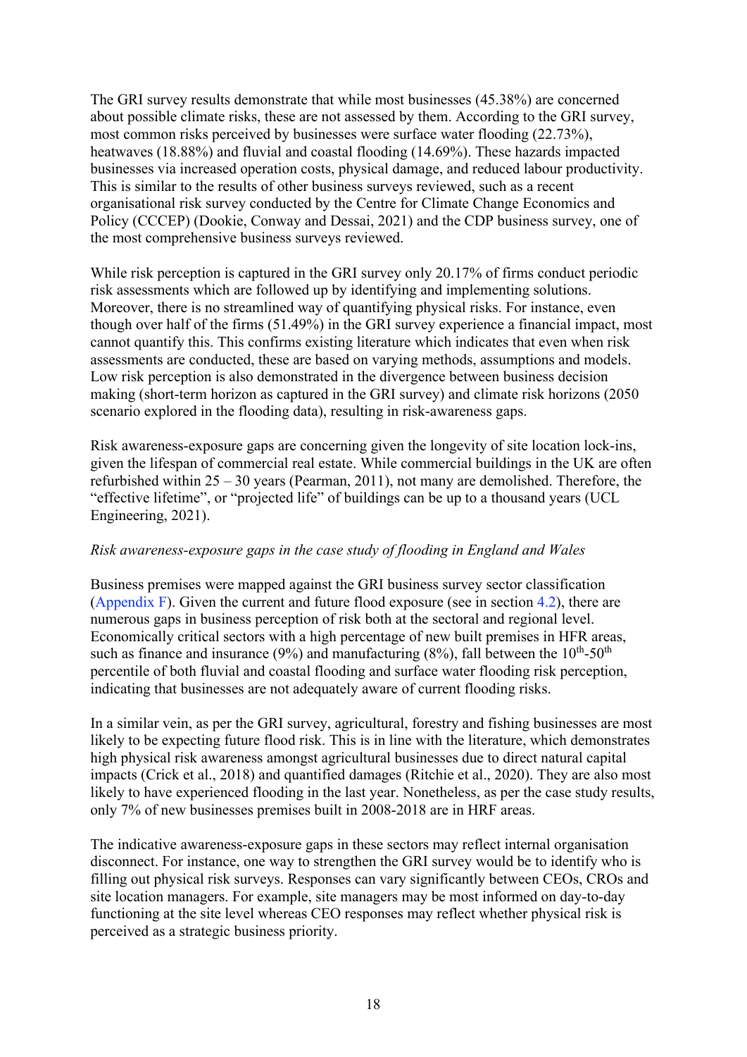The GRI survey results demonstrate that while most businesses (45.38%) are concerned about possible climate risks, these are not assessed by them. According to the GRI survey, most common risks perceived by businesses were surface water flooding (22.73%), heatwaves (18.88%) and fluvial and coastal flooding (14.69%). These hazards impacted businesses via increased operation costs, physical damage, and reduced labour productivity. This is similar to the results of other business surveys reviewed, such as a recent organisational risk survey conducted by the Centre for Climate Change Economics and Policy (CCCEP) (Dookie, Conway and Dessai, 2021) and the CDP business survey, one of the most comprehensive business surveys reviewed.

While risk perception is captured in the GRI survey only 20.17% of firms conduct periodic risk assessments which are followed up by identifying and implementing solutions. Moreover, there is no streamlined way of quantifying physical risks. For instance, even though over half of the firms (51.49%) in the GRI survey experience a financial impact, most cannot quantify this. This confirms existing literature which indicates that even when risk assessments are conducted, these are based on varying methods, assumptions and models. Low risk perception is also demonstrated in the divergence between business decision making (short-term horizon as captured in the GRI survey) and climate risk horizons (2050 scenario explored in the flooding data), resulting in risk-awareness gaps.

Risk awareness-exposure gaps are concerning given the longevity of site location lock-ins, given the lifespan of commercial real estate. While commercial buildings in the UK are often refurbished within 25 – 30 years (Pearman, 2011), not many are demolished. Therefore, the "effective lifetime", or "projected life" of buildings can be up to a thousand years (UCL Engineering, 2021).

*Risk awareness-exposure gaps in the case study of flooding in England and Wales*

Business premises were mapped against the GRI business survey sector classification (Appendix F). Given the current and future flood exposure (see in section 4.2), there are numerous gaps in business perception of risk both at the sectoral and regional level. Economically critical sectors with a high percentage of new built premises in HFR areas, such as finance and insurance (9%) and manufacturing (8%), fall between the $10^{th}$-$50^{th}$ percentile of both fluvial and coastal flooding and surface water flooding risk perception, indicating that businesses are not adequately aware of current flooding risks.

In a similar vein, as per the GRI survey, agricultural, forestry and fishing businesses are most likely to be expecting future flood risk. This is in line with the literature, which demonstrates high physical risk awareness amongst agricultural businesses due to direct natural capital impacts (Crick et al., 2018) and quantified damages (Ritchie et al., 2020). They are also most likely to have experienced flooding in the last year. Nonetheless, as per the case study results, only 7% of new businesses premises built in 2008-2018 are in HRF areas.

The indicative awareness-exposure gaps in these sectors may reflect internal organisation disconnect. For instance, one way to strengthen the GRI survey would be to identify who is filling out physical risk surveys. Responses can vary significantly between CEOs, CROs and site location managers. For example, site managers may be most informed on day-to-day functioning at the site level whereas CEO responses may reflect whether physical risk is perceived as a strategic business priority.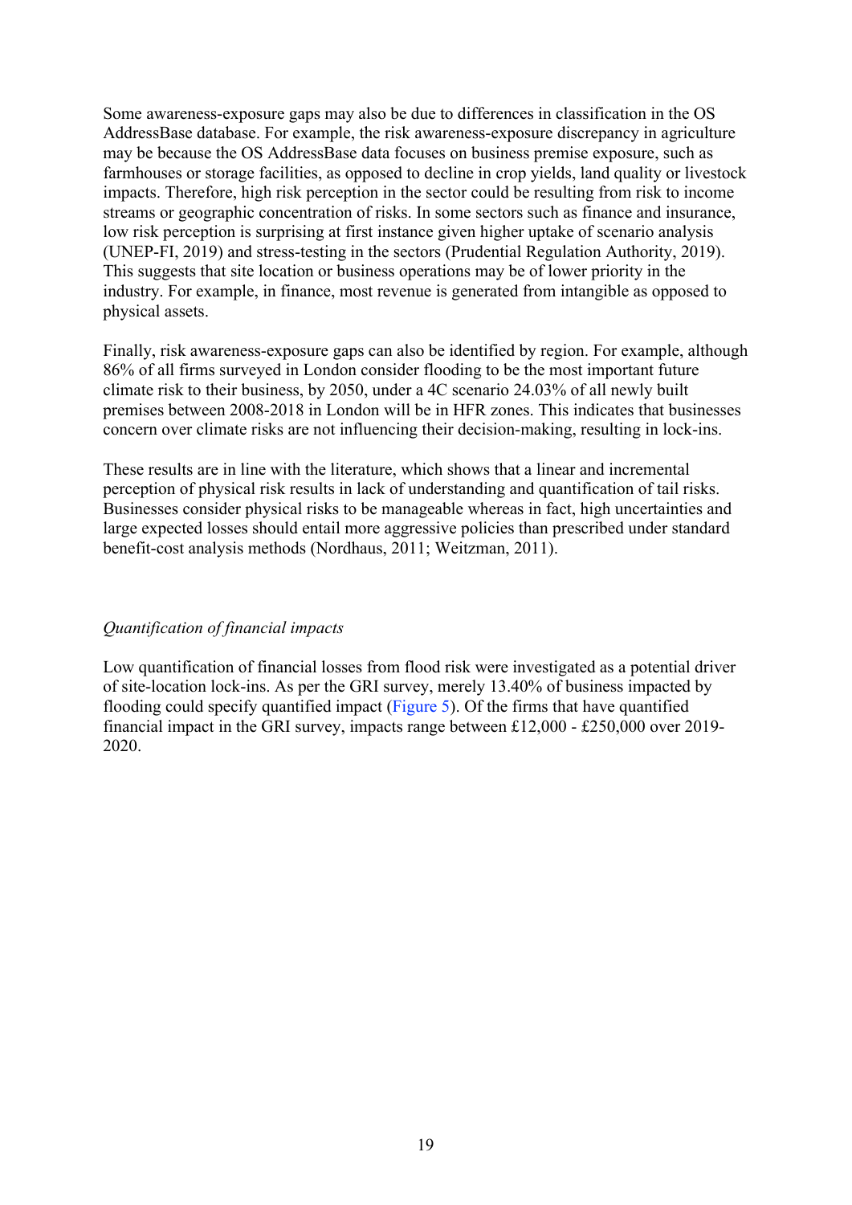Some awareness-exposure gaps may also be due to differences in classification in the OS AddressBase database. For example, the risk awareness-exposure discrepancy in agriculture may be because the OS AddressBase data focuses on business premise exposure, such as farmhouses or storage facilities, as opposed to decline in crop yields, land quality or livestock impacts. Therefore, high risk perception in the sector could be resulting from risk to income streams or geographic concentration of risks. In some sectors such as finance and insurance, low risk perception is surprising at first instance given higher uptake of scenario analysis (UNEP-FI, 2019) and stress-testing in the sectors (Prudential Regulation Authority, 2019). This suggests that site location or business operations may be of lower priority in the industry. For example, in finance, most revenue is generated from intangible as opposed to physical assets.

Finally, risk awareness-exposure gaps can also be identified by region. For example, although 86% of all firms surveyed in London consider flooding to be the most important future climate risk to their business, by 2050, under a 4C scenario 24.03% of all newly built premises between 2008-2018 in London will be in HFR zones. This indicates that businesses concern over climate risks are not influencing their decision-making, resulting in lock-ins.

These results are in line with the literature, which shows that a linear and incremental perception of physical risk results in lack of understanding and quantification of tail risks. Businesses consider physical risks to be manageable whereas in fact, high uncertainties and large expected losses should entail more aggressive policies than prescribed under standard benefit-cost analysis methods (Nordhaus, 2011; Weitzman, 2011).

*Quantification of financial impacts*

Low quantification of financial losses from flood risk were investigated as a potential driver of site-location lock-ins. As per the GRI survey, merely 13.40% of business impacted by flooding could specify quantified impact (Figure 5). Of the firms that have quantified financial impact in the GRI survey, impacts range between £12,000 - £250,000 over 2019-2020.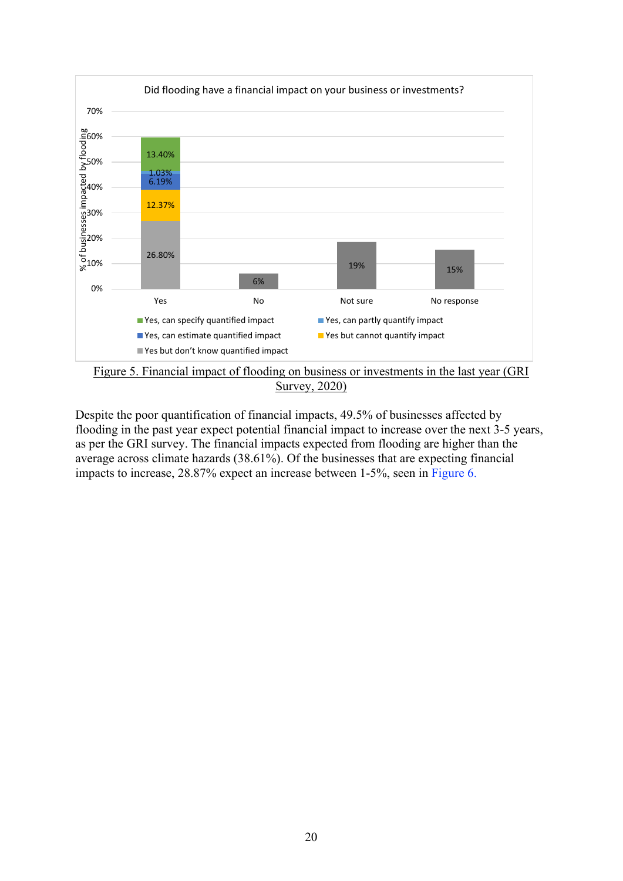Did flooding have a financial impact on your business or investments?

| | Yes | No | Not sure | No response |
|---|---|---|---|---|
| Yes, can specify quantified impact | 13.40% | | | |
| Yes, can partly quantify impact | 1.03% | | | |
| Yes, can estimate quantified impact | 6.19% | | | |
| Yes but cannot quantify impact | 12.37% | | | |
| Yes but don't know quantified impact | 26.80% | | | |
| Total | | 6% | 19% | 15% |

Figure 5. Financial impact of flooding on business or investments in the last year (GRI Survey, 2020)

Despite the poor quantification of financial impacts, 49.5% of businesses affected by flooding in the past year expect potential financial impact to increase over the next 3-5 years, as per the GRI survey. The financial impacts expected from flooding are higher than the average across climate hazards (38.61%). Of the businesses that are expecting financial impacts to increase, 28.87% expect an increase between 1-5%, seen in Figure 6.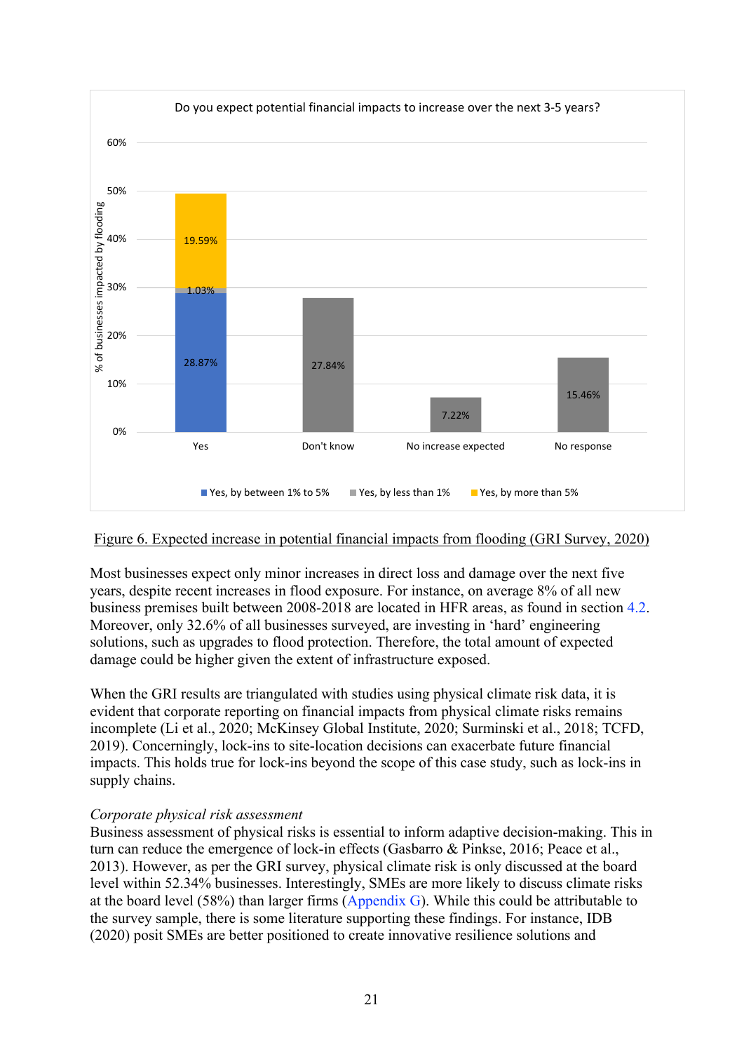Figure 6. Expected increase in potential financial impacts from flooding (GRI Survey, 2020)

Most businesses expect only minor increases in direct loss and damage over the next five years, despite recent increases in flood exposure. For instance, on average 8% of all new business premises built between 2008-2018 are located in HFR areas, as found in section 4.2. Moreover, only 32.6% of all businesses surveyed, are investing in 'hard' engineering solutions, such as upgrades to flood protection. Therefore, the total amount of expected damage could be higher given the extent of infrastructure exposed.

When the GRI results are triangulated with studies using physical climate risk data, it is evident that corporate reporting on financial impacts from physical climate risks remains incomplete (Li et al., 2020; McKinsey Global Institute, 2020; Surminski et al., 2018; TCFD, 2019). Concerningly, lock-ins to site-location decisions can exacerbate future financial impacts. This holds true for lock-ins beyond the scope of this case study, such as lock-ins in supply chains.

*Corporate physical risk assessment*

Business assessment of physical risks is essential to inform adaptive decision-making. This in turn can reduce the emergence of lock-in effects (Gasbarro & Pinkse, 2016; Peace et al., 2013). However, as per the GRI survey, physical climate risk is only discussed at the board level within 52.34% businesses. Interestingly, SMEs are more likely to discuss climate risks at the board level (58%) than larger firms (Appendix G). While this could be attributable to the survey sample, there is some literature supporting these findings. For instance, IDB (2020) posit SMEs are better positioned to create innovative resilience solutions and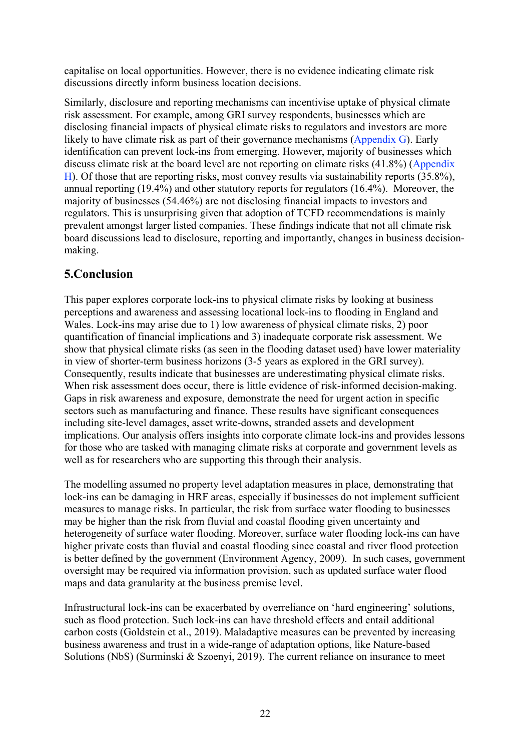capitalise on local opportunities. However, there is no evidence indicating climate risk discussions directly inform business location decisions.

Similarly, disclosure and reporting mechanisms can incentivise uptake of physical climate risk assessment. For example, among GRI survey respondents, businesses which are disclosing financial impacts of physical climate risks to regulators and investors are more likely to have climate risk as part of their governance mechanisms (Appendix G). Early identification can prevent lock-ins from emerging. However, majority of businesses which discuss climate risk at the board level are not reporting on climate risks (41.8%) (Appendix H). Of those that are reporting risks, most convey results via sustainability reports (35.8%), annual reporting (19.4%) and other statutory reports for regulators (16.4%). Moreover, the majority of businesses (54.46%) are not disclosing financial impacts to investors and regulators. This is unsurprising given that adoption of TCFD recommendations is mainly prevalent amongst larger listed companies. These findings indicate that not all climate risk board discussions lead to disclosure, reporting and importantly, changes in business decision-making.

## 5.Conclusion

This paper explores corporate lock-ins to physical climate risks by looking at business perceptions and awareness and assessing locational lock-ins to flooding in England and Wales. Lock-ins may arise due to 1) low awareness of physical climate risks, 2) poor quantification of financial implications and 3) inadequate corporate risk assessment. We show that physical climate risks (as seen in the flooding dataset used) have lower materiality in view of shorter-term business horizons (3-5 years as explored in the GRI survey). Consequently, results indicate that businesses are underestimating physical climate risks. When risk assessment does occur, there is little evidence of risk-informed decision-making. Gaps in risk awareness and exposure, demonstrate the need for urgent action in specific sectors such as manufacturing and finance. These results have significant consequences including site-level damages, asset write-downs, stranded assets and development implications. Our analysis offers insights into corporate climate lock-ins and provides lessons for those who are tasked with managing climate risks at corporate and government levels as well as for researchers who are supporting this through their analysis.

The modelling assumed no property level adaptation measures in place, demonstrating that lock-ins can be damaging in HRF areas, especially if businesses do not implement sufficient measures to manage risks. In particular, the risk from surface water flooding to businesses may be higher than the risk from fluvial and coastal flooding given uncertainty and heterogeneity of surface water flooding. Moreover, surface water flooding lock-ins can have higher private costs than fluvial and coastal flooding since coastal and river flood protection is better defined by the government (Environment Agency, 2009). In such cases, government oversight may be required via information provision, such as updated surface water flood maps and data granularity at the business premise level.

Infrastructural lock-ins can be exacerbated by overreliance on 'hard engineering' solutions, such as flood protection. Such lock-ins can have threshold effects and entail additional carbon costs (Goldstein et al., 2019). Maladaptive measures can be prevented by increasing business awareness and trust in a wide-range of adaptation options, like Nature-based Solutions (NbS) (Surminski & Szoenyi, 2019). The current reliance on insurance to meet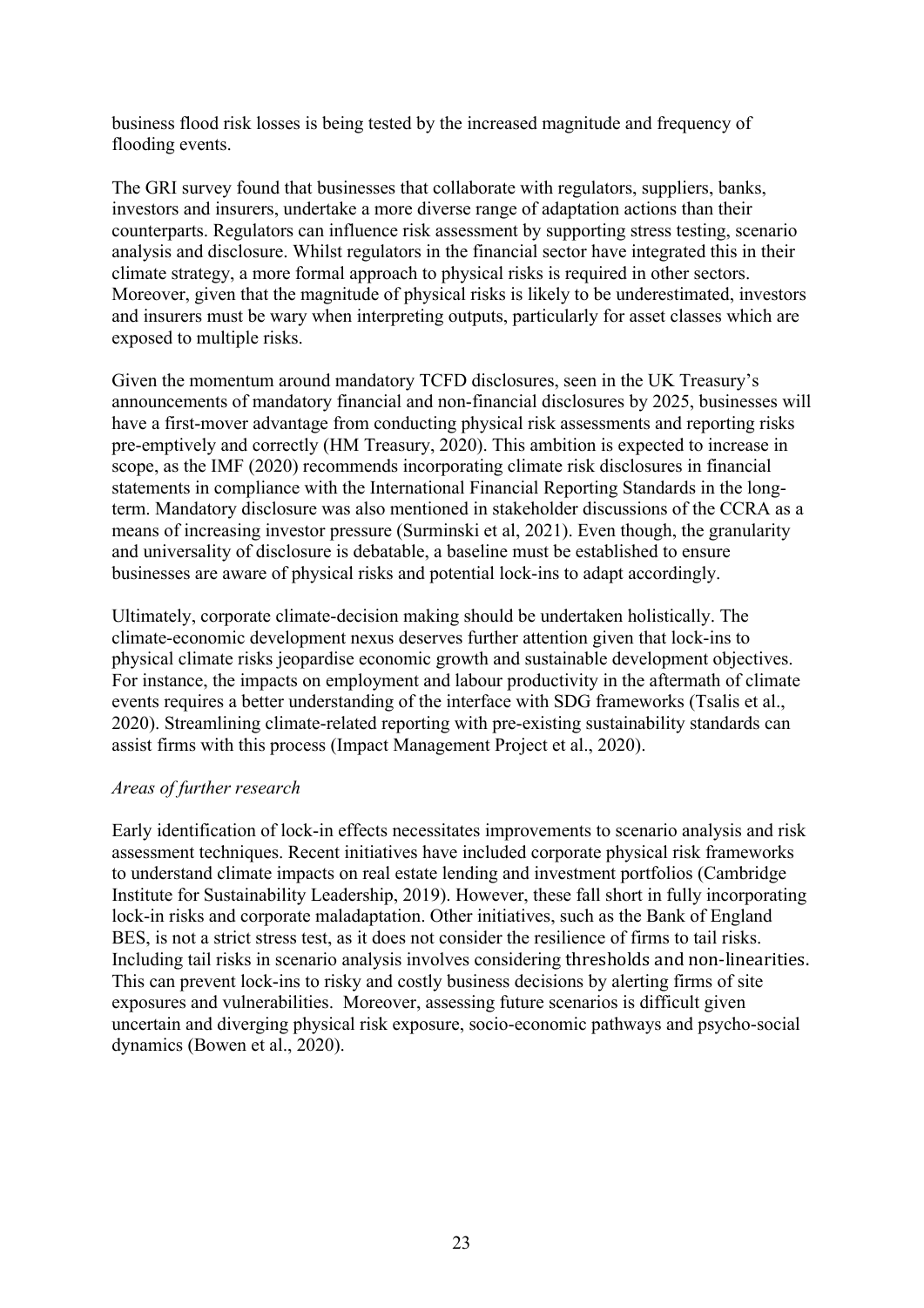business flood risk losses is being tested by the increased magnitude and frequency of flooding events.

The GRI survey found that businesses that collaborate with regulators, suppliers, banks, investors and insurers, undertake a more diverse range of adaptation actions than their counterparts. Regulators can influence risk assessment by supporting stress testing, scenario analysis and disclosure. Whilst regulators in the financial sector have integrated this in their climate strategy, a more formal approach to physical risks is required in other sectors. Moreover, given that the magnitude of physical risks is likely to be underestimated, investors and insurers must be wary when interpreting outputs, particularly for asset classes which are exposed to multiple risks.

Given the momentum around mandatory TCFD disclosures, seen in the UK Treasury's announcements of mandatory financial and non-financial disclosures by 2025, businesses will have a first-mover advantage from conducting physical risk assessments and reporting risks pre-emptively and correctly (HM Treasury, 2020). This ambition is expected to increase in scope, as the IMF (2020) recommends incorporating climate risk disclosures in financial statements in compliance with the International Financial Reporting Standards in the long-term. Mandatory disclosure was also mentioned in stakeholder discussions of the CCRA as a means of increasing investor pressure (Surminski et al, 2021). Even though, the granularity and universality of disclosure is debatable, a baseline must be established to ensure businesses are aware of physical risks and potential lock-ins to adapt accordingly.

Ultimately, corporate climate-decision making should be undertaken holistically. The climate-economic development nexus deserves further attention given that lock-ins to physical climate risks jeopardise economic growth and sustainable development objectives. For instance, the impacts on employment and labour productivity in the aftermath of climate events requires a better understanding of the interface with SDG frameworks (Tsalis et al., 2020). Streamlining climate-related reporting with pre-existing sustainability standards can assist firms with this process (Impact Management Project et al., 2020).

*Areas of further research*

Early identification of lock-in effects necessitates improvements to scenario analysis and risk assessment techniques. Recent initiatives have included corporate physical risk frameworks to understand climate impacts on real estate lending and investment portfolios (Cambridge Institute for Sustainability Leadership, 2019). However, these fall short in fully incorporating lock-in risks and corporate maladaptation. Other initiatives, such as the Bank of England BES, is not a strict stress test, as it does not consider the resilience of firms to tail risks. Including tail risks in scenario analysis involves considering thresholds and non-linearities. This can prevent lock-ins to risky and costly business decisions by alerting firms of site exposures and vulnerabilities. Moreover, assessing future scenarios is difficult given uncertain and diverging physical risk exposure, socio-economic pathways and psycho-social dynamics (Bowen et al., 2020).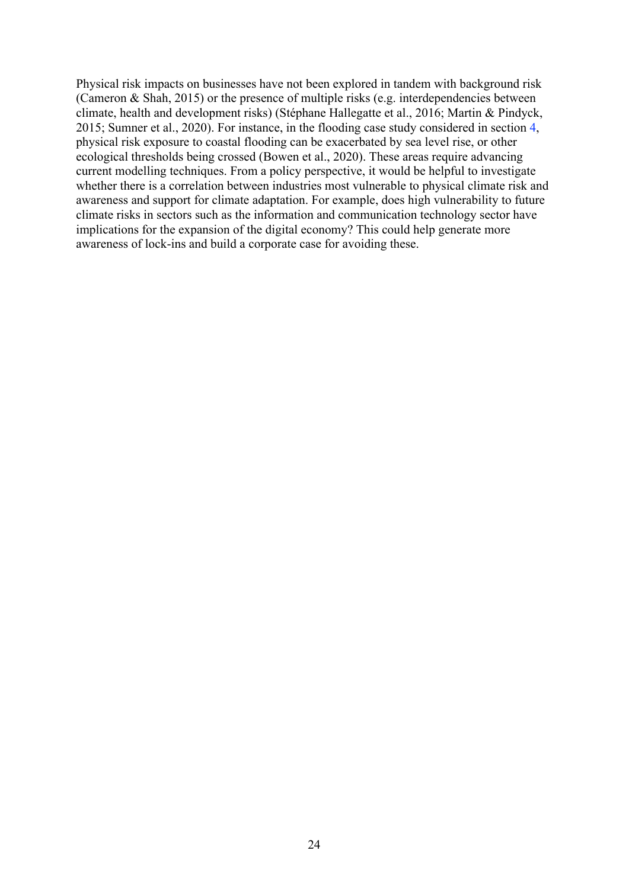Physical risk impacts on businesses have not been explored in tandem with background risk (Cameron & Shah, 2015) or the presence of multiple risks (e.g. interdependencies between climate, health and development risks) (Stéphane Hallegatte et al., 2016; Martin & Pindyck, 2015; Sumner et al., 2020). For instance, in the flooding case study considered in section 4, physical risk exposure to coastal flooding can be exacerbated by sea level rise, or other ecological thresholds being crossed (Bowen et al., 2020). These areas require advancing current modelling techniques. From a policy perspective, it would be helpful to investigate whether there is a correlation between industries most vulnerable to physical climate risk and awareness and support for climate adaptation. For example, does high vulnerability to future climate risks in sectors such as the information and communication technology sector have implications for the expansion of the digital economy? This could help generate more awareness of lock-ins and build a corporate case for avoiding these.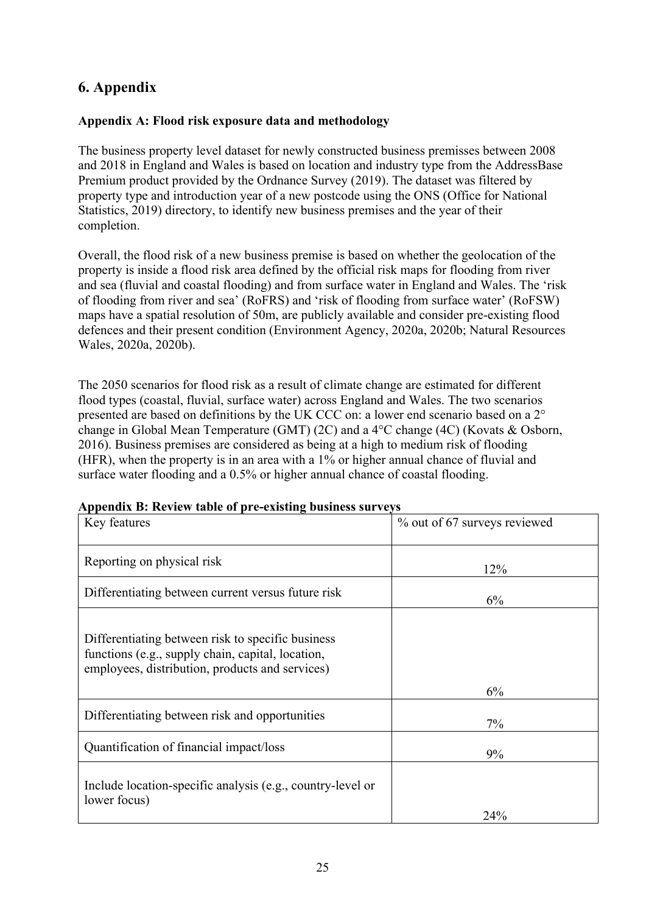## 6. Appendix

**Appendix A: Flood risk exposure data and methodology**

The business property level dataset for newly constructed business premisses between 2008 and 2018 in England and Wales is based on location and industry type from the AddressBase Premium product provided by the Ordnance Survey (2019). The dataset was filtered by property type and introduction year of a new postcode using the ONS (Office for National Statistics, 2019) directory, to identify new business premises and the year of their completion.

Overall, the flood risk of a new business premise is based on whether the geolocation of the property is inside a flood risk area defined by the official risk maps for flooding from river and sea (fluvial and coastal flooding) and from surface water in England and Wales. The 'risk of flooding from river and sea' (RoFRS) and 'risk of flooding from surface water' (RoFSW) maps have a spatial resolution of 50m, are publicly available and consider pre-existing flood defences and their present condition (Environment Agency, 2020a, 2020b; Natural Resources Wales, 2020a, 2020b).

The 2050 scenarios for flood risk as a result of climate change are estimated for different flood types (coastal, fluvial, surface water) across England and Wales. The two scenarios presented are based on definitions by the UK CCC on: a lower end scenario based on a 2° change in Global Mean Temperature (GMT) (2C) and a 4°C change (4C) (Kovats & Osborn, 2016). Business premises are considered as being at a high to medium risk of flooding (HFR), when the property is in an area with a 1% or higher annual chance of fluvial and surface water flooding and a 0.5% or higher annual chance of coastal flooding.

**Appendix B: Review table of pre-existing business surveys**

| Key features | % out of 67 surveys reviewed |
|---|---|
| Reporting on physical risk | 12% |
| Differentiating between current versus future risk | 6% |
| Differentiating between risk to specific business functions (e.g., supply chain, capital, location, employees, distribution, products and services) | 6% |
| Differentiating between risk and opportunities | 7% |
| Quantification of financial impact/loss | 9% |
| Include location-specific analysis (e.g., country-level or lower focus) | 24% |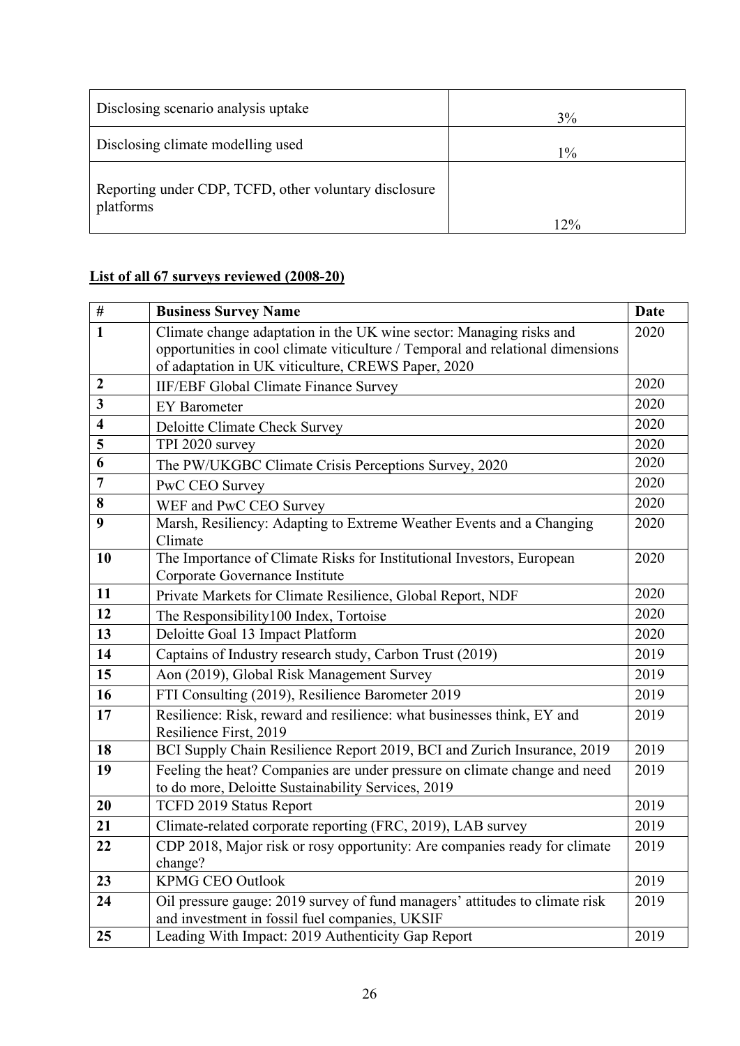| Disclosing scenario analysis uptake | 3% |
|---|---|
| Disclosing climate modelling used | 1% |
| Reporting under CDP, TCFD, other voluntary disclosure platforms | 12% |

**List of all 67 surveys reviewed (2008-20)**

| # | Business Survey Name | Date |
|---|---|---|
| **1** | Climate change adaptation in the UK wine sector: Managing risks and opportunities in cool climate viticulture / Temporal and relational dimensions of adaptation in UK viticulture, CREWS Paper, 2020 | 2020 |
| **2** | IIF/EBF Global Climate Finance Survey | 2020 |
| **3** | EY Barometer | 2020 |
| **4** | Deloitte Climate Check Survey | 2020 |
| **5** | TPI 2020 survey | 2020 |
| **6** | The PW/UKGBC Climate Crisis Perceptions Survey, 2020 | 2020 |
| **7** | PwC CEO Survey | 2020 |
| **8** | WEF and PwC CEO Survey | 2020 |
| **9** | Marsh, Resiliency: Adapting to Extreme Weather Events and a Changing Climate | 2020 |
| **10** | The Importance of Climate Risks for Institutional Investors, European Corporate Governance Institute | 2020 |
| **11** | Private Markets for Climate Resilience, Global Report, NDF | 2020 |
| **12** | The Responsibility100 Index, Tortoise | 2020 |
| **13** | Deloitte Goal 13 Impact Platform | 2020 |
| **14** | Captains of Industry research study, Carbon Trust (2019) | 2019 |
| **15** | Aon (2019), Global Risk Management Survey | 2019 |
| **16** | FTI Consulting (2019), Resilience Barometer 2019 | 2019 |
| **17** | Resilience: Risk, reward and resilience: what businesses think, EY and Resilience First, 2019 | 2019 |
| **18** | BCI Supply Chain Resilience Report 2019, BCI and Zurich Insurance, 2019 | 2019 |
| **19** | Feeling the heat? Companies are under pressure on climate change and need to do more, Deloitte Sustainability Services, 2019 | 2019 |
| **20** | TCFD 2019 Status Report | 2019 |
| **21** | Climate-related corporate reporting (FRC, 2019), LAB survey | 2019 |
| **22** | CDP 2018, Major risk or rosy opportunity: Are companies ready for climate change? | 2019 |
| **23** | KPMG CEO Outlook | 2019 |
| **24** | Oil pressure gauge: 2019 survey of fund managers' attitudes to climate risk and investment in fossil fuel companies, UKSIF | 2019 |
| **25** | Leading With Impact: 2019 Authenticity Gap Report | 2019 |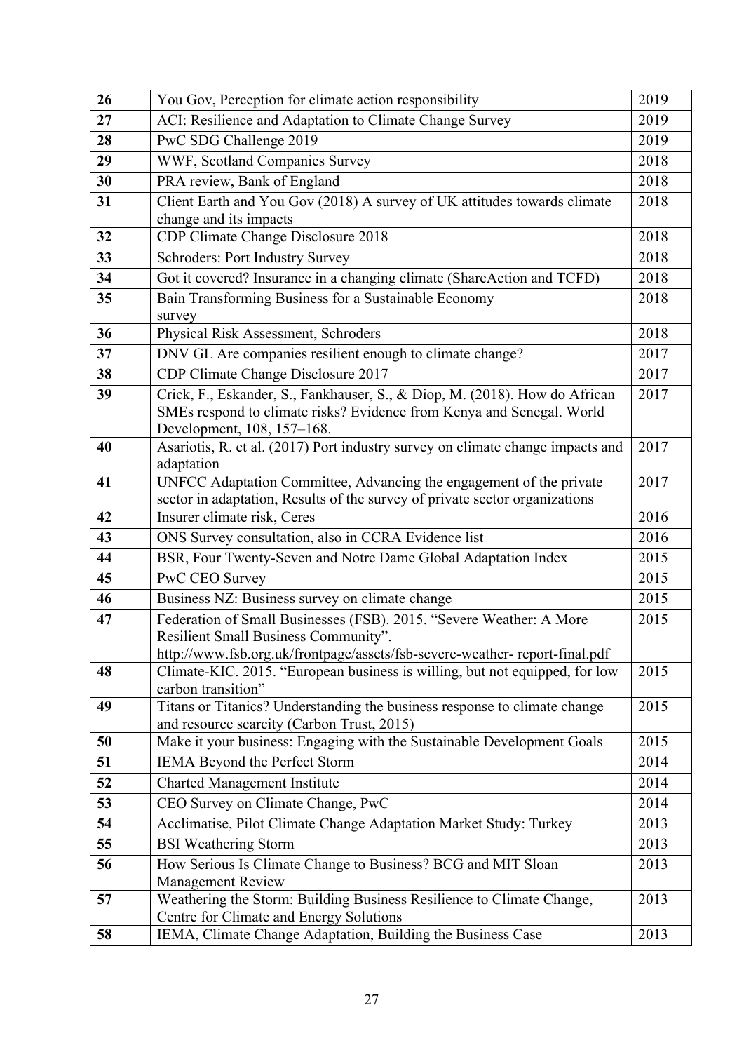| 26 | You Gov, Perception for climate action responsibility | 2019 |
|---|---|---|
| 27 | ACI: Resilience and Adaptation to Climate Change Survey | 2019 |
| 28 | PwC SDG Challenge 2019 | 2019 |
| 29 | WWF, Scotland Companies Survey | 2018 |
| 30 | PRA review, Bank of England | 2018 |
| 31 | Client Earth and You Gov (2018) A survey of UK attitudes towards climate change and its impacts | 2018 |
| 32 | CDP Climate Change Disclosure 2018 | 2018 |
| 33 | Schroders: Port Industry Survey | 2018 |
| 34 | Got it covered? Insurance in a changing climate (ShareAction and TCFD) | 2018 |
| 35 | Bain Transforming Business for a Sustainable Economy survey | 2018 |
| 36 | Physical Risk Assessment, Schroders | 2018 |
| 37 | DNV GL Are companies resilient enough to climate change? | 2017 |
| 38 | CDP Climate Change Disclosure 2017 | 2017 |
| 39 | Crick, F., Eskander, S., Fankhauser, S., & Diop, M. (2018). How do African SMEs respond to climate risks? Evidence from Kenya and Senegal. World Development, 108, 157–168. | 2017 |
| 40 | Asariotis, R. et al. (2017) Port industry survey on climate change impacts and adaptation | 2017 |
| 41 | UNFCC Adaptation Committee, Advancing the engagement of the private sector in adaptation, Results of the survey of private sector organizations | 2017 |
| 42 | Insurer climate risk, Ceres | 2016 |
| 43 | ONS Survey consultation, also in CCRA Evidence list | 2016 |
| 44 | BSR, Four Twenty-Seven and Notre Dame Global Adaptation Index | 2015 |
| 45 | PwC CEO Survey | 2015 |
| 46 | Business NZ: Business survey on climate change | 2015 |
| 47 | Federation of Small Businesses (FSB). 2015. "Severe Weather: A More Resilient Small Business Community". http://www.fsb.org.uk/frontpage/assets/fsb-severe-weather- report-final.pdf | 2015 |
| 48 | Climate-KIC. 2015. "European business is willing, but not equipped, for low carbon transition" | 2015 |
| 49 | Titans or Titanics? Understanding the business response to climate change and resource scarcity (Carbon Trust, 2015) | 2015 |
| 50 | Make it your business: Engaging with the Sustainable Development Goals | 2015 |
| 51 | IEMA Beyond the Perfect Storm | 2014 |
| 52 | Charted Management Institute | 2014 |
| 53 | CEO Survey on Climate Change, PwC | 2014 |
| 54 | Acclimatise, Pilot Climate Change Adaptation Market Study: Turkey | 2013 |
| 55 | BSI Weathering Storm | 2013 |
| 56 | How Serious Is Climate Change to Business? BCG and MIT Sloan Management Review | 2013 |
| 57 | Weathering the Storm: Building Business Resilience to Climate Change, Centre for Climate and Energy Solutions | 2013 |
| 58 | IEMA, Climate Change Adaptation, Building the Business Case | 2013 |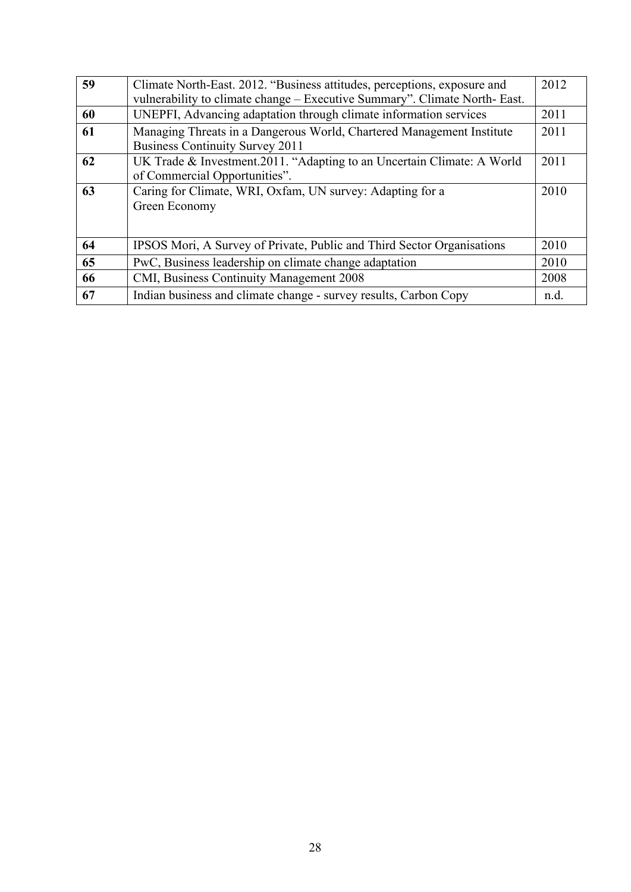| | | |
|---|---|---|
| **59** | Climate North-East. 2012. "Business attitudes, perceptions, exposure and vulnerability to climate change – Executive Summary". Climate North- East. | 2012 |
| **60** | UNEPFI, Advancing adaptation through climate information services | 2011 |
| **61** | Managing Threats in a Dangerous World, Chartered Management Institute Business Continuity Survey 2011 | 2011 |
| **62** | UK Trade & Investment.2011. "Adapting to an Uncertain Climate: A World of Commercial Opportunities". | 2011 |
| **63** | Caring for Climate, WRI, Oxfam, UN survey: Adapting for a Green Economy | 2010 |
| **64** | IPSOS Mori, A Survey of Private, Public and Third Sector Organisations | 2010 |
| **65** | PwC, Business leadership on climate change adaptation | 2010 |
| **66** | CMI, Business Continuity Management 2008 | 2008 |
| **67** | Indian business and climate change - survey results, Carbon Copy | n.d. |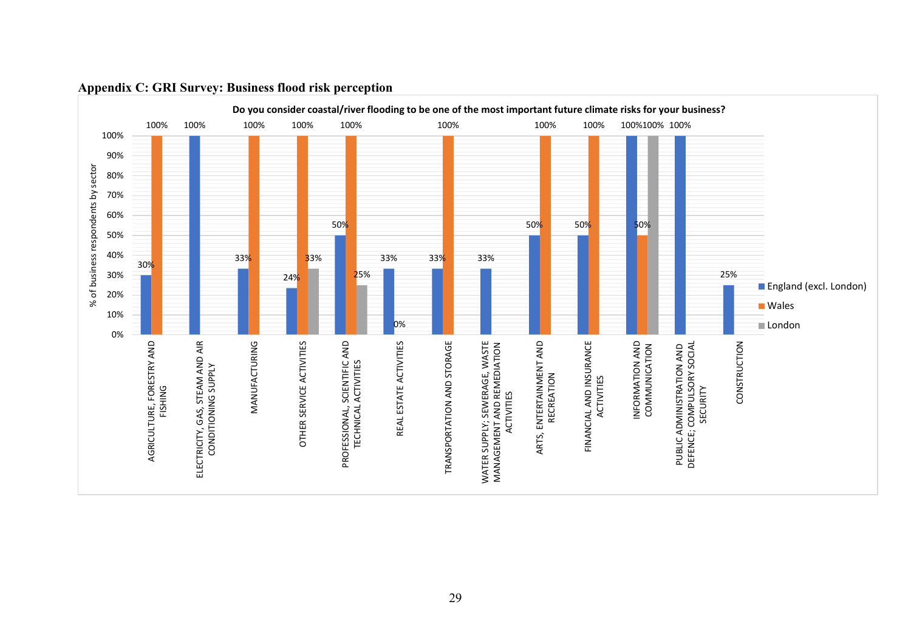**Appendix C: GRI Survey: Business flood risk perception**

**Do you consider coastal/river flooding to be one of the most important future climate risks for your business?**

| Sector | England (excl. London) | Wales | London |
|---|---|---|---|
| AGRICULTURE, FORESTRY AND FISHING | 30% | 100% | |
| ELECTRICITY, GAS, STEAM AND AIR CONDITIONING SUPPLY | 100% | | |
| MANUFACTURING | 33% | 100% | |
| OTHER SERVICE ACTIVITIES | 24% | 100% | 33% |
| PROFESSIONAL, SCIENTIFIC AND TECHNICAL ACTIVITIES | 50% | 100% | 25% |
| REAL ESTATE ACTIVITIES | 33% | 0% | |
| TRANSPORTATION AND STORAGE | 33% | 100% | |
| WATER SUPPLY; SEWERAGE, WASTE MANAGEMENT AND REMEDIATION ACTIVITIES | 33% | | |
| ARTS, ENTERTAINMENT AND RECREATION | 50% | 100% | |
| FINANCIAL AND INSURANCE ACTIVITIES | 50% | 100% | |
| INFORMATION AND COMMUNICATION | 100% | 50% | 100% |
| PUBLIC ADMINISTRATION AND DEFENCE; COMPULSORY SOCIAL SECURITY | 100% | | |
| CONSTRUCTION | 25% | | |

Y-axis: % of business respondents by sector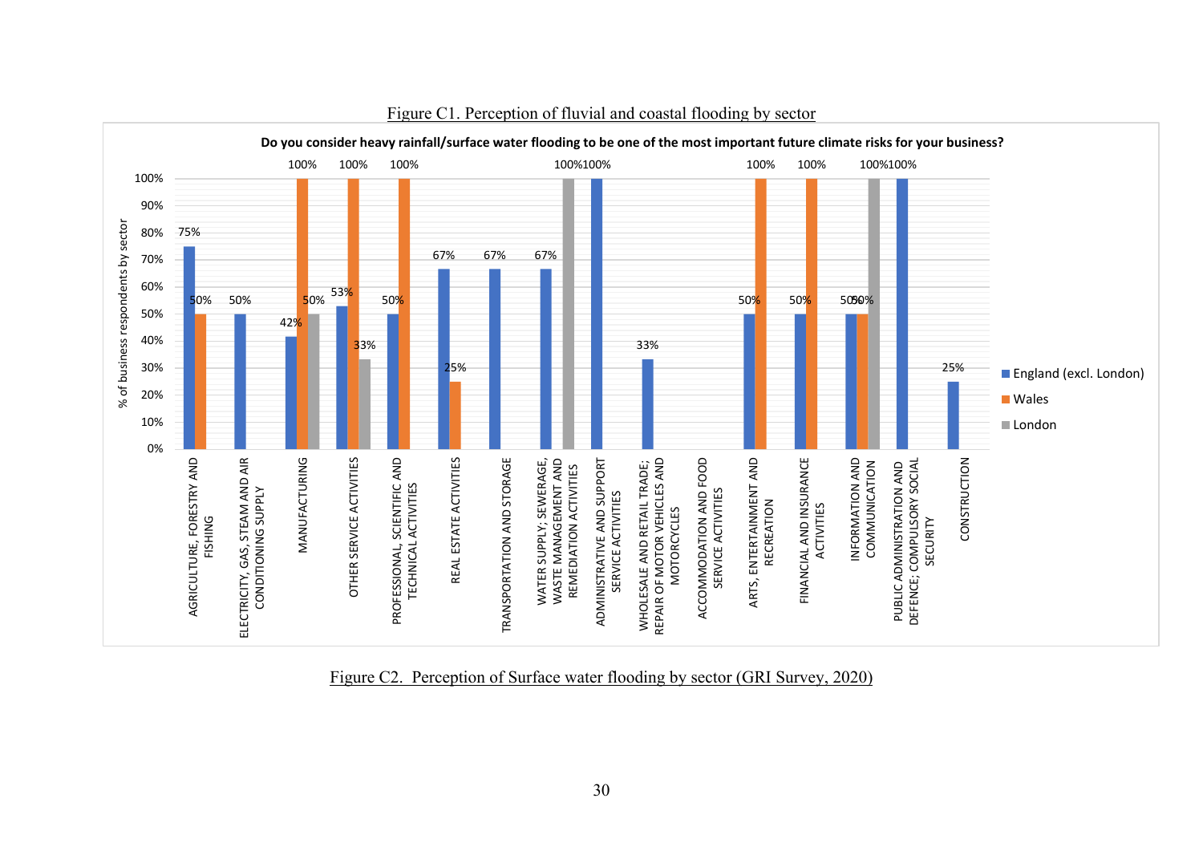Figure C1. Perception of fluvial and coastal flooding by sector

**Do you consider heavy rainfall/surface water flooding to be one of the most important future climate risks for your business?**

| Sector | England (excl. London) | Wales | London |
|---|---|---|---|
| AGRICULTURE, FORESTRY AND FISHING | 75% | 50% | |
| ELECTRICITY, GAS, STEAM AND AIR CONDITIONING SUPPLY | 50% | | |
| MANUFACTURING | 42% | 100% | 50% |
| OTHER SERVICE ACTIVITIES | 53% | 100% | 33% |
| PROFESSIONAL, SCIENTIFIC AND TECHNICAL ACTIVITIES | 50% | 100% | |
| REAL ESTATE ACTIVITIES | 67% | 25% | |
| TRANSPORTATION AND STORAGE | 67% | | |
| WATER SUPPLY; SEWERAGE, WASTE MANAGEMENT AND REMEDIATION ACTIVITIES | 67% | | 100% |
| ADMINISTRATIVE AND SUPPORT SERVICE ACTIVITIES | 100% | | |
| WHOLESALE AND RETAIL TRADE; REPAIR OF MOTOR VEHICLES AND MOTORCYCLES | 33% | | |
| ACCOMMODATION AND FOOD SERVICE ACTIVITIES | | | |
| ARTS, ENTERTAINMENT AND RECREATION | 50% | 100% | |
| FINANCIAL AND INSURANCE ACTIVITIES | 50% | 100% | |
| INFORMATION AND COMMUNICATION | 50% | 50% | 100% |
| PUBLIC ADMINISTRATION AND DEFENCE; COMPULSORY SOCIAL SECURITY | 100% | | |
| CONSTRUCTION | 25% | | |

Figure C2. Perception of Surface water flooding by sector (GRI Survey, 2020)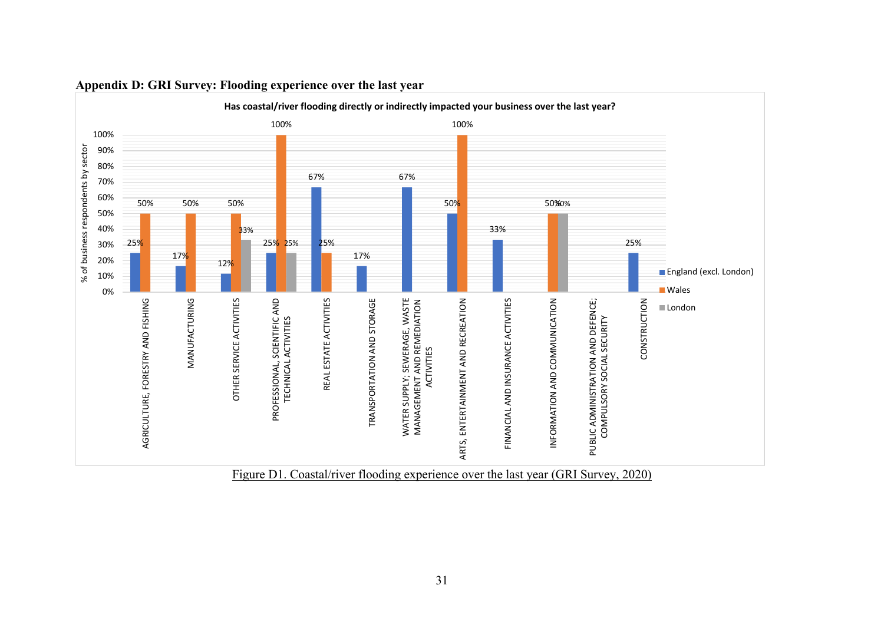**Appendix D: GRI Survey: Flooding experience over the last year**

Has coastal/river flooding directly or indirectly impacted your business over the last year?

| Sector | England (excl. London) | Wales | London |
|---|---|---|---|
| AGRICULTURE, FORESTRY AND FISHING | 25% | 50% | |
| MANUFACTURING | 17% | 50% | |
| OTHER SERVICE ACTIVITIES | 12% | 50% | 33% |
| PROFESSIONAL, SCIENTIFIC AND TECHNICAL ACTIVITIES | 25% | 100% | 25% |
| REAL ESTATE ACTIVITIES | 67% | 25% | |
| TRANSPORTATION AND STORAGE | 17% | | |
| WATER SUPPLY; SEWERAGE, WASTE MANAGEMENT AND REMEDIATION ACTIVITIES | 67% | | |
| ARTS, ENTERTAINMENT AND RECREATION | 50% | 100% | |
| FINANCIAL AND INSURANCE ACTIVITIES | 33% | | |
| INFORMATION AND COMMUNICATION | | 50% | 50% |
| PUBLIC ADMINISTRATION AND DEFENCE; COMPULSORY SOCIAL SECURITY | | | |
| CONSTRUCTION | 25% | | |

Y-axis: % of business respondents by sector

Figure D1. Coastal/river flooding experience over the last year (GRI Survey, 2020)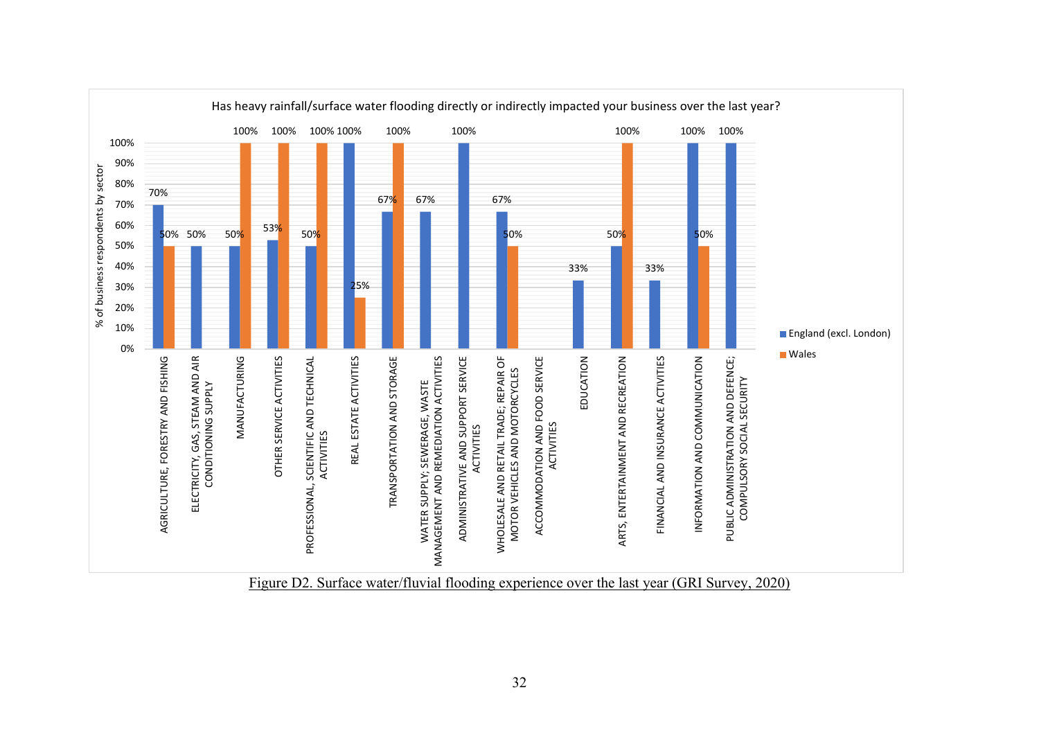Has heavy rainfall/surface water flooding directly or indirectly impacted your business over the last year?

| Sector | England (excl. London) | Wales |
| --- | --- | --- |
| AGRICULTURE, FORESTRY AND FISHING | 70% | 50% |
| ELECTRICITY, GAS, STEAM AND AIR CONDITIONING SUPPLY | 50% | |
| MANUFACTURING | 50% | 100% |
| OTHER SERVICE ACTIVITIES | 53% | 100% |
| PROFESSIONAL, SCIENTIFIC AND TECHNICAL ACTIVITIES | 50% | 100% |
| REAL ESTATE ACTIVITIES | 100% | 25% |
| TRANSPORTATION AND STORAGE | 67% | 100% |
| WATER SUPPLY; SEWERAGE, WASTE MANAGEMENT AND REMEDIATION ACTIVITIES | 67% | |
| ADMINISTRATIVE AND SUPPORT SERVICE ACTIVITIES | 100% | |
| WHOLESALE AND RETAIL TRADE; REPAIR OF MOTOR VEHICLES AND MOTORCYCLES | 67% | 50% |
| ACCOMMODATION AND FOOD SERVICE ACTIVITIES | | |
| EDUCATION | 33% | |
| ARTS, ENTERTAINMENT AND RECREATION | 50% | 100% |
| FINANCIAL AND INSURANCE ACTIVITIES | 33% | |
| INFORMATION AND COMMUNICATION | 100% | 50% |
| PUBLIC ADMINISTRATION AND DEFENCE; COMPULSORY SOCIAL SECURITY | 100% | |

Y-axis: % of business respondents by sector

Figure D2. Surface water/fluvial flooding experience over the last year (GRI Survey, 2020)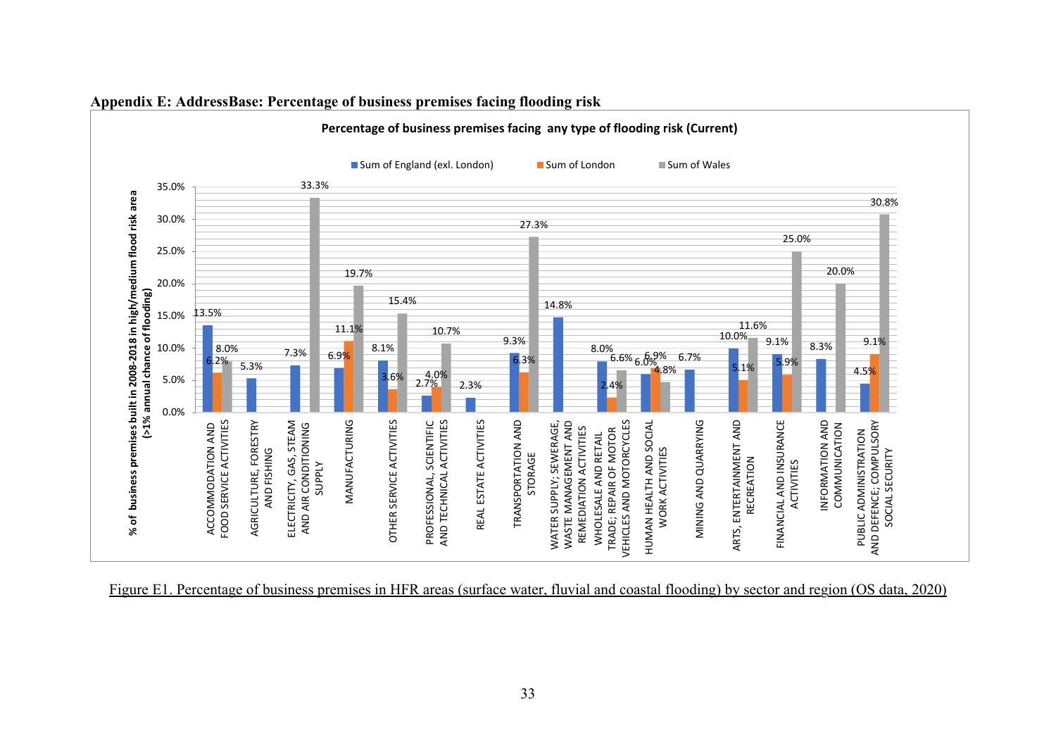## Appendix E: AddressBase: Percentage of business premises facing flooding risk

**Percentage of business premises facing any type of flooding risk (Current)**

% of business premises built in 2008-2018 in high/medium flood risk area (>1% annual chance of flooding)

| Sector | Sum of England (exl. London) | Sum of London | Sum of Wales |
|---|---|---|---|
| ACCOMMODATION AND FOOD SERVICE ACTIVITIES | 13.5% | 6.2% | 8.0% |
| AGRICULTURE, FORESTRY AND FISHING | 5.3% | | |
| ELECTRICITY, GAS, STEAM AND AIR CONDITIONING SUPPLY | 7.3% | | 33.3% |
| MANUFACTURING | 6.9% | 11.1% | 19.7% |
| OTHER SERVICE ACTIVITIES | 8.1% | 3.6% | 15.4% |
| PROFESSIONAL, SCIENTIFIC AND TECHNICAL ACTIVITIES | 2.7% | 4.0% | 10.7% |
| REAL ESTATE ACTIVITIES | 2.3% | | |
| TRANSPORTATION AND STORAGE | 9.3% | 6.3% | 27.3% |
| WATER SUPPLY; SEWERAGE, WASTE MANAGEMENT AND REMEDIATION ACTIVITIES | 14.8% | | |
| WHOLESALE AND RETAIL TRADE; REPAIR OF MOTOR VEHICLES AND MOTORCYCLES | 8.0% | 2.4% | 6.6% |
| HUMAN HEALTH AND SOCIAL WORK ACTIVITIES | 6.0% | 6.9% | 4.8% |
| MINING AND QUARRYING | 6.7% | | |
| ARTS, ENTERTAINMENT AND RECREATION | 10.0% | 5.1% | 11.6% |
| FINANCIAL AND INSURANCE ACTIVITIES | 9.1% | 5.9% | 25.0% |
| INFORMATION AND COMMUNICATION | 8.3% | | 20.0% |
| PUBLIC ADMINISTRATION AND DEFENCE; COMPULSORY SOCIAL SECURITY | 4.5% | 9.1% | 30.8% |

Figure E1. Percentage of business premises in HFR areas (surface water, fluvial and coastal flooding) by sector and region (OS data, 2020)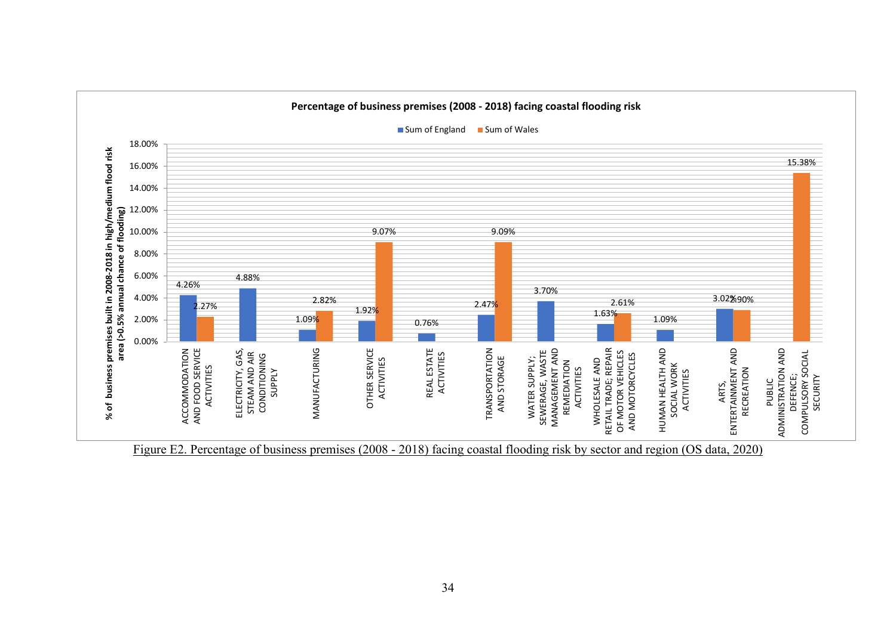**Percentage of business premises (2008 - 2018) facing coastal flooding risk**

% of business premises built in 2008-2018 in high/medium flood risk area (>0.5% annual chance of flooding)

| Sector | Sum of England | Sum of Wales |
|---|---|---|
| ACCOMMODATION AND FOOD SERVICE ACTIVITIES | 4.26% | 2.27% |
| ELECTRICITY, GAS, STEAM AND AIR CONDITIONING SUPPLY | 4.88% | |
| MANUFACTURING | 1.09% | 2.82% |
| OTHER SERVICE ACTIVITIES | 1.92% | 9.07% |
| REAL ESTATE ACTIVITIES | 0.76% | |
| TRANSPORTATION AND STORAGE | 2.47% | 9.09% |
| WATER SUPPLY; SEWERAGE, WASTE MANAGEMENT AND REMEDIATION ACTIVITIES | 3.70% | |
| WHOLESALE AND RETAIL TRADE; REPAIR OF MOTOR VEHICLES AND MOTORCYCLES | 1.63% | 2.61% |
| HUMAN HEALTH AND SOCIAL WORK ACTIVITIES | 1.09% | |
| ARTS, ENTERTAINMENT AND RECREATION | 3.02% | 2.90% |
| PUBLIC ADMINISTRATION AND DEFENCE; COMPULSORY SOCIAL SECURITY | | 15.38% |

Figure E2. Percentage of business premises (2008 - 2018) facing coastal flooding risk by sector and region (OS data, 2020)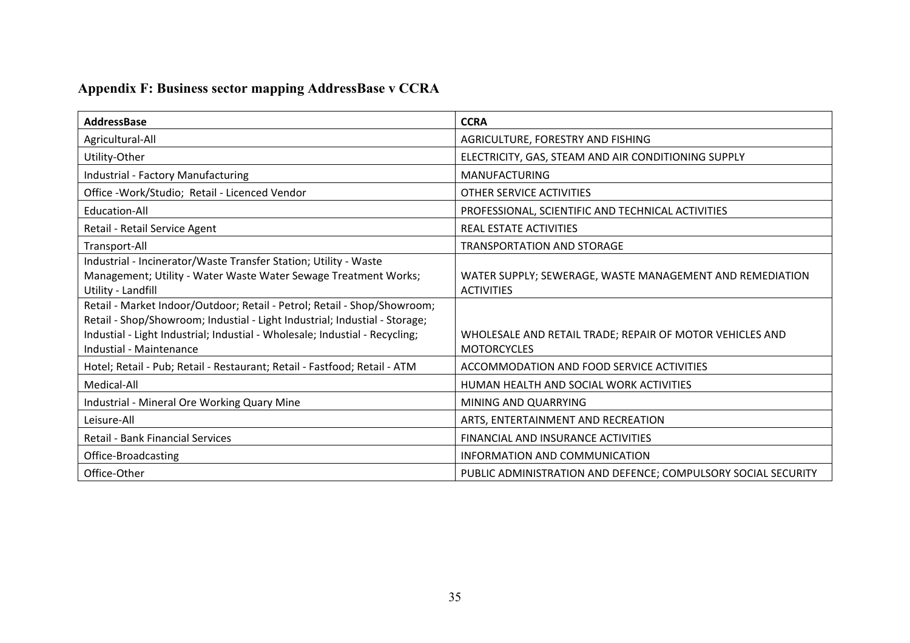## Appendix F: Business sector mapping AddressBase v CCRA

| AddressBase | CCRA |
|---|---|
| Agricultural-All | AGRICULTURE, FORESTRY AND FISHING |
| Utility-Other | ELECTRICITY, GAS, STEAM AND AIR CONDITIONING SUPPLY |
| Industrial - Factory Manufacturing | MANUFACTURING |
| Office -Work/Studio; Retail - Licenced Vendor | OTHER SERVICE ACTIVITIES |
| Education-All | PROFESSIONAL, SCIENTIFIC AND TECHNICAL ACTIVITIES |
| Retail - Retail Service Agent | REAL ESTATE ACTIVITIES |
| Transport-All | TRANSPORTATION AND STORAGE |
| Industrial - Incinerator/Waste Transfer Station; Utility - Waste Management; Utility - Water Waste Water Sewage Treatment Works; Utility - Landfill | WATER SUPPLY; SEWERAGE, WASTE MANAGEMENT AND REMEDIATION ACTIVITIES |
| Retail - Market Indoor/Outdoor; Retail - Petrol; Retail - Shop/Showroom; Retail - Shop/Showroom; Industial - Light Industrial; Industial - Storage; Industial - Light Industrial; Industial - Wholesale; Industial - Recycling; Industial - Maintenance | WHOLESALE AND RETAIL TRADE; REPAIR OF MOTOR VEHICLES AND MOTORCYCLES |
| Hotel; Retail - Pub; Retail - Restaurant; Retail - Fastfood; Retail - ATM | ACCOMMODATION AND FOOD SERVICE ACTIVITIES |
| Medical-All | HUMAN HEALTH AND SOCIAL WORK ACTIVITIES |
| Industrial - Mineral Ore Working Quary Mine | MINING AND QUARRYING |
| Leisure-All | ARTS, ENTERTAINMENT AND RECREATION |
| Retail - Bank Financial Services | FINANCIAL AND INSURANCE ACTIVITIES |
| Office-Broadcasting | INFORMATION AND COMMUNICATION |
| Office-Other | PUBLIC ADMINISTRATION AND DEFENCE; COMPULSORY SOCIAL SECURITY |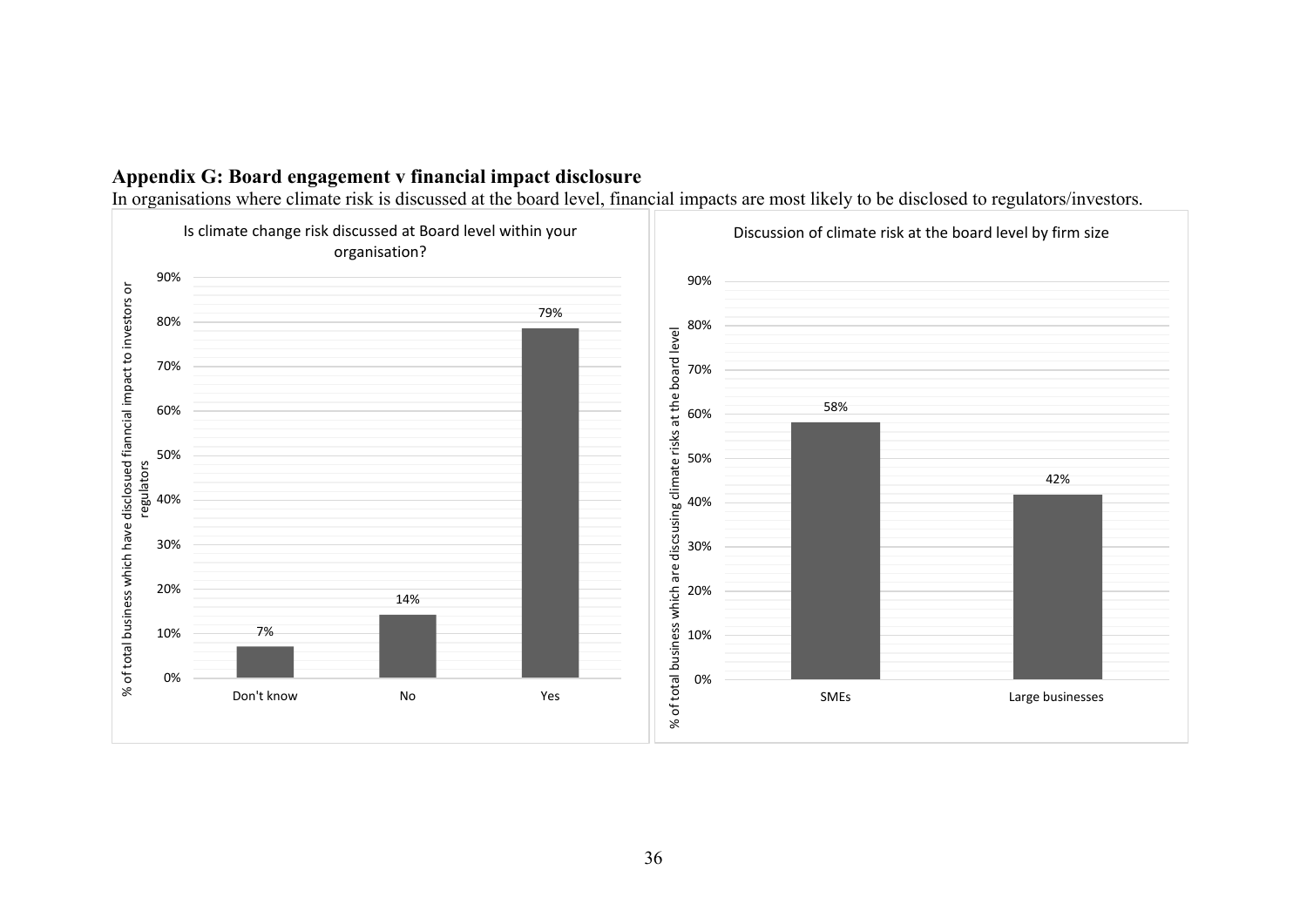## Appendix G: Board engagement v financial impact disclosure

In organisations where climate risk is discussed at the board level, financial impacts are most likely to be disclosed to regulators/investors.

**Is climate change risk discussed at Board level within your organisation?**

| Response | % of total business which have disclosued fianncial impact to investors or regulators |
| --- | --- |
| Don't know | 7% |
| No | 14% |
| Yes | 79% |

**Discussion of climate risk at the board level by firm size**

| Firm size | % of total business which are discsusing climate risks at the board level |
| --- | --- |
| SMEs | 58% |
| Large businesses | 42% |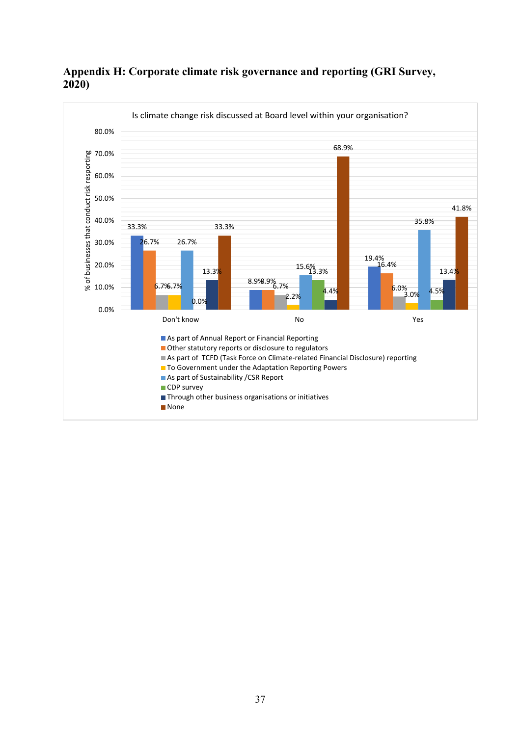## Appendix H: Corporate climate risk governance and reporting (GRI Survey, 2020)

Is climate change risk discussed at Board level within your organisation?

| % of businesses that conduct risk reporting | Don't know | No | Yes |
|---|---|---|---|
| As part of Annual Report or Financial Reporting | 33.3% | 8.9% | 19.4% |
| Other statutory reports or disclosure to regulators | 26.7% | 8.9% | 16.4% |
| As part of TCFD (Task Force on Climate-related Financial Disclosure) reporting | 6.7% | 6.7% | 6.0% |
| To Government under the Adaptation Reporting Powers | 6.7% | 2.2% | 3.0% |
| As part of Sustainability /CSR Report | 26.7% | 15.6% | 35.8% |
| CDP survey | 0.0% | 13.3% | 4.5% |
| Through other business organisations or initiatives | 13.3% | 4.4% | 13.4% |
| None | 33.3% | 68.9% | 41.8% |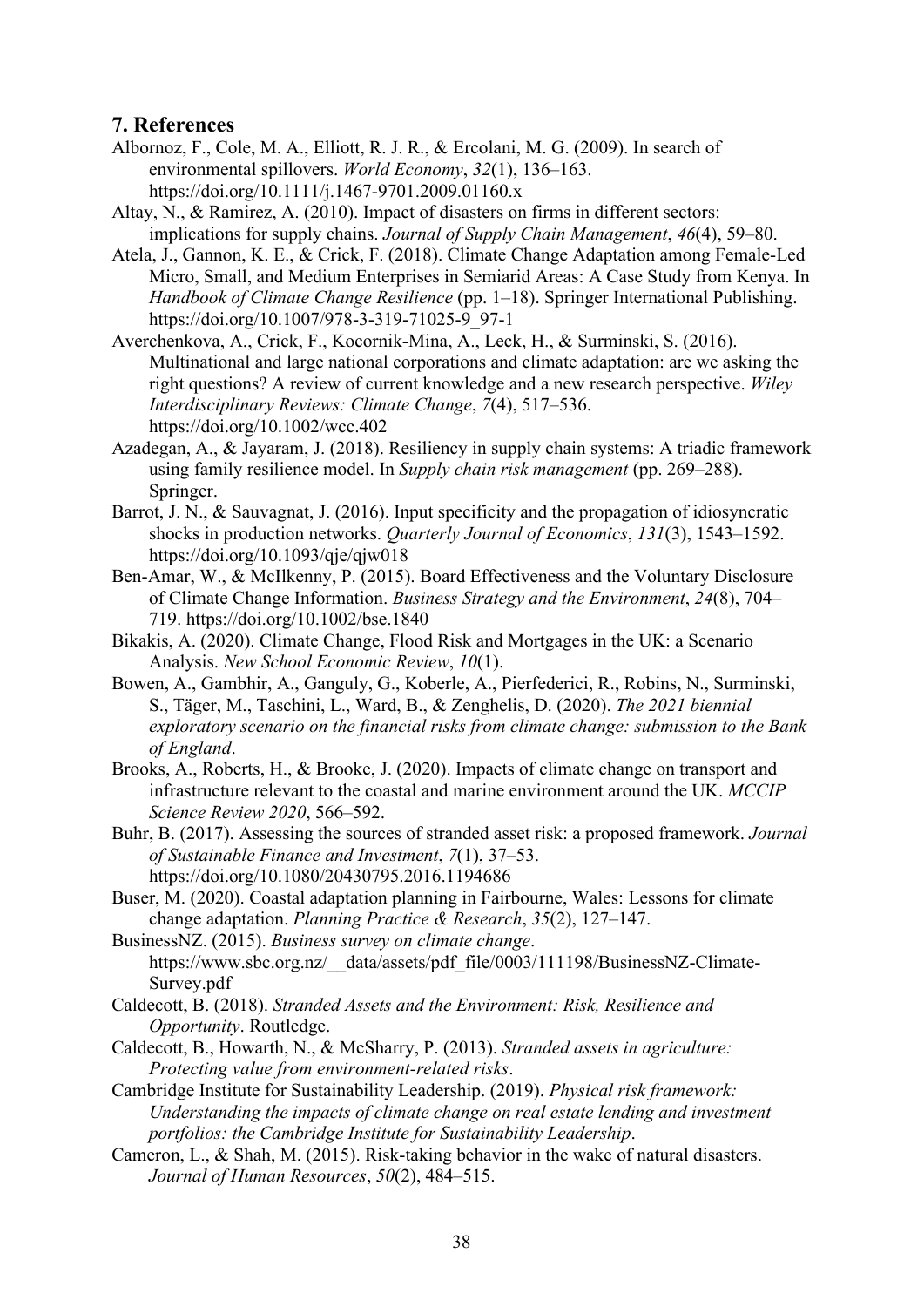## 7. References

Albornoz, F., Cole, M. A., Elliott, R. J. R., & Ercolani, M. G. (2009). In search of environmental spillovers. *World Economy*, *32*(1), 136–163. https://doi.org/10.1111/j.1467-9701.2009.01160.x

Altay, N., & Ramirez, A. (2010). Impact of disasters on firms in different sectors: implications for supply chains. *Journal of Supply Chain Management*, *46*(4), 59–80.

Atela, J., Gannon, K. E., & Crick, F. (2018). Climate Change Adaptation among Female-Led Micro, Small, and Medium Enterprises in Semiarid Areas: A Case Study from Kenya. In *Handbook of Climate Change Resilience* (pp. 1–18). Springer International Publishing. https://doi.org/10.1007/978-3-319-71025-9_97-1

Averchenkova, A., Crick, F., Kocornik-Mina, A., Leck, H., & Surminski, S. (2016). Multinational and large national corporations and climate adaptation: are we asking the right questions? A review of current knowledge and a new research perspective. *Wiley Interdisciplinary Reviews: Climate Change*, *7*(4), 517–536. https://doi.org/10.1002/wcc.402

Azadegan, A., & Jayaram, J. (2018). Resiliency in supply chain systems: A triadic framework using family resilience model. In *Supply chain risk management* (pp. 269–288). Springer.

Barrot, J. N., & Sauvagnat, J. (2016). Input specificity and the propagation of idiosyncratic shocks in production networks. *Quarterly Journal of Economics*, *131*(3), 1543–1592. https://doi.org/10.1093/qje/qjw018

Ben-Amar, W., & McIlkenny, P. (2015). Board Effectiveness and the Voluntary Disclosure of Climate Change Information. *Business Strategy and the Environment*, *24*(8), 704–719. https://doi.org/10.1002/bse.1840

Bikakis, A. (2020). Climate Change, Flood Risk and Mortgages in the UK: a Scenario Analysis. *New School Economic Review*, *10*(1).

Bowen, A., Gambhir, A., Ganguly, G., Koberle, A., Pierfederici, R., Robins, N., Surminski, S., Täger, M., Taschini, L., Ward, B., & Zenghelis, D. (2020). *The 2021 biennial exploratory scenario on the financial risks from climate change: submission to the Bank of England*.

Brooks, A., Roberts, H., & Brooke, J. (2020). Impacts of climate change on transport and infrastructure relevant to the coastal and marine environment around the UK. *MCCIP Science Review 2020*, 566–592.

Buhr, B. (2017). Assessing the sources of stranded asset risk: a proposed framework. *Journal of Sustainable Finance and Investment*, *7*(1), 37–53. https://doi.org/10.1080/20430795.2016.1194686

Buser, M. (2020). Coastal adaptation planning in Fairbourne, Wales: Lessons for climate change adaptation. *Planning Practice & Research*, *35*(2), 127–147.

BusinessNZ. (2015). *Business survey on climate change*. https://www.sbc.org.nz/__data/assets/pdf_file/0003/111198/BusinessNZ-Climate-Survey.pdf

Caldecott, B. (2018). *Stranded Assets and the Environment: Risk, Resilience and Opportunity*. Routledge.

Caldecott, B., Howarth, N., & McSharry, P. (2013). *Stranded assets in agriculture: Protecting value from environment-related risks*.

Cambridge Institute for Sustainability Leadership. (2019). *Physical risk framework: Understanding the impacts of climate change on real estate lending and investment portfolios: the Cambridge Institute for Sustainability Leadership*.

Cameron, L., & Shah, M. (2015). Risk-taking behavior in the wake of natural disasters. *Journal of Human Resources*, *50*(2), 484–515.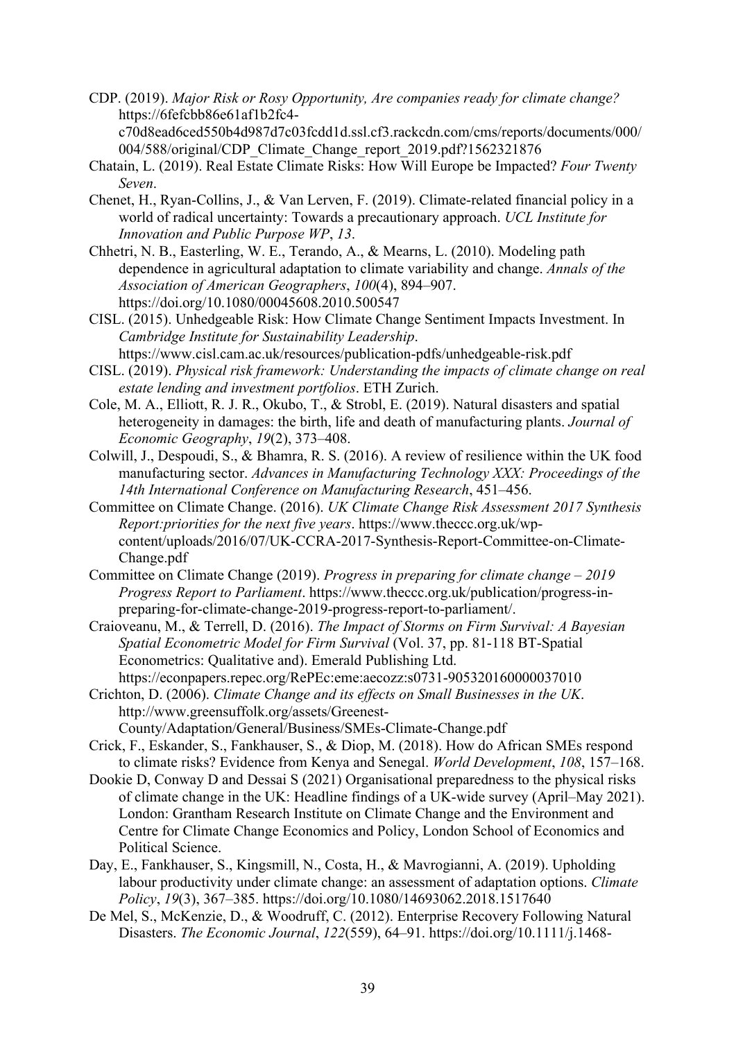CDP. (2019). *Major Risk or Rosy Opportunity, Are companies ready for climate change?* https://6fefcbb86e61af1b2fc4-c70d8ead6ced550b4d987d7c03fcdd1d.ssl.cf3.rackcdn.com/cms/reports/documents/000/004/588/original/CDP_Climate_Change_report_2019.pdf?1562321876

Chatain, L. (2019). Real Estate Climate Risks: How Will Europe be Impacted? *Four Twenty Seven*.

Chenet, H., Ryan-Collins, J., & Van Lerven, F. (2019). Climate-related financial policy in a world of radical uncertainty: Towards a precautionary approach. *UCL Institute for Innovation and Public Purpose WP*, *13*.

Chhetri, N. B., Easterling, W. E., Terando, A., & Mearns, L. (2010). Modeling path dependence in agricultural adaptation to climate variability and change. *Annals of the Association of American Geographers*, *100*(4), 894–907. https://doi.org/10.1080/00045608.2010.500547

CISL. (2015). Unhedgeable Risk: How Climate Change Sentiment Impacts Investment. In *Cambridge Institute for Sustainability Leadership*. https://www.cisl.cam.ac.uk/resources/publication-pdfs/unhedgeable-risk.pdf

CISL. (2019). *Physical risk framework: Understanding the impacts of climate change on real estate lending and investment portfolios*. ETH Zurich.

Cole, M. A., Elliott, R. J. R., Okubo, T., & Strobl, E. (2019). Natural disasters and spatial heterogeneity in damages: the birth, life and death of manufacturing plants. *Journal of Economic Geography*, *19*(2), 373–408.

Colwill, J., Despoudi, S., & Bhamra, R. S. (2016). A review of resilience within the UK food manufacturing sector. *Advances in Manufacturing Technology XXX: Proceedings of the 14th International Conference on Manufacturing Research*, 451–456.

Committee on Climate Change. (2016). *UK Climate Change Risk Assessment 2017 Synthesis Report:priorities for the next five years*. https://www.theccc.org.uk/wp-content/uploads/2016/07/UK-CCRA-2017-Synthesis-Report-Committee-on-Climate-Change.pdf

Committee on Climate Change (2019). *Progress in preparing for climate change – 2019 Progress Report to Parliament*. https://www.theccc.org.uk/publication/progress-in-preparing-for-climate-change-2019-progress-report-to-parliament/.

Craioveanu, M., & Terrell, D. (2016). *The Impact of Storms on Firm Survival: A Bayesian Spatial Econometric Model for Firm Survival* (Vol. 37, pp. 81-118 BT-Spatial Econometrics: Qualitative and). Emerald Publishing Ltd. https://econpapers.repec.org/RePEc:eme:aecozz:s0731-905320160000037010

Crichton, D. (2006). *Climate Change and its effects on Small Businesses in the UK*. http://www.greensuffolk.org/assets/Greenest-County/Adaptation/General/Business/SMEs-Climate-Change.pdf

Crick, F., Eskander, S., Fankhauser, S., & Diop, M. (2018). How do African SMEs respond to climate risks? Evidence from Kenya and Senegal. *World Development*, *108*, 157–168.

Dookie D, Conway D and Dessai S (2021) Organisational preparedness to the physical risks of climate change in the UK: Headline findings of a UK-wide survey (April–May 2021). London: Grantham Research Institute on Climate Change and the Environment and Centre for Climate Change Economics and Policy, London School of Economics and Political Science.

Day, E., Fankhauser, S., Kingsmill, N., Costa, H., & Mavrogianni, A. (2019). Upholding labour productivity under climate change: an assessment of adaptation options. *Climate Policy*, *19*(3), 367–385. https://doi.org/10.1080/14693062.2018.1517640

De Mel, S., McKenzie, D., & Woodruff, C. (2012). Enterprise Recovery Following Natural Disasters. *The Economic Journal*, *122*(559), 64–91. https://doi.org/10.1111/j.1468-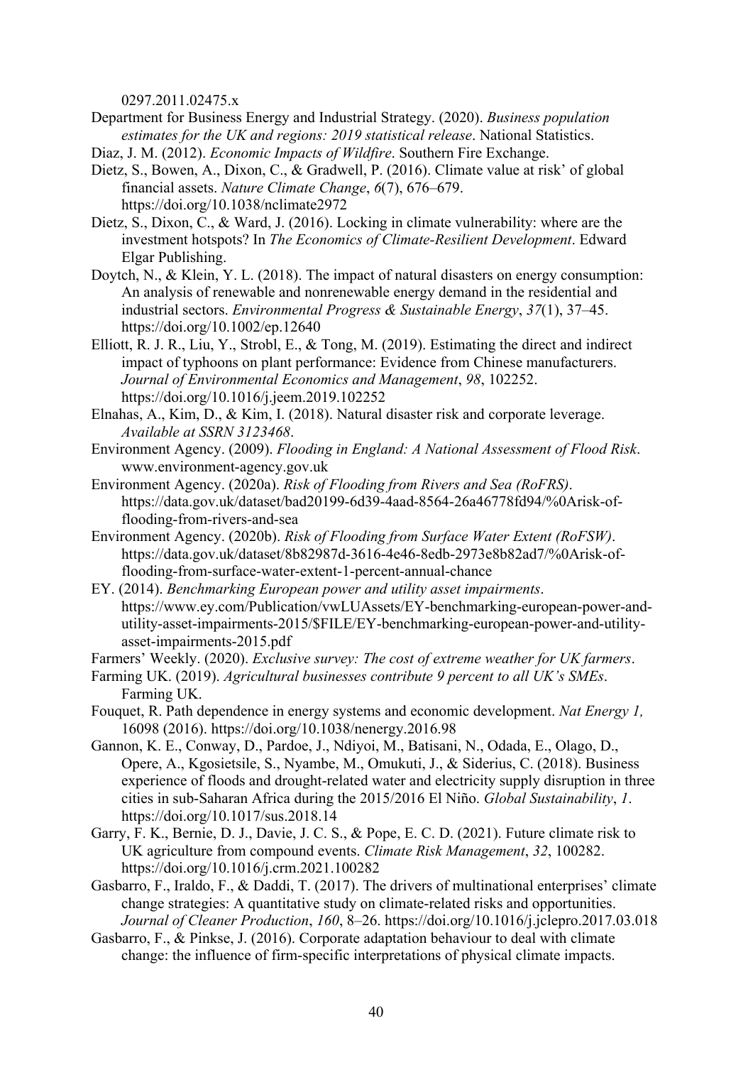0297.2011.02475.x

Department for Business Energy and Industrial Strategy. (2020). *Business population estimates for the UK and regions: 2019 statistical release*. National Statistics.

Diaz, J. M. (2012). *Economic Impacts of Wildfire*. Southern Fire Exchange.

Dietz, S., Bowen, A., Dixon, C., & Gradwell, P. (2016). Climate value at risk' of global financial assets. *Nature Climate Change*, *6*(7), 676–679. https://doi.org/10.1038/nclimate2972

Dietz, S., Dixon, C., & Ward, J. (2016). Locking in climate vulnerability: where are the investment hotspots? In *The Economics of Climate-Resilient Development*. Edward Elgar Publishing.

Doytch, N., & Klein, Y. L. (2018). The impact of natural disasters on energy consumption: An analysis of renewable and nonrenewable energy demand in the residential and industrial sectors. *Environmental Progress & Sustainable Energy*, *37*(1), 37–45. https://doi.org/10.1002/ep.12640

Elliott, R. J. R., Liu, Y., Strobl, E., & Tong, M. (2019). Estimating the direct and indirect impact of typhoons on plant performance: Evidence from Chinese manufacturers. *Journal of Environmental Economics and Management*, *98*, 102252. https://doi.org/10.1016/j.jeem.2019.102252

Elnahas, A., Kim, D., & Kim, I. (2018). Natural disaster risk and corporate leverage. *Available at SSRN 3123468*.

Environment Agency. (2009). *Flooding in England: A National Assessment of Flood Risk*. www.environment-agency.gov.uk

Environment Agency. (2020a). *Risk of Flooding from Rivers and Sea (RoFRS)*. https://data.gov.uk/dataset/bad20199-6d39-4aad-8564-26a46778fd94/%0Arisk-of-flooding-from-rivers-and-sea

Environment Agency. (2020b). *Risk of Flooding from Surface Water Extent (RoFSW)*. https://data.gov.uk/dataset/8b82987d-3616-4e46-8edb-2973e8b82ad7/%0Arisk-of-flooding-from-surface-water-extent-1-percent-annual-chance

EY. (2014). *Benchmarking European power and utility asset impairments*. https://www.ey.com/Publication/vwLUAssets/EY-benchmarking-european-power-and-utility-asset-impairments-2015/$FILE/EY-benchmarking-european-power-and-utility-asset-impairments-2015.pdf

Farmers' Weekly. (2020). *Exclusive survey: The cost of extreme weather for UK farmers*.

Farming UK. (2019). *Agricultural businesses contribute 9 percent to all UK's SMEs*. Farming UK.

Fouquet, R. Path dependence in energy systems and economic development. *Nat Energy 1,* 16098 (2016). https://doi.org/10.1038/nenergy.2016.98

Gannon, K. E., Conway, D., Pardoe, J., Ndiyoi, M., Batisani, N., Odada, E., Olago, D., Opere, A., Kgosietsile, S., Nyambe, M., Omukuti, J., & Siderius, C. (2018). Business experience of floods and drought-related water and electricity supply disruption in three cities in sub-Saharan Africa during the 2015/2016 El Niño. *Global Sustainability*, *1*. https://doi.org/10.1017/sus.2018.14

Garry, F. K., Bernie, D. J., Davie, J. C. S., & Pope, E. C. D. (2021). Future climate risk to UK agriculture from compound events. *Climate Risk Management*, *32*, 100282. https://doi.org/10.1016/j.crm.2021.100282

Gasbarro, F., Iraldo, F., & Daddi, T. (2017). The drivers of multinational enterprises' climate change strategies: A quantitative study on climate-related risks and opportunities. *Journal of Cleaner Production*, *160*, 8–26. https://doi.org/10.1016/j.jclepro.2017.03.018

Gasbarro, F., & Pinkse, J. (2016). Corporate adaptation behaviour to deal with climate change: the influence of firm-specific interpretations of physical climate impacts.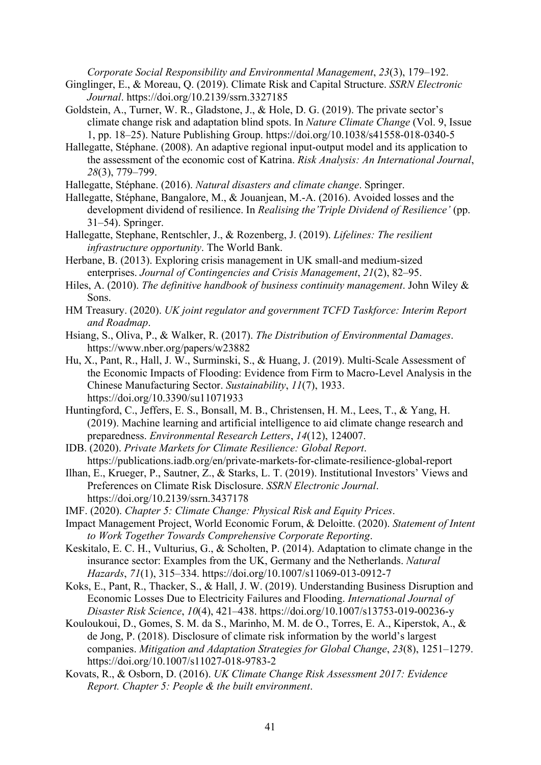*Corporate Social Responsibility and Environmental Management*, *23*(3), 179–192.

Ginglinger, E., & Moreau, Q. (2019). Climate Risk and Capital Structure. *SSRN Electronic Journal*. https://doi.org/10.2139/ssrn.3327185

Goldstein, A., Turner, W. R., Gladstone, J., & Hole, D. G. (2019). The private sector's climate change risk and adaptation blind spots. In *Nature Climate Change* (Vol. 9, Issue 1, pp. 18–25). Nature Publishing Group. https://doi.org/10.1038/s41558-018-0340-5

Hallegatte, Stéphane. (2008). An adaptive regional input-output model and its application to the assessment of the economic cost of Katrina. *Risk Analysis: An International Journal*, *28*(3), 779–799.

Hallegatte, Stéphane. (2016). *Natural disasters and climate change*. Springer.

Hallegatte, Stéphane, Bangalore, M., & Jouanjean, M.-A. (2016). Avoided losses and the development dividend of resilience. In *Realising the'Triple Dividend of Resilience'* (pp. 31–54). Springer.

Hallegatte, Stephane, Rentschler, J., & Rozenberg, J. (2019). *Lifelines: The resilient infrastructure opportunity*. The World Bank.

Herbane, B. (2013). Exploring crisis management in UK small-and medium-sized enterprises. *Journal of Contingencies and Crisis Management*, *21*(2), 82–95.

Hiles, A. (2010). *The definitive handbook of business continuity management*. John Wiley & Sons.

HM Treasury. (2020). *UK joint regulator and government TCFD Taskforce: Interim Report and Roadmap*.

Hsiang, S., Oliva, P., & Walker, R. (2017). *The Distribution of Environmental Damages*. https://www.nber.org/papers/w23882

Hu, X., Pant, R., Hall, J. W., Surminski, S., & Huang, J. (2019). Multi-Scale Assessment of the Economic Impacts of Flooding: Evidence from Firm to Macro-Level Analysis in the Chinese Manufacturing Sector. *Sustainability*, *11*(7), 1933. https://doi.org/10.3390/su11071933

Huntingford, C., Jeffers, E. S., Bonsall, M. B., Christensen, H. M., Lees, T., & Yang, H. (2019). Machine learning and artificial intelligence to aid climate change research and preparedness. *Environmental Research Letters*, *14*(12), 124007.

IDB. (2020). *Private Markets for Climate Resilience: Global Report*. https://publications.iadb.org/en/private-markets-for-climate-resilience-global-report

Ilhan, E., Krueger, P., Sautner, Z., & Starks, L. T. (2019). Institutional Investors' Views and Preferences on Climate Risk Disclosure. *SSRN Electronic Journal*. https://doi.org/10.2139/ssrn.3437178

IMF. (2020). *Chapter 5: Climate Change: Physical Risk and Equity Prices*.

Impact Management Project, World Economic Forum, & Deloitte. (2020). *Statement of Intent to Work Together Towards Comprehensive Corporate Reporting*.

Keskitalo, E. C. H., Vulturius, G., & Scholten, P. (2014). Adaptation to climate change in the insurance sector: Examples from the UK, Germany and the Netherlands. *Natural Hazards*, *71*(1), 315–334. https://doi.org/10.1007/s11069-013-0912-7

Koks, E., Pant, R., Thacker, S., & Hall, J. W. (2019). Understanding Business Disruption and Economic Losses Due to Electricity Failures and Flooding. *International Journal of Disaster Risk Science*, *10*(4), 421–438. https://doi.org/10.1007/s13753-019-00236-y

Kouloukoui, D., Gomes, S. M. da S., Marinho, M. M. de O., Torres, E. A., Kiperstok, A., & de Jong, P. (2018). Disclosure of climate risk information by the world's largest companies. *Mitigation and Adaptation Strategies for Global Change*, *23*(8), 1251–1279. https://doi.org/10.1007/s11027-018-9783-2

Kovats, R., & Osborn, D. (2016). *UK Climate Change Risk Assessment 2017: Evidence Report. Chapter 5: People & the built environment*.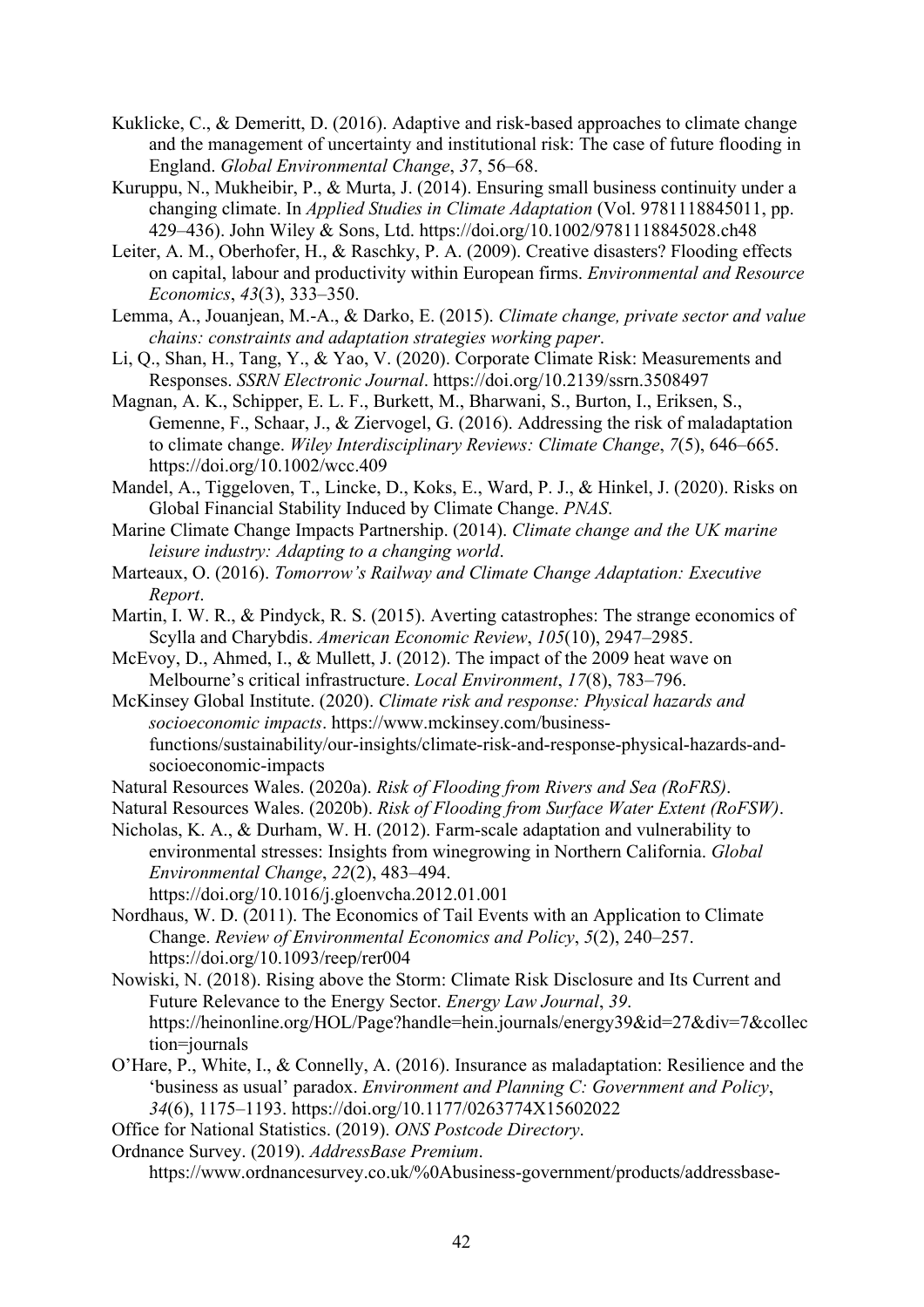Kuklicke, C., & Demeritt, D. (2016). Adaptive and risk-based approaches to climate change and the management of uncertainty and institutional risk: The case of future flooding in England. *Global Environmental Change*, *37*, 56–68.

Kuruppu, N., Mukheibir, P., & Murta, J. (2014). Ensuring small business continuity under a changing climate. In *Applied Studies in Climate Adaptation* (Vol. 9781118845011, pp. 429–436). John Wiley & Sons, Ltd. https://doi.org/10.1002/9781118845028.ch48

Leiter, A. M., Oberhofer, H., & Raschky, P. A. (2009). Creative disasters? Flooding effects on capital, labour and productivity within European firms. *Environmental and Resource Economics*, *43*(3), 333–350.

Lemma, A., Jouanjean, M.-A., & Darko, E. (2015). *Climate change, private sector and value chains: constraints and adaptation strategies working paper*.

Li, Q., Shan, H., Tang, Y., & Yao, V. (2020). Corporate Climate Risk: Measurements and Responses. *SSRN Electronic Journal*. https://doi.org/10.2139/ssrn.3508497

Magnan, A. K., Schipper, E. L. F., Burkett, M., Bharwani, S., Burton, I., Eriksen, S., Gemenne, F., Schaar, J., & Ziervogel, G. (2016). Addressing the risk of maladaptation to climate change. *Wiley Interdisciplinary Reviews: Climate Change*, *7*(5), 646–665. https://doi.org/10.1002/wcc.409

Mandel, A., Tiggeloven, T., Lincke, D., Koks, E., Ward, P. J., & Hinkel, J. (2020). Risks on Global Financial Stability Induced by Climate Change. *PNAS*.

Marine Climate Change Impacts Partnership. (2014). *Climate change and the UK marine leisure industry: Adapting to a changing world*.

Marteaux, O. (2016). *Tomorrow's Railway and Climate Change Adaptation: Executive Report*.

Martin, I. W. R., & Pindyck, R. S. (2015). Averting catastrophes: The strange economics of Scylla and Charybdis. *American Economic Review*, *105*(10), 2947–2985.

McEvoy, D., Ahmed, I., & Mullett, J. (2012). The impact of the 2009 heat wave on Melbourne's critical infrastructure. *Local Environment*, *17*(8), 783–796.

McKinsey Global Institute. (2020). *Climate risk and response: Physical hazards and socioeconomic impacts*. https://www.mckinsey.com/business-functions/sustainability/our-insights/climate-risk-and-response-physical-hazards-and-socioeconomic-impacts

Natural Resources Wales. (2020a). *Risk of Flooding from Rivers and Sea (RoFRS)*.

Natural Resources Wales. (2020b). *Risk of Flooding from Surface Water Extent (RoFSW)*.

Nicholas, K. A., & Durham, W. H. (2012). Farm-scale adaptation and vulnerability to environmental stresses: Insights from winegrowing in Northern California. *Global Environmental Change*, *22*(2), 483–494. https://doi.org/10.1016/j.gloenvcha.2012.01.001

Nordhaus, W. D. (2011). The Economics of Tail Events with an Application to Climate Change. *Review of Environmental Economics and Policy*, *5*(2), 240–257. https://doi.org/10.1093/reep/rer004

Nowiski, N. (2018). Rising above the Storm: Climate Risk Disclosure and Its Current and Future Relevance to the Energy Sector. *Energy Law Journal*, *39*. https://heinonline.org/HOL/Page?handle=hein.journals/energy39&id=27&div=7&collection=journals

O'Hare, P., White, I., & Connelly, A. (2016). Insurance as maladaptation: Resilience and the 'business as usual' paradox. *Environment and Planning C: Government and Policy*, *34*(6), 1175–1193. https://doi.org/10.1177/0263774X15602022

Office for National Statistics. (2019). *ONS Postcode Directory*.

Ordnance Survey. (2019). *AddressBase Premium*. https://www.ordnancesurvey.co.uk/%0Abusiness-government/products/addressbase-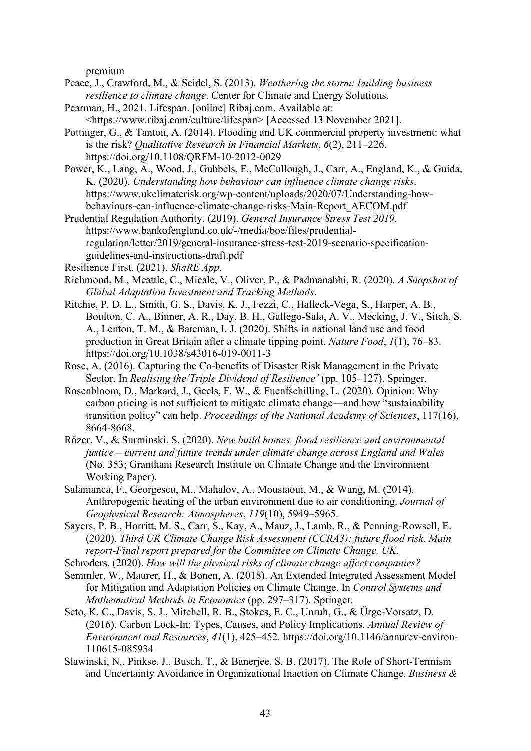premium

Peace, J., Crawford, M., & Seidel, S. (2013). *Weathering the storm: building business resilience to climate change*. Center for Climate and Energy Solutions.

Pearman, H., 2021. Lifespan. [online] Ribaj.com. Available at: <https://www.ribaj.com/culture/lifespan> [Accessed 13 November 2021].

Pottinger, G., & Tanton, A. (2014). Flooding and UK commercial property investment: what is the risk? *Qualitative Research in Financial Markets*, *6*(2), 211–226. https://doi.org/10.1108/QRFM-10-2012-0029

Power, K., Lang, A., Wood, J., Gubbels, F., McCullough, J., Carr, A., England, K., & Guida, K. (2020). *Understanding how behaviour can influence climate change risks*. https://www.ukclimaterisk.org/wp-content/uploads/2020/07/Understanding-how-behaviours-can-influence-climate-change-risks-Main-Report_AECOM.pdf

Prudential Regulation Authority. (2019). *General Insurance Stress Test 2019*. https://www.bankofengland.co.uk/-/media/boe/files/prudential-regulation/letter/2019/general-insurance-stress-test-2019-scenario-specification-guidelines-and-instructions-draft.pdf

Resilience First. (2021). *ShaRE App*.

Richmond, M., Meattle, C., Micale, V., Oliver, P., & Padmanabhi, R. (2020). *A Snapshot of Global Adaptation Investment and Tracking Methods*.

Ritchie, P. D. L., Smith, G. S., Davis, K. J., Fezzi, C., Halleck-Vega, S., Harper, A. B., Boulton, C. A., Binner, A. R., Day, B. H., Gallego-Sala, A. V., Mecking, J. V., Sitch, S. A., Lenton, T. M., & Bateman, I. J. (2020). Shifts in national land use and food production in Great Britain after a climate tipping point. *Nature Food*, *1*(1), 76–83. https://doi.org/10.1038/s43016-019-0011-3

Rose, A. (2016). Capturing the Co-benefits of Disaster Risk Management in the Private Sector. In *Realising the'Triple Dividend of Resilience'* (pp. 105–127). Springer.

Rosenbloom, D., Markard, J., Geels, F. W., & Fuenfschilling, L. (2020). Opinion: Why carbon pricing is not sufficient to mitigate climate change—and how "sustainability transition policy" can help. *Proceedings of the National Academy of Sciences*, 117(16), 8664-8668.

Rözer, V., & Surminski, S. (2020). *New build homes, flood resilience and environmental justice – current and future trends under climate change across England and Wales* (No. 353; Grantham Research Institute on Climate Change and the Environment Working Paper).

Salamanca, F., Georgescu, M., Mahalov, A., Moustaoui, M., & Wang, M. (2014). Anthropogenic heating of the urban environment due to air conditioning. *Journal of Geophysical Research: Atmospheres*, *119*(10), 5949–5965.

Sayers, P. B., Horritt, M. S., Carr, S., Kay, A., Mauz, J., Lamb, R., & Penning-Rowsell, E. (2020). *Third UK Climate Change Risk Assessment (CCRA3): future flood risk. Main report-Final report prepared for the Committee on Climate Change, UK*.

Schroders. (2020). *How will the physical risks of climate change affect companies?*

Semmler, W., Maurer, H., & Bonen, A. (2018). An Extended Integrated Assessment Model for Mitigation and Adaptation Policies on Climate Change. In *Control Systems and Mathematical Methods in Economics* (pp. 297–317). Springer.

Seto, K. C., Davis, S. J., Mitchell, R. B., Stokes, E. C., Unruh, G., & Ürge-Vorsatz, D. (2016). Carbon Lock-In: Types, Causes, and Policy Implications. *Annual Review of Environment and Resources*, *41*(1), 425–452. https://doi.org/10.1146/annurev-environ-110615-085934

Slawinski, N., Pinkse, J., Busch, T., & Banerjee, S. B. (2017). The Role of Short-Termism and Uncertainty Avoidance in Organizational Inaction on Climate Change. *Business &*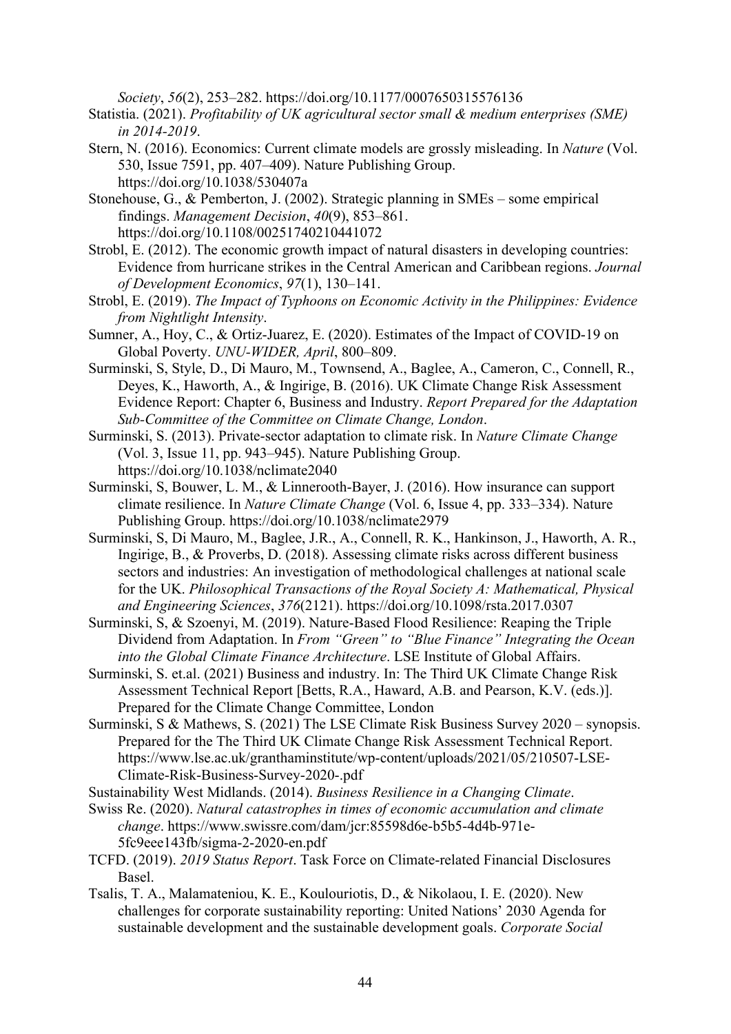*Society*, *56*(2), 253–282. https://doi.org/10.1177/0007650315576136

Statistia. (2021). *Profitability of UK agricultural sector small & medium enterprises (SME) in 2014-2019*.

Stern, N. (2016). Economics: Current climate models are grossly misleading. In *Nature* (Vol. 530, Issue 7591, pp. 407–409). Nature Publishing Group. https://doi.org/10.1038/530407a

Stonehouse, G., & Pemberton, J. (2002). Strategic planning in SMEs – some empirical findings. *Management Decision*, *40*(9), 853–861. https://doi.org/10.1108/00251740210441072

Strobl, E. (2012). The economic growth impact of natural disasters in developing countries: Evidence from hurricane strikes in the Central American and Caribbean regions. *Journal of Development Economics*, *97*(1), 130–141.

Strobl, E. (2019). *The Impact of Typhoons on Economic Activity in the Philippines: Evidence from Nightlight Intensity*.

Sumner, A., Hoy, C., & Ortiz-Juarez, E. (2020). Estimates of the Impact of COVID-19 on Global Poverty. *UNU-WIDER, April*, 800–809.

Surminski, S, Style, D., Di Mauro, M., Townsend, A., Baglee, A., Cameron, C., Connell, R., Deyes, K., Haworth, A., & Ingirige, B. (2016). UK Climate Change Risk Assessment Evidence Report: Chapter 6, Business and Industry. *Report Prepared for the Adaptation Sub-Committee of the Committee on Climate Change, London*.

Surminski, S. (2013). Private-sector adaptation to climate risk. In *Nature Climate Change* (Vol. 3, Issue 11, pp. 943–945). Nature Publishing Group. https://doi.org/10.1038/nclimate2040

Surminski, S, Bouwer, L. M., & Linnerooth-Bayer, J. (2016). How insurance can support climate resilience. In *Nature Climate Change* (Vol. 6, Issue 4, pp. 333–334). Nature Publishing Group. https://doi.org/10.1038/nclimate2979

Surminski, S, Di Mauro, M., Baglee, J.R., A., Connell, R. K., Hankinson, J., Haworth, A. R., Ingirige, B., & Proverbs, D. (2018). Assessing climate risks across different business sectors and industries: An investigation of methodological challenges at national scale for the UK. *Philosophical Transactions of the Royal Society A: Mathematical, Physical and Engineering Sciences*, *376*(2121). https://doi.org/10.1098/rsta.2017.0307

Surminski, S, & Szoenyi, M. (2019). Nature-Based Flood Resilience: Reaping the Triple Dividend from Adaptation. In *From "Green" to "Blue Finance" Integrating the Ocean into the Global Climate Finance Architecture*. LSE Institute of Global Affairs.

Surminski, S. et.al. (2021) Business and industry. In: The Third UK Climate Change Risk Assessment Technical Report [Betts, R.A., Haward, A.B. and Pearson, K.V. (eds.)]. Prepared for the Climate Change Committee, London

Surminski, S & Mathews, S. (2021) The LSE Climate Risk Business Survey 2020 – synopsis. Prepared for the The Third UK Climate Change Risk Assessment Technical Report. https://www.lse.ac.uk/granthaminstitute/wp-content/uploads/2021/05/210507-LSE-Climate-Risk-Business-Survey-2020-.pdf

Sustainability West Midlands. (2014). *Business Resilience in a Changing Climate*.

Swiss Re. (2020). *Natural catastrophes in times of economic accumulation and climate change*. https://www.swissre.com/dam/jcr:85598d6e-b5b5-4d4b-971e-5fc9eee143fb/sigma-2-2020-en.pdf

TCFD. (2019). *2019 Status Report*. Task Force on Climate-related Financial Disclosures Basel.

Tsalis, T. A., Malamateniou, K. E., Koulouriotis, D., & Nikolaou, I. E. (2020). New challenges for corporate sustainability reporting: United Nations' 2030 Agenda for sustainable development and the sustainable development goals. *Corporate Social*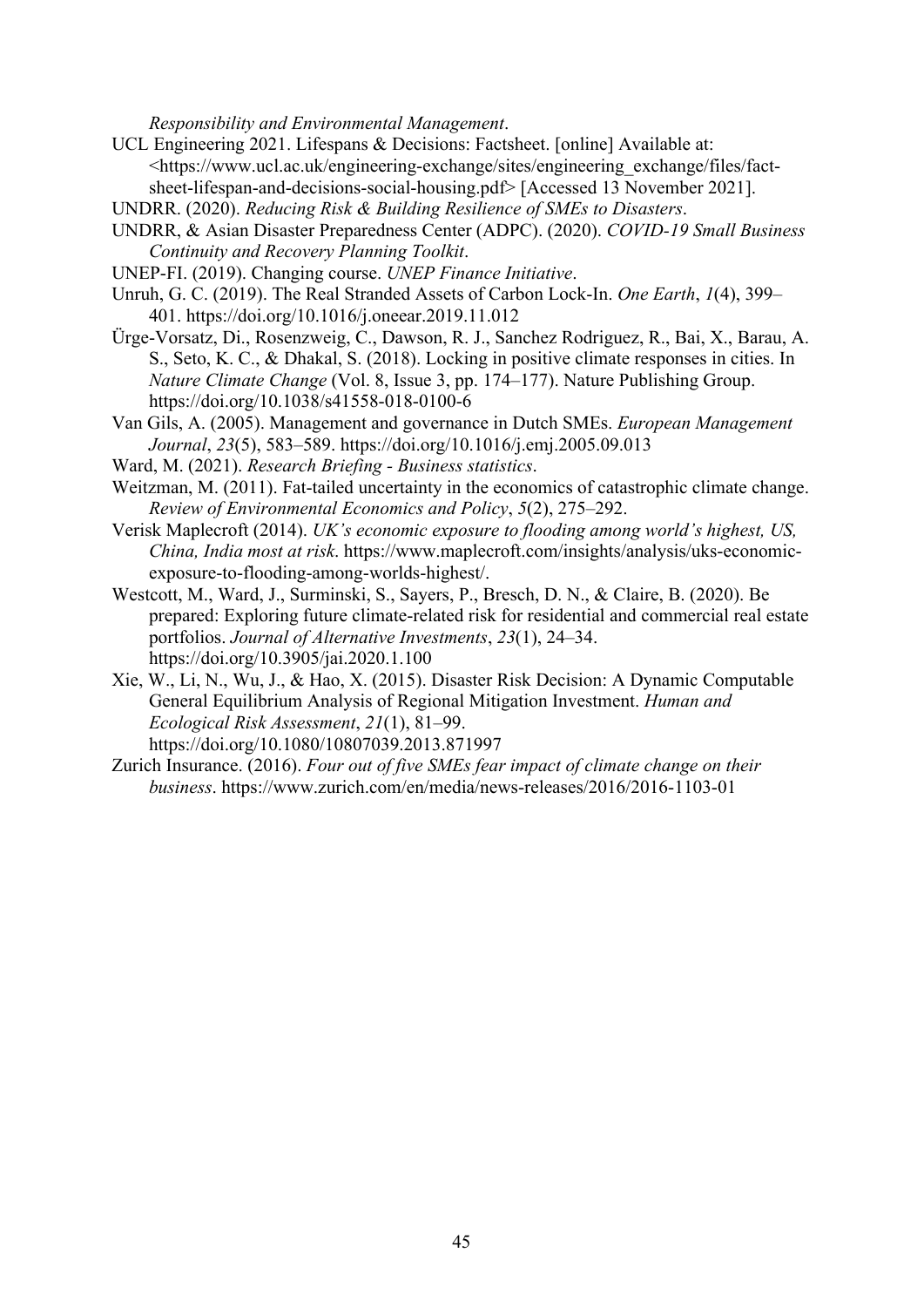*Responsibility and Environmental Management*.

UCL Engineering 2021. Lifespans & Decisions: Factsheet. [online] Available at: <https://www.ucl.ac.uk/engineering-exchange/sites/engineering_exchange/files/fact-sheet-lifespan-and-decisions-social-housing.pdf> [Accessed 13 November 2021].

UNDRR. (2020). *Reducing Risk & Building Resilience of SMEs to Disasters*.

UNDRR, & Asian Disaster Preparedness Center (ADPC). (2020). *COVID-19 Small Business Continuity and Recovery Planning Toolkit*.

UNEP-FI. (2019). Changing course. *UNEP Finance Initiative*.

Unruh, G. C. (2019). The Real Stranded Assets of Carbon Lock-In. *One Earth*, *1*(4), 399–401. https://doi.org/10.1016/j.oneear.2019.11.012

Ürge-Vorsatz, Di., Rosenzweig, C., Dawson, R. J., Sanchez Rodriguez, R., Bai, X., Barau, A. S., Seto, K. C., & Dhakal, S. (2018). Locking in positive climate responses in cities. In *Nature Climate Change* (Vol. 8, Issue 3, pp. 174–177). Nature Publishing Group. https://doi.org/10.1038/s41558-018-0100-6

Van Gils, A. (2005). Management and governance in Dutch SMEs. *European Management Journal*, *23*(5), 583–589. https://doi.org/10.1016/j.emj.2005.09.013

Ward, M. (2021). *Research Briefing - Business statistics*.

Weitzman, M. (2011). Fat-tailed uncertainty in the economics of catastrophic climate change. *Review of Environmental Economics and Policy*, *5*(2), 275–292.

Verisk Maplecroft (2014). *UK's economic exposure to flooding among world's highest, US, China, India most at risk*. https://www.maplecroft.com/insights/analysis/uks-economic-exposure-to-flooding-among-worlds-highest/.

Westcott, M., Ward, J., Surminski, S., Sayers, P., Bresch, D. N., & Claire, B. (2020). Be prepared: Exploring future climate-related risk for residential and commercial real estate portfolios. *Journal of Alternative Investments*, *23*(1), 24–34. https://doi.org/10.3905/jai.2020.1.100

Xie, W., Li, N., Wu, J., & Hao, X. (2015). Disaster Risk Decision: A Dynamic Computable General Equilibrium Analysis of Regional Mitigation Investment. *Human and Ecological Risk Assessment*, *21*(1), 81–99. https://doi.org/10.1080/10807039.2013.871997

Zurich Insurance. (2016). *Four out of five SMEs fear impact of climate change on their business*. https://www.zurich.com/en/media/news-releases/2016/2016-1103-01